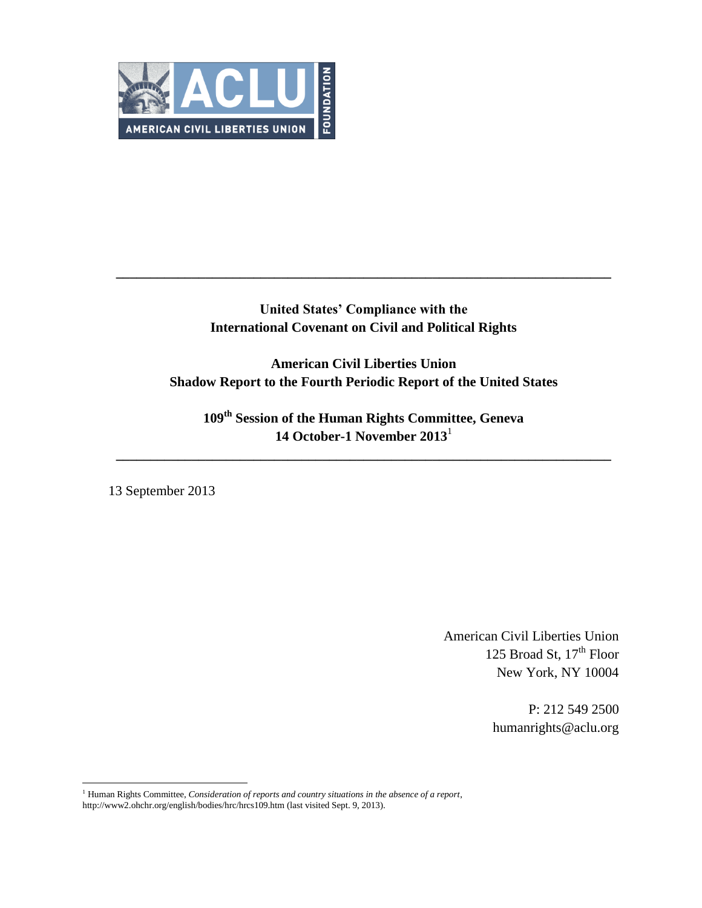# United States' Compliance with the International Covenant on Civil and Political Rights

## American Civil Liberties Union Shadow Report to the Fourth Periodic Report of the United States

### 109th Session of the Human Rights Committee, Geneva 14 October-1 November 2013[1]

13 September 2013

American Civil Liberties Union
125 Broad St, 17th Floor
New York, NY 10004

P: 212 549 2500
humanrights@aclu.org

---

[1] Human Rights Committee, *Consideration of reports and country situations in the absence of a report*, http://www2.ohchr.org/english/bodies/hrc/hrcs109.htm (last visited Sept. 9, 2013).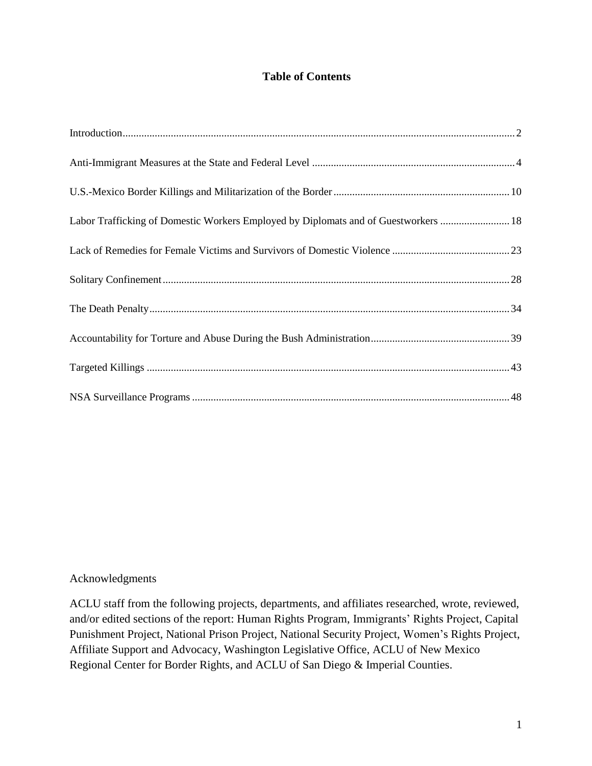# Table of Contents

Introduction .......... 2

Anti-Immigrant Measures at the State and Federal Level .......... 4

U.S.-Mexico Border Killings and Militarization of the Border .......... 10

Labor Trafficking of Domestic Workers Employed by Diplomats and of Guestworkers .......... 18

Lack of Remedies for Female Victims and Survivors of Domestic Violence .......... 23

Solitary Confinement .......... 28

The Death Penalty .......... 34

Accountability for Torture and Abuse During the Bush Administration .......... 39

Targeted Killings .......... 43

NSA Surveillance Programs .......... 48

Acknowledgments

ACLU staff from the following projects, departments, and affiliates researched, wrote, reviewed, and/or edited sections of the report: Human Rights Program, Immigrants' Rights Project, Capital Punishment Project, National Prison Project, National Security Project, Women's Rights Project, Affiliate Support and Advocacy, Washington Legislative Office, ACLU of New Mexico Regional Center for Border Rights, and ACLU of San Diego & Imperial Counties.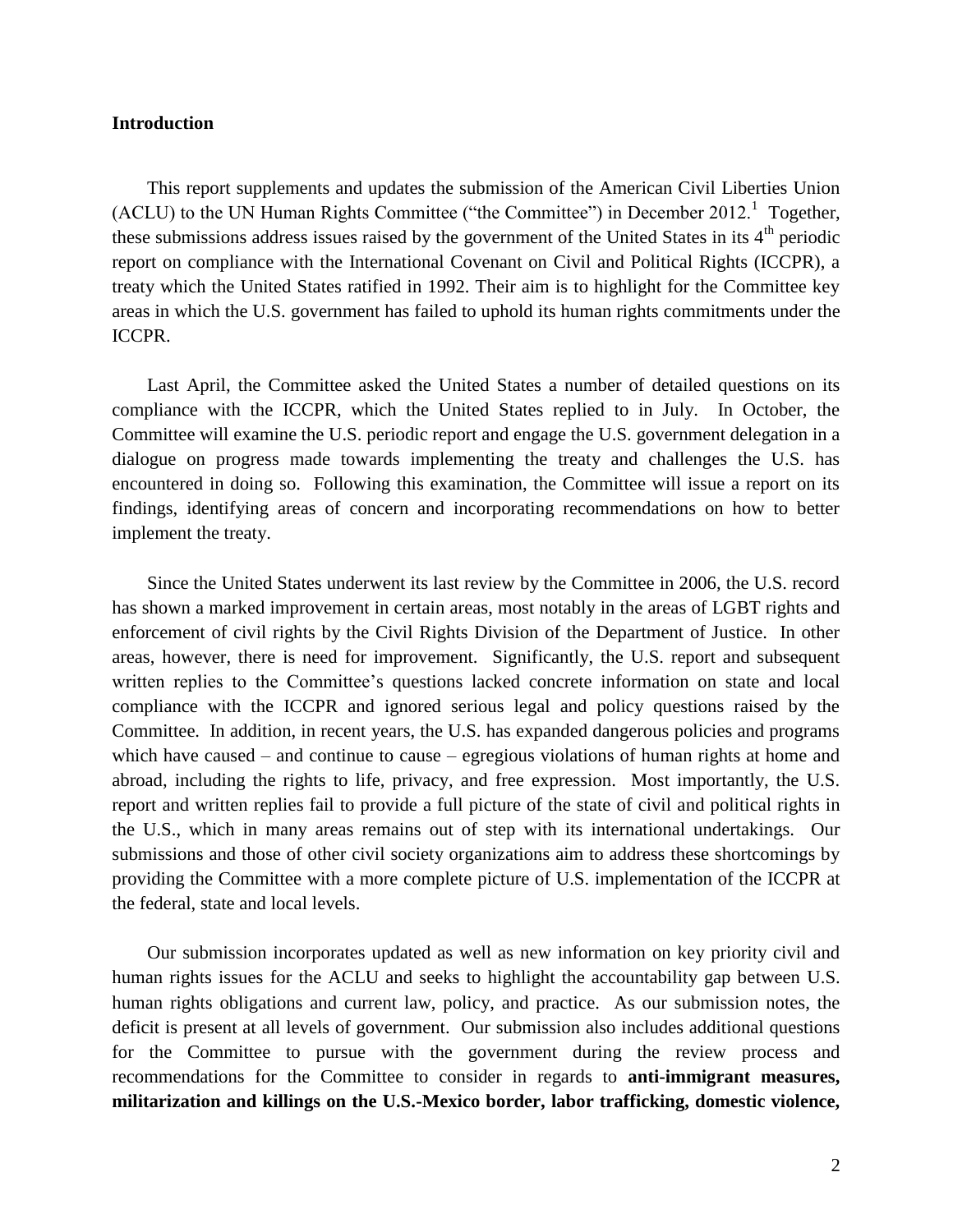## Introduction

This report supplements and updates the submission of the American Civil Liberties Union (ACLU) to the UN Human Rights Committee ("the Committee") in December 2012.[1] Together, these submissions address issues raised by the government of the United States in its 4th periodic report on compliance with the International Covenant on Civil and Political Rights (ICCPR), a treaty which the United States ratified in 1992. Their aim is to highlight for the Committee key areas in which the U.S. government has failed to uphold its human rights commitments under the ICCPR.

Last April, the Committee asked the United States a number of detailed questions on its compliance with the ICCPR, which the United States replied to in July. In October, the Committee will examine the U.S. periodic report and engage the U.S. government delegation in a dialogue on progress made towards implementing the treaty and challenges the U.S. has encountered in doing so. Following this examination, the Committee will issue a report on its findings, identifying areas of concern and incorporating recommendations on how to better implement the treaty.

Since the United States underwent its last review by the Committee in 2006, the U.S. record has shown a marked improvement in certain areas, most notably in the areas of LGBT rights and enforcement of civil rights by the Civil Rights Division of the Department of Justice. In other areas, however, there is need for improvement. Significantly, the U.S. report and subsequent written replies to the Committee's questions lacked concrete information on state and local compliance with the ICCPR and ignored serious legal and policy questions raised by the Committee. In addition, in recent years, the U.S. has expanded dangerous policies and programs which have caused – and continue to cause – egregious violations of human rights at home and abroad, including the rights to life, privacy, and free expression. Most importantly, the U.S. report and written replies fail to provide a full picture of the state of civil and political rights in the U.S., which in many areas remains out of step with its international undertakings. Our submissions and those of other civil society organizations aim to address these shortcomings by providing the Committee with a more complete picture of U.S. implementation of the ICCPR at the federal, state and local levels.

Our submission incorporates updated as well as new information on key priority civil and human rights issues for the ACLU and seeks to highlight the accountability gap between U.S. human rights obligations and current law, policy, and practice. As our submission notes, the deficit is present at all levels of government. Our submission also includes additional questions for the Committee to pursue with the government during the review process and recommendations for the Committee to consider in regards to **anti-immigrant measures, militarization and killings on the U.S.-Mexico border, labor trafficking, domestic violence,**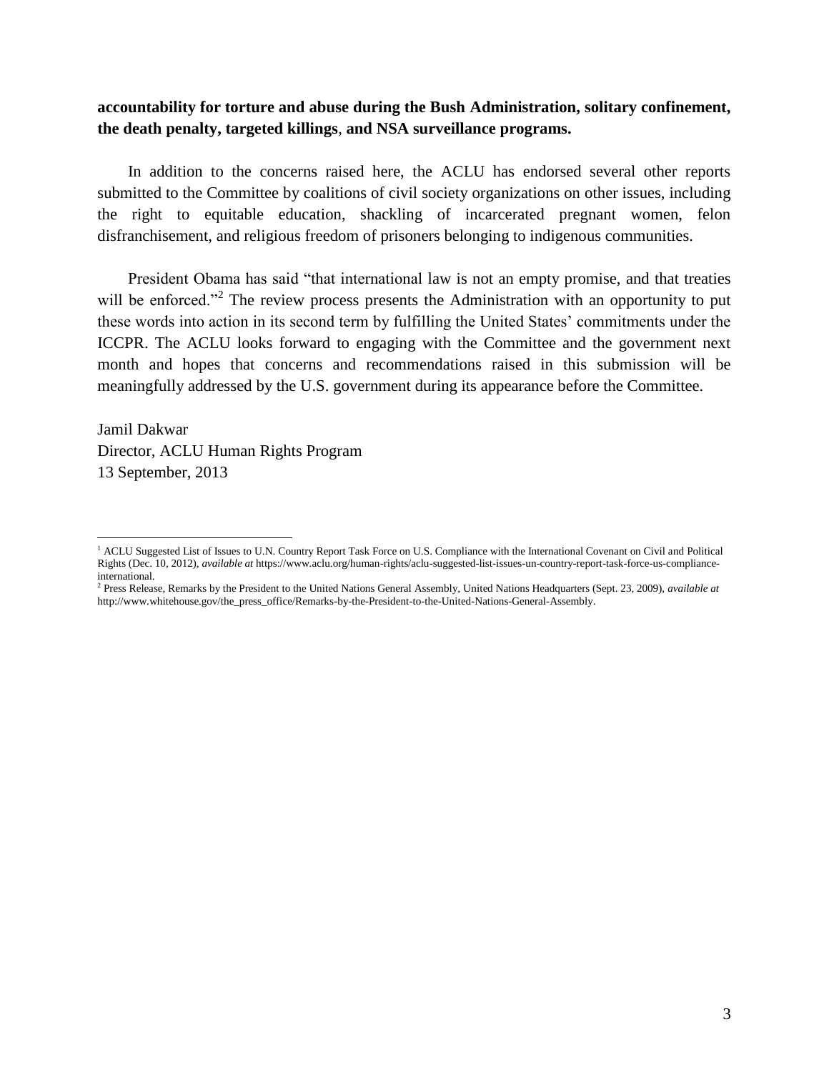**accountability for torture and abuse during the Bush Administration, solitary confinement, the death penalty, targeted killings, and NSA surveillance programs.**

In addition to the concerns raised here, the ACLU has endorsed several other reports submitted to the Committee by coalitions of civil society organizations on other issues, including the right to equitable education, shackling of incarcerated pregnant women, felon disfranchisement, and religious freedom of prisoners belonging to indigenous communities.

President Obama has said "that international law is not an empty promise, and that treaties will be enforced."[2] The review process presents the Administration with an opportunity to put these words into action in its second term by fulfilling the United States' commitments under the ICCPR. The ACLU looks forward to engaging with the Committee and the government next month and hopes that concerns and recommendations raised in this submission will be meaningfully addressed by the U.S. government during its appearance before the Committee.

Jamil Dakwar
Director, ACLU Human Rights Program
13 September, 2013

---

[1] ACLU Suggested List of Issues to U.N. Country Report Task Force on U.S. Compliance with the International Covenant on Civil and Political Rights (Dec. 10, 2012), *available at* https://www.aclu.org/human-rights/aclu-suggested-list-issues-un-country-report-task-force-us-compliance-international.

[2] Press Release, Remarks by the President to the United Nations General Assembly, United Nations Headquarters (Sept. 23, 2009), *available at* http://www.whitehouse.gov/the_press_office/Remarks-by-the-President-to-the-United-Nations-General-Assembly.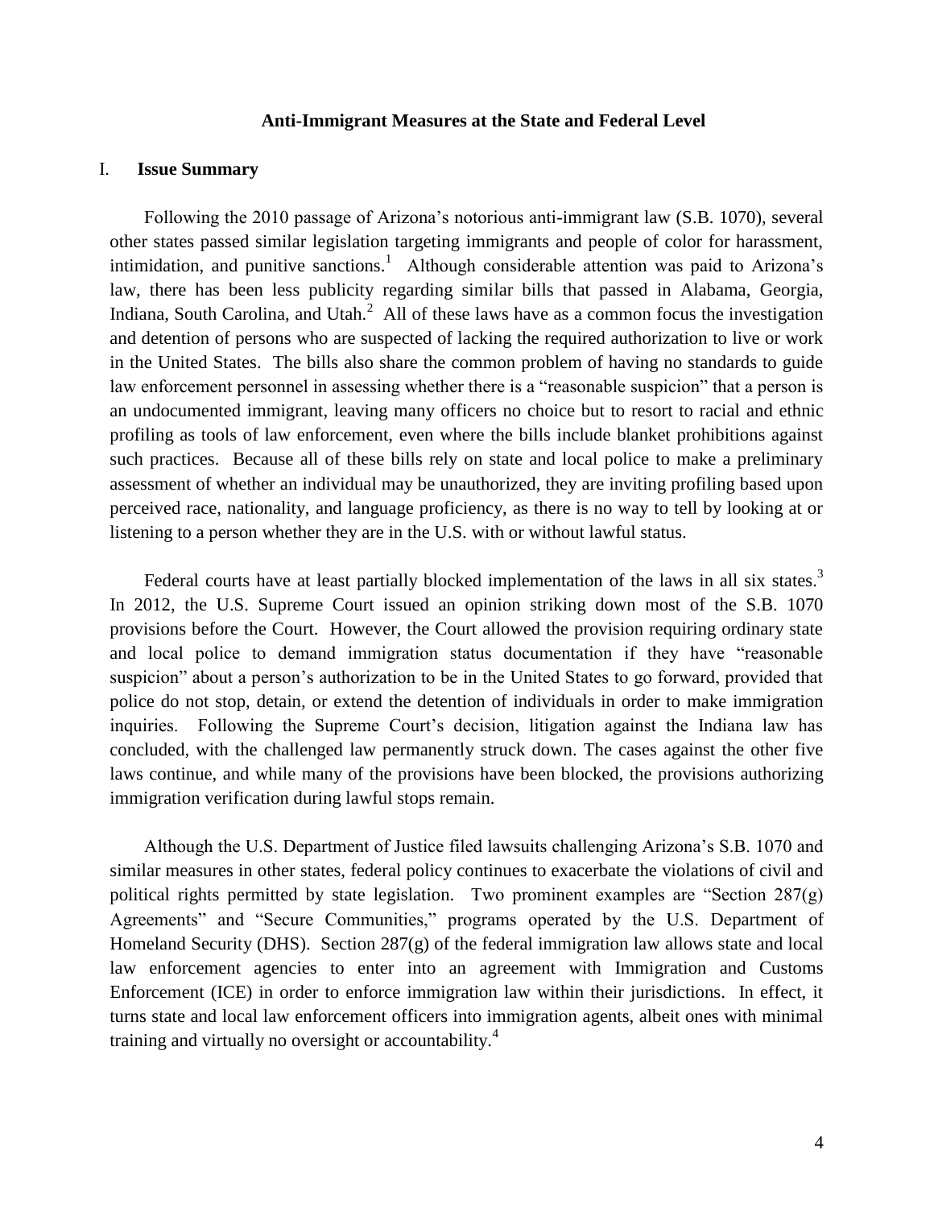## Anti-Immigrant Measures at the State and Federal Level

### I. Issue Summary

Following the 2010 passage of Arizona's notorious anti-immigrant law (S.B. 1070), several other states passed similar legislation targeting immigrants and people of color for harassment, intimidation, and punitive sanctions.[1] Although considerable attention was paid to Arizona's law, there has been less publicity regarding similar bills that passed in Alabama, Georgia, Indiana, South Carolina, and Utah.[2] All of these laws have as a common focus the investigation and detention of persons who are suspected of lacking the required authorization to live or work in the United States. The bills also share the common problem of having no standards to guide law enforcement personnel in assessing whether there is a "reasonable suspicion" that a person is an undocumented immigrant, leaving many officers no choice but to resort to racial and ethnic profiling as tools of law enforcement, even where the bills include blanket prohibitions against such practices. Because all of these bills rely on state and local police to make a preliminary assessment of whether an individual may be unauthorized, they are inviting profiling based upon perceived race, nationality, and language proficiency, as there is no way to tell by looking at or listening to a person whether they are in the U.S. with or without lawful status.

Federal courts have at least partially blocked implementation of the laws in all six states.[3] In 2012, the U.S. Supreme Court issued an opinion striking down most of the S.B. 1070 provisions before the Court. However, the Court allowed the provision requiring ordinary state and local police to demand immigration status documentation if they have "reasonable suspicion" about a person's authorization to be in the United States to go forward, provided that police do not stop, detain, or extend the detention of individuals in order to make immigration inquiries. Following the Supreme Court's decision, litigation against the Indiana law has concluded, with the challenged law permanently struck down. The cases against the other five laws continue, and while many of the provisions have been blocked, the provisions authorizing immigration verification during lawful stops remain.

Although the U.S. Department of Justice filed lawsuits challenging Arizona's S.B. 1070 and similar measures in other states, federal policy continues to exacerbate the violations of civil and political rights permitted by state legislation. Two prominent examples are "Section 287(g) Agreements" and "Secure Communities," programs operated by the U.S. Department of Homeland Security (DHS). Section 287(g) of the federal immigration law allows state and local law enforcement agencies to enter into an agreement with Immigration and Customs Enforcement (ICE) in order to enforce immigration law within their jurisdictions. In effect, it turns state and local law enforcement officers into immigration agents, albeit ones with minimal training and virtually no oversight or accountability.[4]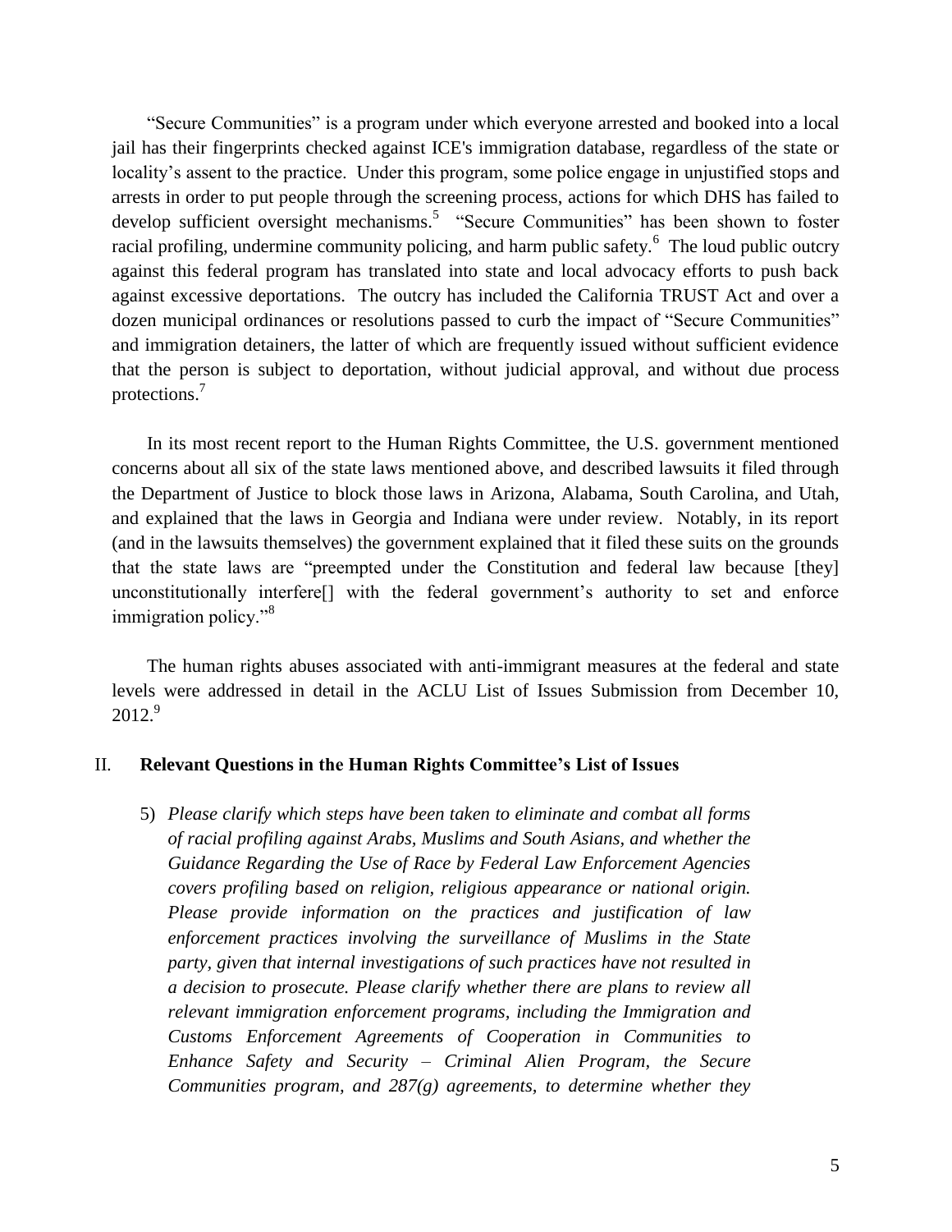"Secure Communities" is a program under which everyone arrested and booked into a local jail has their fingerprints checked against ICE's immigration database, regardless of the state or locality's assent to the practice. Under this program, some police engage in unjustified stops and arrests in order to put people through the screening process, actions for which DHS has failed to develop sufficient oversight mechanisms.[5] "Secure Communities" has been shown to foster racial profiling, undermine community policing, and harm public safety.[6] The loud public outcry against this federal program has translated into state and local advocacy efforts to push back against excessive deportations. The outcry has included the California TRUST Act and over a dozen municipal ordinances or resolutions passed to curb the impact of "Secure Communities" and immigration detainers, the latter of which are frequently issued without sufficient evidence that the person is subject to deportation, without judicial approval, and without due process protections.[7]

In its most recent report to the Human Rights Committee, the U.S. government mentioned concerns about all six of the state laws mentioned above, and described lawsuits it filed through the Department of Justice to block those laws in Arizona, Alabama, South Carolina, and Utah, and explained that the laws in Georgia and Indiana were under review. Notably, in its report (and in the lawsuits themselves) the government explained that it filed these suits on the grounds that the state laws are "preempted under the Constitution and federal law because [they] unconstitutionally interfere[] with the federal government's authority to set and enforce immigration policy."[8]

The human rights abuses associated with anti-immigrant measures at the federal and state levels were addressed in detail in the ACLU List of Issues Submission from December 10, 2012.[9]

## II. Relevant Questions in the Human Rights Committee's List of Issues

5) *Please clarify which steps have been taken to eliminate and combat all forms of racial profiling against Arabs, Muslims and South Asians, and whether the Guidance Regarding the Use of Race by Federal Law Enforcement Agencies covers profiling based on religion, religious appearance or national origin. Please provide information on the practices and justification of law enforcement practices involving the surveillance of Muslims in the State party, given that internal investigations of such practices have not resulted in a decision to prosecute. Please clarify whether there are plans to review all relevant immigration enforcement programs, including the Immigration and Customs Enforcement Agreements of Cooperation in Communities to Enhance Safety and Security – Criminal Alien Program, the Secure Communities program, and 287(g) agreements, to determine whether they*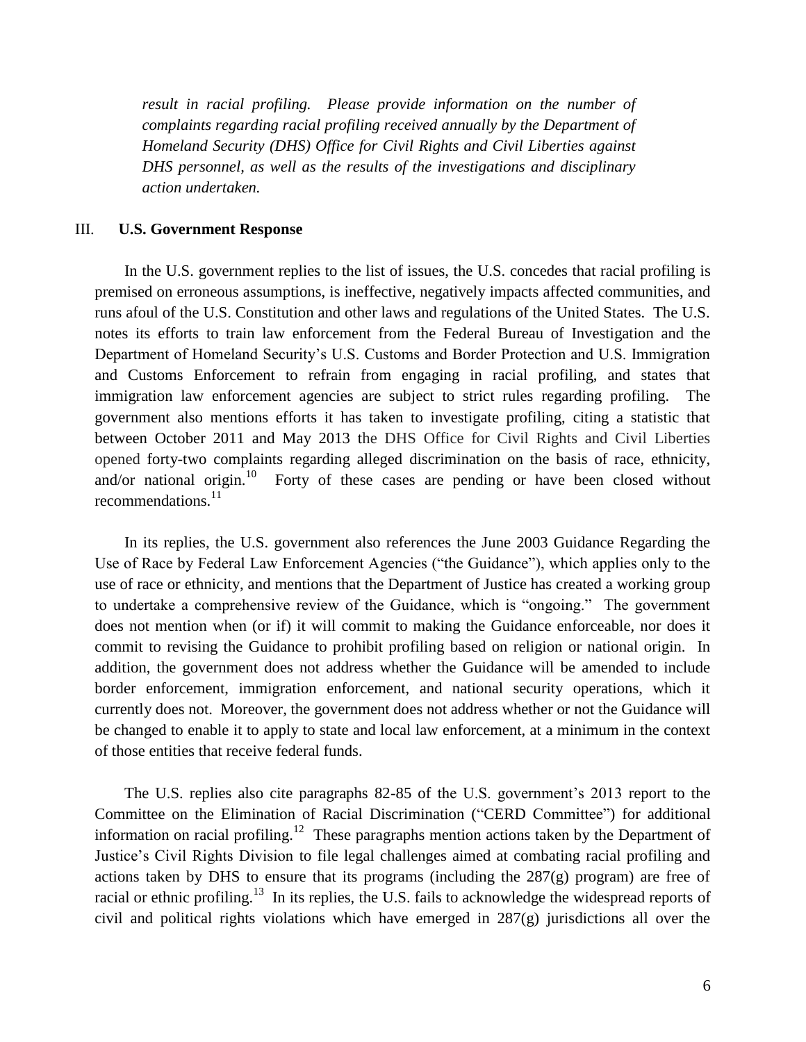*result in racial profiling. Please provide information on the number of complaints regarding racial profiling received annually by the Department of Homeland Security (DHS) Office for Civil Rights and Civil Liberties against DHS personnel, as well as the results of the investigations and disciplinary action undertaken.*

## III. **U.S. Government Response**

In the U.S. government replies to the list of issues, the U.S. concedes that racial profiling is premised on erroneous assumptions, is ineffective, negatively impacts affected communities, and runs afoul of the U.S. Constitution and other laws and regulations of the United States. The U.S. notes its efforts to train law enforcement from the Federal Bureau of Investigation and the Department of Homeland Security's U.S. Customs and Border Protection and U.S. Immigration and Customs Enforcement to refrain from engaging in racial profiling, and states that immigration law enforcement agencies are subject to strict rules regarding profiling. The government also mentions efforts it has taken to investigate profiling, citing a statistic that between October 2011 and May 2013 the DHS Office for Civil Rights and Civil Liberties opened forty-two complaints regarding alleged discrimination on the basis of race, ethnicity, and/or national origin.[10] Forty of these cases are pending or have been closed without recommendations.[11]

In its replies, the U.S. government also references the June 2003 Guidance Regarding the Use of Race by Federal Law Enforcement Agencies ("the Guidance"), which applies only to the use of race or ethnicity, and mentions that the Department of Justice has created a working group to undertake a comprehensive review of the Guidance, which is "ongoing." The government does not mention when (or if) it will commit to making the Guidance enforceable, nor does it commit to revising the Guidance to prohibit profiling based on religion or national origin. In addition, the government does not address whether the Guidance will be amended to include border enforcement, immigration enforcement, and national security operations, which it currently does not. Moreover, the government does not address whether or not the Guidance will be changed to enable it to apply to state and local law enforcement, at a minimum in the context of those entities that receive federal funds.

The U.S. replies also cite paragraphs 82-85 of the U.S. government's 2013 report to the Committee on the Elimination of Racial Discrimination ("CERD Committee") for additional information on racial profiling.[12] These paragraphs mention actions taken by the Department of Justice's Civil Rights Division to file legal challenges aimed at combating racial profiling and actions taken by DHS to ensure that its programs (including the 287(g) program) are free of racial or ethnic profiling.[13] In its replies, the U.S. fails to acknowledge the widespread reports of civil and political rights violations which have emerged in 287(g) jurisdictions all over the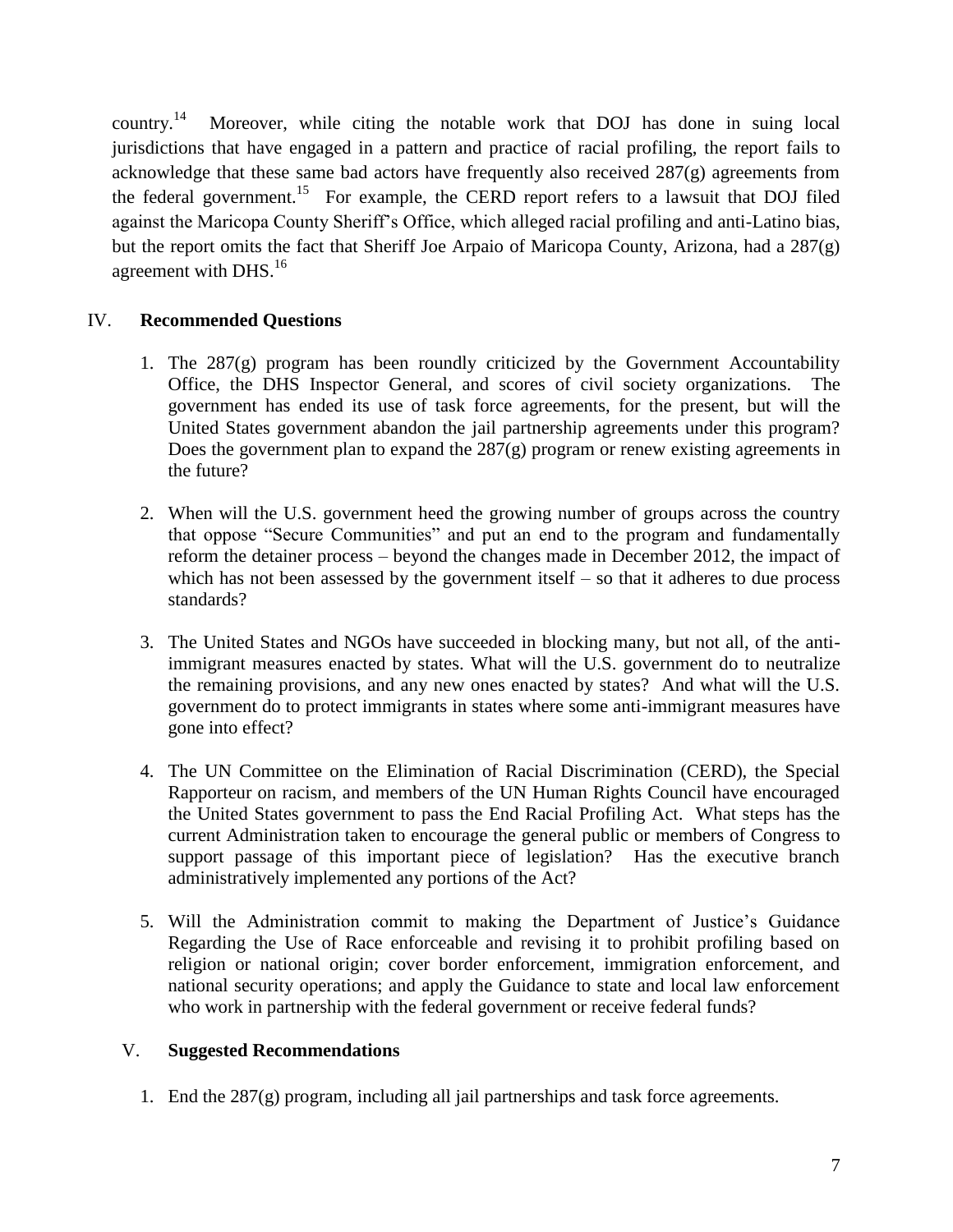country.[14] Moreover, while citing the notable work that DOJ has done in suing local jurisdictions that have engaged in a pattern and practice of racial profiling, the report fails to acknowledge that these same bad actors have frequently also received 287(g) agreements from the federal government.[15] For example, the CERD report refers to a lawsuit that DOJ filed against the Maricopa County Sheriff's Office, which alleged racial profiling and anti-Latino bias, but the report omits the fact that Sheriff Joe Arpaio of Maricopa County, Arizona, had a 287(g) agreement with DHS.[16]

## IV. **Recommended Questions**

1. The 287(g) program has been roundly criticized by the Government Accountability Office, the DHS Inspector General, and scores of civil society organizations. The government has ended its use of task force agreements, for the present, but will the United States government abandon the jail partnership agreements under this program? Does the government plan to expand the 287(g) program or renew existing agreements in the future?

2. When will the U.S. government heed the growing number of groups across the country that oppose "Secure Communities" and put an end to the program and fundamentally reform the detainer process – beyond the changes made in December 2012, the impact of which has not been assessed by the government itself – so that it adheres to due process standards?

3. The United States and NGOs have succeeded in blocking many, but not all, of the anti-immigrant measures enacted by states. What will the U.S. government do to neutralize the remaining provisions, and any new ones enacted by states? And what will the U.S. government do to protect immigrants in states where some anti-immigrant measures have gone into effect?

4. The UN Committee on the Elimination of Racial Discrimination (CERD), the Special Rapporteur on racism, and members of the UN Human Rights Council have encouraged the United States government to pass the End Racial Profiling Act. What steps has the current Administration taken to encourage the general public or members of Congress to support passage of this important piece of legislation? Has the executive branch administratively implemented any portions of the Act?

5. Will the Administration commit to making the Department of Justice's Guidance Regarding the Use of Race enforceable and revising it to prohibit profiling based on religion or national origin; cover border enforcement, immigration enforcement, and national security operations; and apply the Guidance to state and local law enforcement who work in partnership with the federal government or receive federal funds?

## V. **Suggested Recommendations**

1. End the 287(g) program, including all jail partnerships and task force agreements.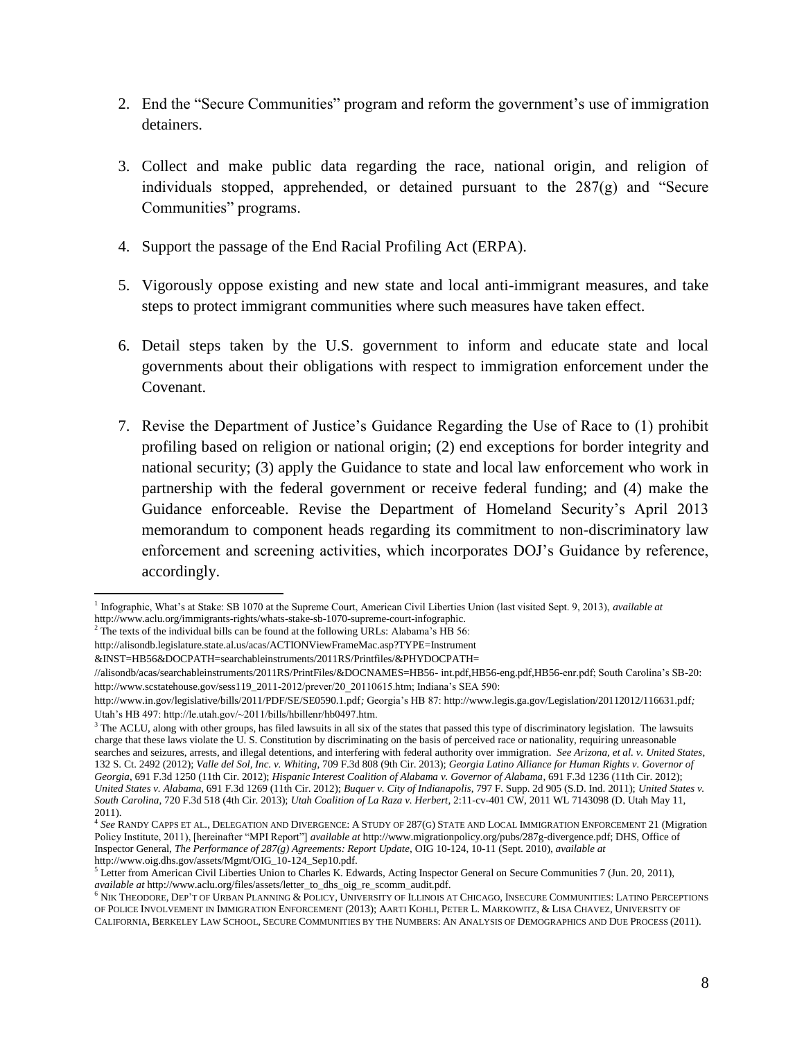2. End the "Secure Communities" program and reform the government's use of immigration detainers.

3. Collect and make public data regarding the race, national origin, and religion of individuals stopped, apprehended, or detained pursuant to the 287(g) and "Secure Communities" programs.

4. Support the passage of the End Racial Profiling Act (ERPA).

5. Vigorously oppose existing and new state and local anti-immigrant measures, and take steps to protect immigrant communities where such measures have taken effect.

6. Detail steps taken by the U.S. government to inform and educate state and local governments about their obligations with respect to immigration enforcement under the Covenant.

7. Revise the Department of Justice's Guidance Regarding the Use of Race to (1) prohibit profiling based on religion or national origin; (2) end exceptions for border integrity and national security; (3) apply the Guidance to state and local law enforcement who work in partnership with the federal government or receive federal funding; and (4) make the Guidance enforceable. Revise the Department of Homeland Security's April 2013 memorandum to component heads regarding its commitment to non-discriminatory law enforcement and screening activities, which incorporates DOJ's Guidance by reference, accordingly.

---

[1] Infographic, What's at Stake: SB 1070 at the Supreme Court, American Civil Liberties Union (last visited Sept. 9, 2013), *available at* http://www.aclu.org/immigrants-rights/whats-stake-sb-1070-supreme-court-infographic.

[2] The texts of the individual bills can be found at the following URLs: Alabama's HB 56: http://alisondb.legislature.state.al.us/acas/ACTIONViewFrameMac.asp?TYPE=Instrument &INST=HB56&DOCPATH=searchableinstruments/2011RS/Printfiles/&PHYDOCPATH= //alisondb/acas/searchableinstruments/2011RS/PrintFiles/&DOCNAMES=HB56- int.pdf,HB56-eng.pdf,HB56-enr.pdf; South Carolina's SB-20: http://www.scstatehouse.gov/sess119_2011-2012/prever/20_20110615.htm; Indiana's SEA 590: http://www.in.gov/legislative/bills/2011/PDF/SE/SE0590.1.pdf*;* Georgia's HB 87: http://www.legis.ga.gov/Legislation/20112012/116631.pdf*;* Utah's HB 497: http://le.utah.gov/~2011/bills/hbillenr/hb0497.htm.

[3] The ACLU, along with other groups, has filed lawsuits in all six of the states that passed this type of discriminatory legislation. The lawsuits charge that these laws violate the U. S. Constitution by discriminating on the basis of perceived race or nationality, requiring unreasonable searches and seizures, arrests, and illegal detentions, and interfering with federal authority over immigration. *See Arizona, et al. v. United States*, 132 S. Ct. 2492 (2012); *Valle del Sol, Inc. v. Whiting*, 709 F.3d 808 (9th Cir. 2013); *Georgia Latino Alliance for Human Rights v. Governor of Georgia*, 691 F.3d 1250 (11th Cir. 2012); *Hispanic Interest Coalition of Alabama v. Governor of Alabama*, 691 F.3d 1236 (11th Cir. 2012); *United States v. Alabama*, 691 F.3d 1269 (11th Cir. 2012); *Buquer v. City of Indianapolis*, 797 F. Supp. 2d 905 (S.D. Ind. 2011); *United States v. South Carolina*, 720 F.3d 518 (4th Cir. 2013); *Utah Coalition of La Raza v. Herbert*, 2:11-cv-401 CW, 2011 WL 7143098 (D. Utah May 11, 2011).

[4] *See* RANDY CAPPS ET AL., DELEGATION AND DIVERGENCE: A STUDY OF 287(G) STATE AND LOCAL IMMIGRATION ENFORCEMENT 21 (Migration Policy Institute, 2011), [hereinafter "MPI Report"] *available at* http://www.migrationpolicy.org/pubs/287g-divergence.pdf; DHS, Office of Inspector General, *The Performance of 287(g) Agreements: Report Update*, OIG 10-124, 10-11 (Sept. 2010), *available at* http://www.oig.dhs.gov/assets/Mgmt/OIG_10-124_Sep10.pdf.

[5] Letter from American Civil Liberties Union to Charles K. Edwards, Acting Inspector General on Secure Communities 7 (Jun. 20, 2011), *available at* http://www.aclu.org/files/assets/letter_to_dhs_oig_re_scomm_audit.pdf.

[6] NIK THEODORE, DEP'T OF URBAN PLANNING & POLICY, UNIVERSITY OF ILLINOIS AT CHICAGO, INSECURE COMMUNITIES: LATINO PERCEPTIONS OF POLICE INVOLVEMENT IN IMMIGRATION ENFORCEMENT (2013); AARTI KOHLI, PETER L. MARKOWITZ, & LISA CHAVEZ, UNIVERSITY OF CALIFORNIA, BERKELEY LAW SCHOOL, SECURE COMMUNITIES BY THE NUMBERS: AN ANALYSIS OF DEMOGRAPHICS AND DUE PROCESS (2011).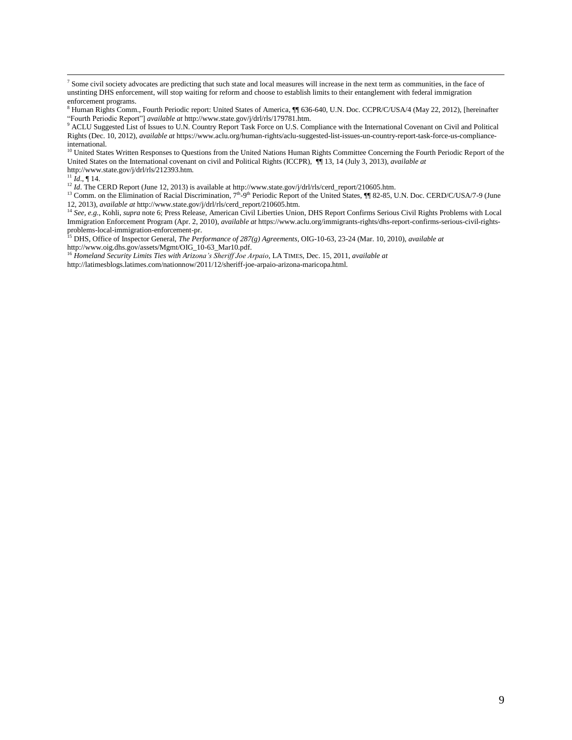[7] Some civil society advocates are predicting that such state and local measures will increase in the next term as communities, in the face of unstinting DHS enforcement, will stop waiting for reform and choose to establish limits to their entanglement with federal immigration enforcement programs.

[8] Human Rights Comm., Fourth Periodic report: United States of America, ¶¶ 636-640, U.N. Doc. CCPR/C/USA/4 (May 22, 2012), [hereinafter "Fourth Periodic Report"] *available at* http://www.state.gov/j/drl/rls/179781.htm.

[9] ACLU Suggested List of Issues to U.N. Country Report Task Force on U.S. Compliance with the International Covenant on Civil and Political Rights (Dec. 10, 2012), *available at* https://www.aclu.org/human-rights/aclu-suggested-list-issues-un-country-report-task-force-us-compliance-international.

[10] United States Written Responses to Questions from the United Nations Human Rights Committee Concerning the Fourth Periodic Report of the United States on the International covenant on civil and Political Rights (ICCPR), ¶¶ 13, 14 (July 3, 2013), *available at* http://www.state.gov/j/drl/rls/212393.htm.

[11] *Id*., ¶ 14.

[12] *Id*. The CERD Report (June 12, 2013) is available at http://www.state.gov/j/drl/rls/cerd_report/210605.htm.

[13] Comm. on the Elimination of Racial Discrimination, 7th-9th Periodic Report of the United States, ¶¶ 82-85, U.N. Doc. CERD/C/USA/7-9 (June 12, 2013), *available at* http://www.state.gov/j/drl/rls/cerd_report/210605.htm.

[14] *See, e.g.*, Kohli, *supra* note 6; Press Release, American Civil Liberties Union, DHS Report Confirms Serious Civil Rights Problems with Local Immigration Enforcement Program (Apr. 2, 2010), *available at* https://www.aclu.org/immigrants-rights/dhs-report-confirms-serious-civil-rights-problems-local-immigration-enforcement-pr.

[15] DHS, Office of Inspector General, *The Performance of 287(g) Agreements*, OIG-10-63, 23-24 (Mar. 10, 2010), *available at* http://www.oig.dhs.gov/assets/Mgmt/OIG_10-63_Mar10.pdf.

[16] *Homeland Security Limits Ties with Arizona's Sheriff Joe Arpaio*, LA TIMES, Dec. 15, 2011, *available at* http://latimesblogs.latimes.com/nationnow/2011/12/sheriff-joe-arpaio-arizona-maricopa.html.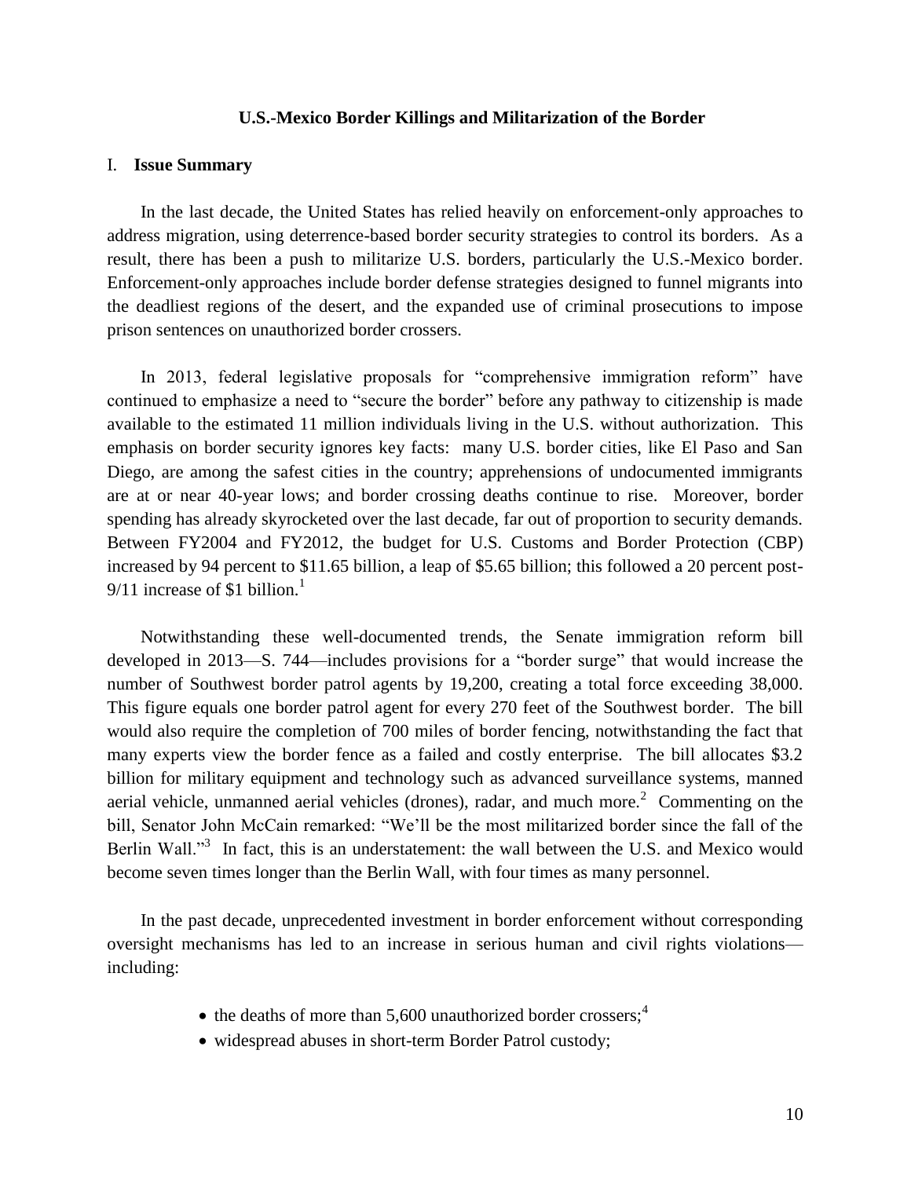**U.S.-Mexico Border Killings and Militarization of the Border**

## I. Issue Summary

In the last decade, the United States has relied heavily on enforcement-only approaches to address migration, using deterrence-based border security strategies to control its borders. As a result, there has been a push to militarize U.S. borders, particularly the U.S.-Mexico border. Enforcement-only approaches include border defense strategies designed to funnel migrants into the deadliest regions of the desert, and the expanded use of criminal prosecutions to impose prison sentences on unauthorized border crossers.

In 2013, federal legislative proposals for "comprehensive immigration reform" have continued to emphasize a need to "secure the border" before any pathway to citizenship is made available to the estimated 11 million individuals living in the U.S. without authorization. This emphasis on border security ignores key facts: many U.S. border cities, like El Paso and San Diego, are among the safest cities in the country; apprehensions of undocumented immigrants are at or near 40-year lows; and border crossing deaths continue to rise. Moreover, border spending has already skyrocketed over the last decade, far out of proportion to security demands. Between FY2004 and FY2012, the budget for U.S. Customs and Border Protection (CBP) increased by 94 percent to $11.65 billion, a leap of $5.65 billion; this followed a 20 percent post-9/11 increase of $1 billion.[1]

Notwithstanding these well-documented trends, the Senate immigration reform bill developed in 2013—S. 744—includes provisions for a "border surge" that would increase the number of Southwest border patrol agents by 19,200, creating a total force exceeding 38,000. This figure equals one border patrol agent for every 270 feet of the Southwest border. The bill would also require the completion of 700 miles of border fencing, notwithstanding the fact that many experts view the border fence as a failed and costly enterprise. The bill allocates $3.2 billion for military equipment and technology such as advanced surveillance systems, manned aerial vehicle, unmanned aerial vehicles (drones), radar, and much more.[2] Commenting on the bill, Senator John McCain remarked: "We'll be the most militarized border since the fall of the Berlin Wall."[3] In fact, this is an understatement: the wall between the U.S. and Mexico would become seven times longer than the Berlin Wall, with four times as many personnel.

In the past decade, unprecedented investment in border enforcement without corresponding oversight mechanisms has led to an increase in serious human and civil rights violations—including:

- the deaths of more than 5,600 unauthorized border crossers;[4]
- widespread abuses in short-term Border Patrol custody;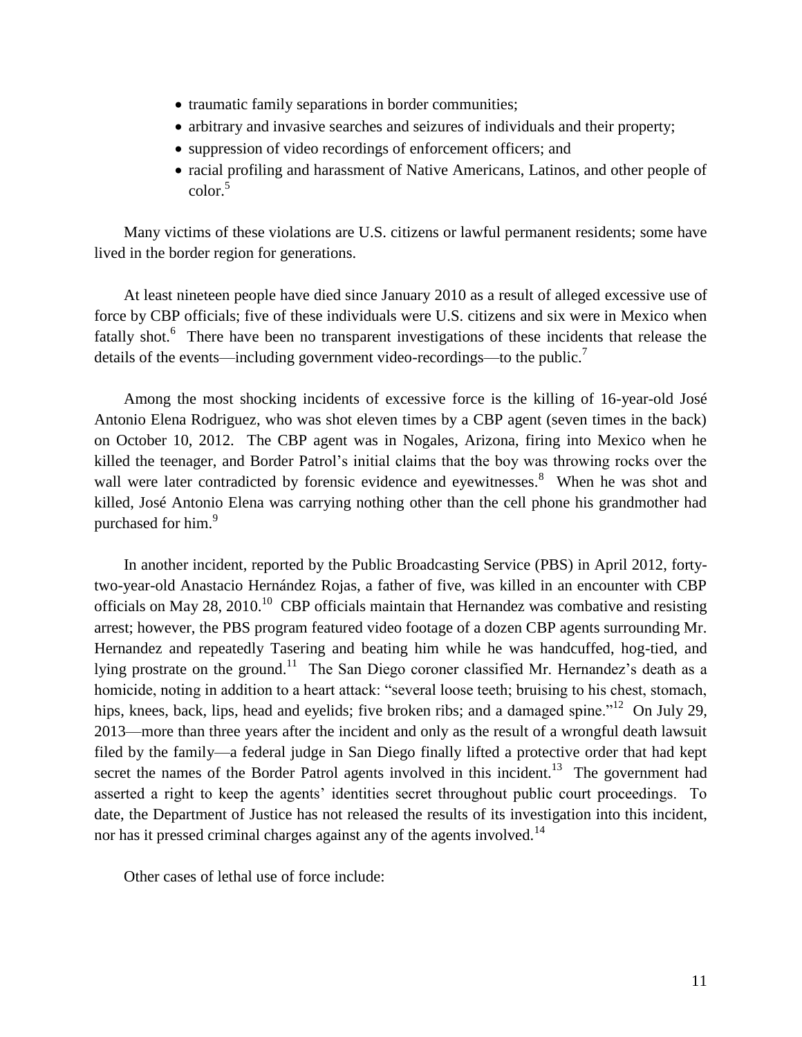- traumatic family separations in border communities;
- arbitrary and invasive searches and seizures of individuals and their property;
- suppression of video recordings of enforcement officers; and
- racial profiling and harassment of Native Americans, Latinos, and other people of color.[5]

Many victims of these violations are U.S. citizens or lawful permanent residents; some have lived in the border region for generations.

At least nineteen people have died since January 2010 as a result of alleged excessive use of force by CBP officials; five of these individuals were U.S. citizens and six were in Mexico when fatally shot.[6] There have been no transparent investigations of these incidents that release the details of the events—including government video-recordings—to the public.[7]

Among the most shocking incidents of excessive force is the killing of 16-year-old José Antonio Elena Rodriguez, who was shot eleven times by a CBP agent (seven times in the back) on October 10, 2012. The CBP agent was in Nogales, Arizona, firing into Mexico when he killed the teenager, and Border Patrol's initial claims that the boy was throwing rocks over the wall were later contradicted by forensic evidence and eyewitnesses.[8] When he was shot and killed, José Antonio Elena was carrying nothing other than the cell phone his grandmother had purchased for him.[9]

In another incident, reported by the Public Broadcasting Service (PBS) in April 2012, forty-two-year-old Anastacio Hernández Rojas, a father of five, was killed in an encounter with CBP officials on May 28, 2010.[10] CBP officials maintain that Hernandez was combative and resisting arrest; however, the PBS program featured video footage of a dozen CBP agents surrounding Mr. Hernandez and repeatedly Tasering and beating him while he was handcuffed, hog-tied, and lying prostrate on the ground.[11] The San Diego coroner classified Mr. Hernandez's death as a homicide, noting in addition to a heart attack: "several loose teeth; bruising to his chest, stomach, hips, knees, back, lips, head and eyelids; five broken ribs; and a damaged spine."[12] On July 29, 2013—more than three years after the incident and only as the result of a wrongful death lawsuit filed by the family—a federal judge in San Diego finally lifted a protective order that had kept secret the names of the Border Patrol agents involved in this incident.[13] The government had asserted a right to keep the agents' identities secret throughout public court proceedings. To date, the Department of Justice has not released the results of its investigation into this incident, nor has it pressed criminal charges against any of the agents involved.[14]

Other cases of lethal use of force include: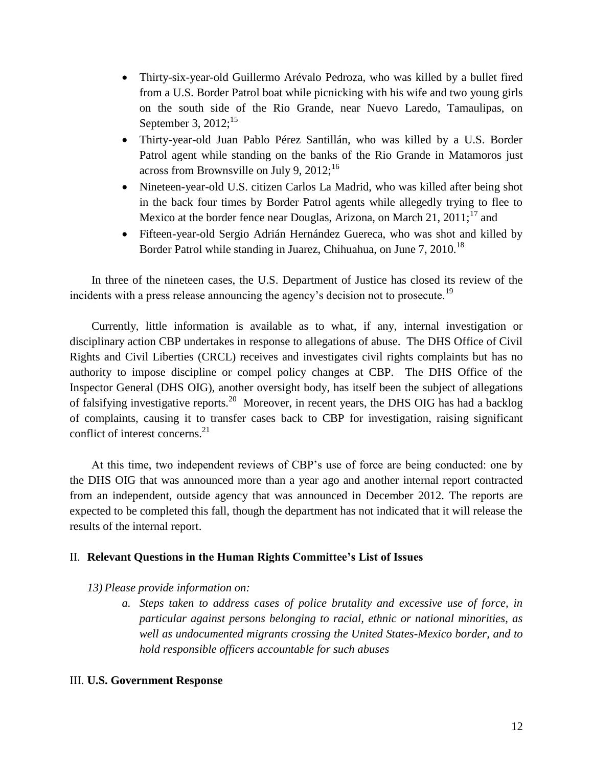- Thirty-six-year-old Guillermo Arévalo Pedroza, who was killed by a bullet fired from a U.S. Border Patrol boat while picnicking with his wife and two young girls on the south side of the Rio Grande, near Nuevo Laredo, Tamaulipas, on September 3, 2012;[15]
- Thirty-year-old Juan Pablo Pérez Santillán, who was killed by a U.S. Border Patrol agent while standing on the banks of the Rio Grande in Matamoros just across from Brownsville on July 9, 2012;[16]
- Nineteen-year-old U.S. citizen Carlos La Madrid, who was killed after being shot in the back four times by Border Patrol agents while allegedly trying to flee to Mexico at the border fence near Douglas, Arizona, on March 21, 2011;[17] and
- Fifteen-year-old Sergio Adrián Hernández Guereca, who was shot and killed by Border Patrol while standing in Juarez, Chihuahua, on June 7, 2010.[18]

In three of the nineteen cases, the U.S. Department of Justice has closed its review of the incidents with a press release announcing the agency's decision not to prosecute.[19]

Currently, little information is available as to what, if any, internal investigation or disciplinary action CBP undertakes in response to allegations of abuse. The DHS Office of Civil Rights and Civil Liberties (CRCL) receives and investigates civil rights complaints but has no authority to impose discipline or compel policy changes at CBP. The DHS Office of the Inspector General (DHS OIG), another oversight body, has itself been the subject of allegations of falsifying investigative reports.[20] Moreover, in recent years, the DHS OIG has had a backlog of complaints, causing it to transfer cases back to CBP for investigation, raising significant conflict of interest concerns.[21]

At this time, two independent reviews of CBP's use of force are being conducted: one by the DHS OIG that was announced more than a year ago and another internal report contracted from an independent, outside agency that was announced in December 2012. The reports are expected to be completed this fall, though the department has not indicated that it will release the results of the internal report.

## II. **Relevant Questions in the Human Rights Committee's List of Issues**

*13) Please provide information on:*

*a. Steps taken to address cases of police brutality and excessive use of force, in particular against persons belonging to racial, ethnic or national minorities, as well as undocumented migrants crossing the United States-Mexico border, and to hold responsible officers accountable for such abuses*

## III. **U.S. Government Response**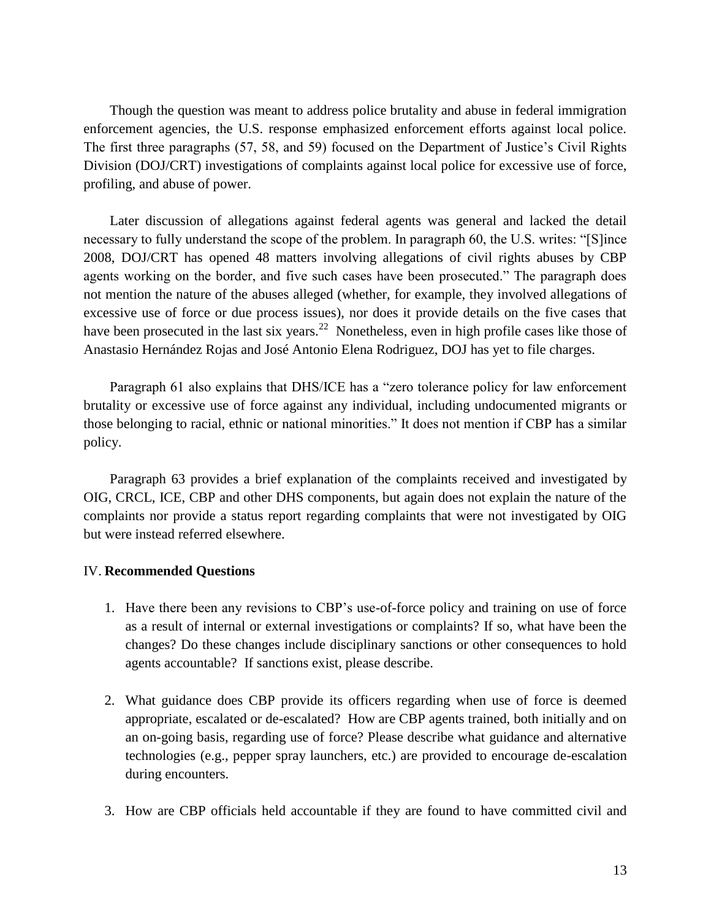Though the question was meant to address police brutality and abuse in federal immigration enforcement agencies, the U.S. response emphasized enforcement efforts against local police. The first three paragraphs (57, 58, and 59) focused on the Department of Justice's Civil Rights Division (DOJ/CRT) investigations of complaints against local police for excessive use of force, profiling, and abuse of power.

Later discussion of allegations against federal agents was general and lacked the detail necessary to fully understand the scope of the problem. In paragraph 60, the U.S. writes: "[S]ince 2008, DOJ/CRT has opened 48 matters involving allegations of civil rights abuses by CBP agents working on the border, and five such cases have been prosecuted." The paragraph does not mention the nature of the abuses alleged (whether, for example, they involved allegations of excessive use of force or due process issues), nor does it provide details on the five cases that have been prosecuted in the last six years.[22] Nonetheless, even in high profile cases like those of Anastasio Hernández Rojas and José Antonio Elena Rodriguez, DOJ has yet to file charges.

Paragraph 61 also explains that DHS/ICE has a "zero tolerance policy for law enforcement brutality or excessive use of force against any individual, including undocumented migrants or those belonging to racial, ethnic or national minorities." It does not mention if CBP has a similar policy.

Paragraph 63 provides a brief explanation of the complaints received and investigated by OIG, CRCL, ICE, CBP and other DHS components, but again does not explain the nature of the complaints nor provide a status report regarding complaints that were not investigated by OIG but were instead referred elsewhere.

## IV. **Recommended Questions**

1. Have there been any revisions to CBP's use-of-force policy and training on use of force as a result of internal or external investigations or complaints? If so, what have been the changes? Do these changes include disciplinary sanctions or other consequences to hold agents accountable? If sanctions exist, please describe.

2. What guidance does CBP provide its officers regarding when use of force is deemed appropriate, escalated or de-escalated? How are CBP agents trained, both initially and on an on-going basis, regarding use of force? Please describe what guidance and alternative technologies (e.g., pepper spray launchers, etc.) are provided to encourage de-escalation during encounters.

3. How are CBP officials held accountable if they are found to have committed civil and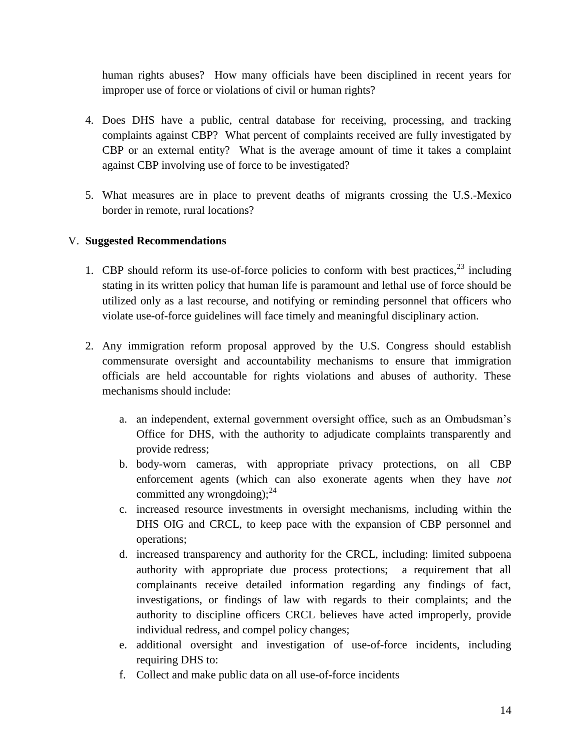human rights abuses? How many officials have been disciplined in recent years for improper use of force or violations of civil or human rights?

4. Does DHS have a public, central database for receiving, processing, and tracking complaints against CBP? What percent of complaints received are fully investigated by CBP or an external entity? What is the average amount of time it takes a complaint against CBP involving use of force to be investigated?

5. What measures are in place to prevent deaths of migrants crossing the U.S.-Mexico border in remote, rural locations?

## V. Suggested Recommendations

1. CBP should reform its use-of-force policies to conform with best practices,[23] including stating in its written policy that human life is paramount and lethal use of force should be utilized only as a last recourse, and notifying or reminding personnel that officers who violate use-of-force guidelines will face timely and meaningful disciplinary action.

2. Any immigration reform proposal approved by the U.S. Congress should establish commensurate oversight and accountability mechanisms to ensure that immigration officials are held accountable for rights violations and abuses of authority. These mechanisms should include:

    a. an independent, external government oversight office, such as an Ombudsman's Office for DHS, with the authority to adjudicate complaints transparently and provide redress;
    b. body-worn cameras, with appropriate privacy protections, on all CBP enforcement agents (which can also exonerate agents when they have *not* committed any wrongdoing);[24]
    c. increased resource investments in oversight mechanisms, including within the DHS OIG and CRCL, to keep pace with the expansion of CBP personnel and operations;
    d. increased transparency and authority for the CRCL, including: limited subpoena authority with appropriate due process protections; a requirement that all complainants receive detailed information regarding any findings of fact, investigations, or findings of law with regards to their complaints; and the authority to discipline officers CRCL believes have acted improperly, provide individual redress, and compel policy changes;
    e. additional oversight and investigation of use-of-force incidents, including requiring DHS to:
    f. Collect and make public data on all use-of-force incidents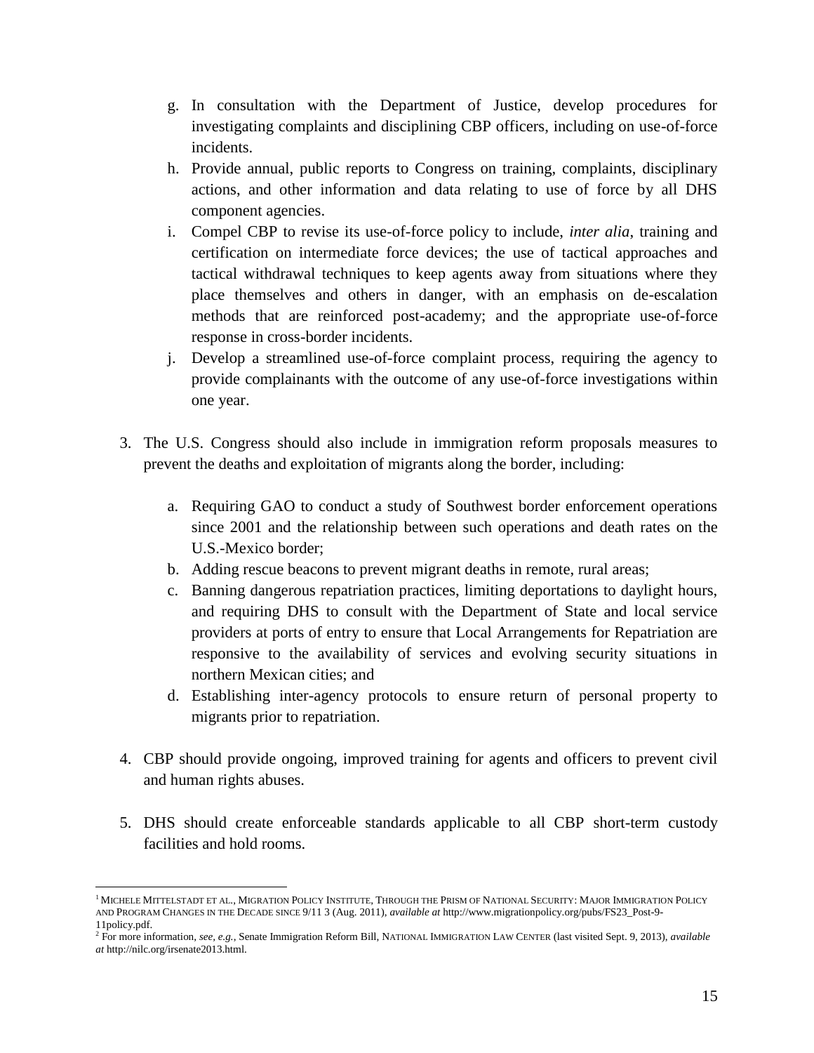g. In consultation with the Department of Justice, develop procedures for investigating complaints and disciplining CBP officers, including on use-of-force incidents.
h. Provide annual, public reports to Congress on training, complaints, disciplinary actions, and other information and data relating to use of force by all DHS component agencies.
i. Compel CBP to revise its use-of-force policy to include, *inter alia*, training and certification on intermediate force devices; the use of tactical approaches and tactical withdrawal techniques to keep agents away from situations where they place themselves and others in danger, with an emphasis on de-escalation methods that are reinforced post-academy; and the appropriate use-of-force response in cross-border incidents.
j. Develop a streamlined use-of-force complaint process, requiring the agency to provide complainants with the outcome of any use-of-force investigations within one year.

3. The U.S. Congress should also include in immigration reform proposals measures to prevent the deaths and exploitation of migrants along the border, including:

    a. Requiring GAO to conduct a study of Southwest border enforcement operations since 2001 and the relationship between such operations and death rates on the U.S.-Mexico border;
    b. Adding rescue beacons to prevent migrant deaths in remote, rural areas;
    c. Banning dangerous repatriation practices, limiting deportations to daylight hours, and requiring DHS to consult with the Department of State and local service providers at ports of entry to ensure that Local Arrangements for Repatriation are responsive to the availability of services and evolving security situations in northern Mexican cities; and
    d. Establishing inter-agency protocols to ensure return of personal property to migrants prior to repatriation.

4. CBP should provide ongoing, improved training for agents and officers to prevent civil and human rights abuses.

5. DHS should create enforceable standards applicable to all CBP short-term custody facilities and hold rooms.

---

[1] MICHELE MITTELSTADT ET AL., MIGRATION POLICY INSTITUTE, THROUGH THE PRISM OF NATIONAL SECURITY: MAJOR IMMIGRATION POLICY AND PROGRAM CHANGES IN THE DECADE SINCE 9/11 3 (Aug. 2011), *available at* http://www.migrationpolicy.org/pubs/FS23_Post-9-11policy.pdf.

[2] For more information, *see, e.g.*, Senate Immigration Reform Bill, NATIONAL IMMIGRATION LAW CENTER (last visited Sept. 9, 2013), *available at* http://nilc.org/irsenate2013.html.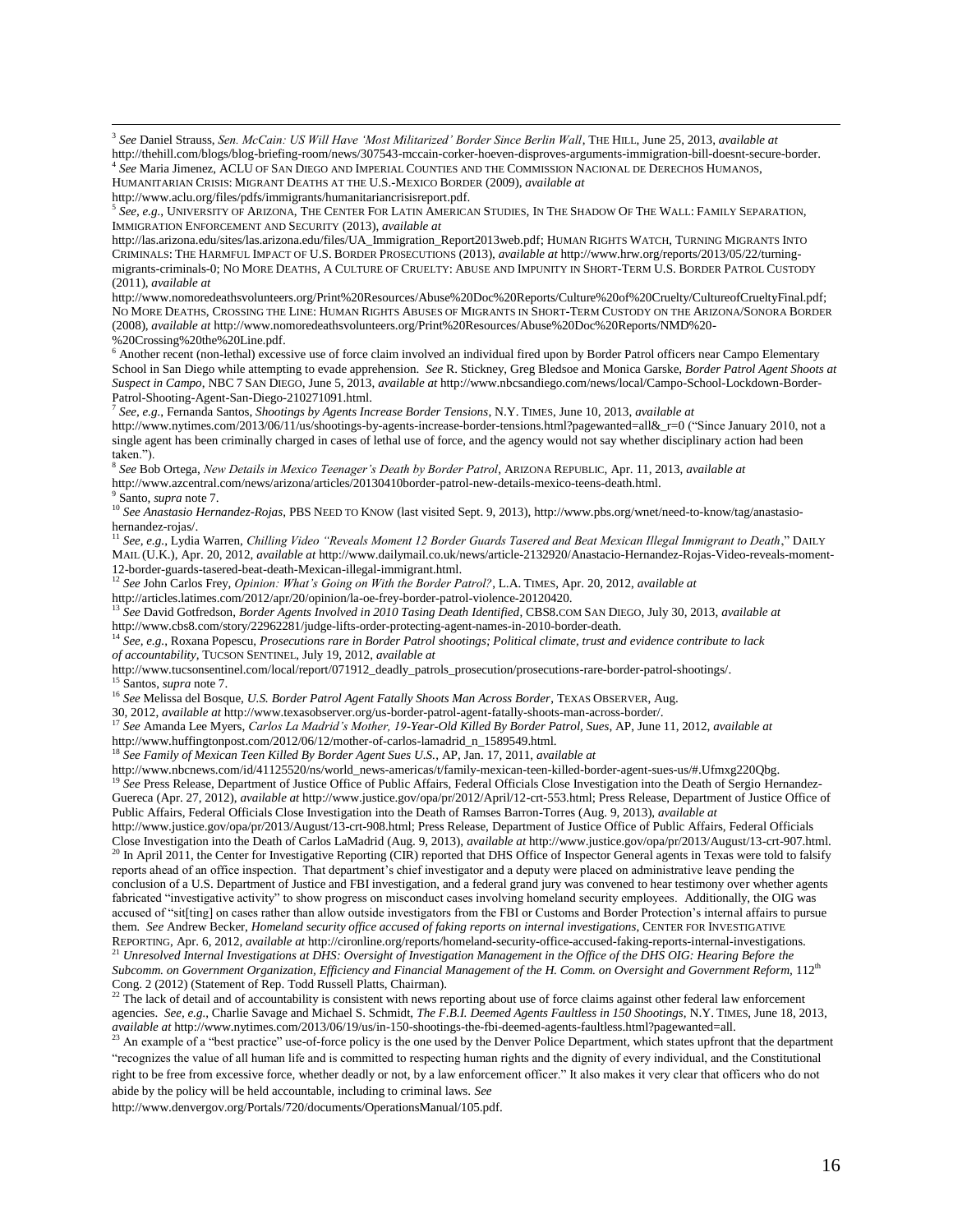[3] *See* Daniel Strauss, *Sen. McCain: US Will Have 'Most Militarized' Border Since Berlin Wall*, THE HILL, June 25, 2013, *available at* http://thehill.com/blogs/blog-briefing-room/news/307543-mccain-corker-hoeven-disproves-arguments-immigration-bill-doesnt-secure-border.

[4] *See* Maria Jimenez, ACLU OF SAN DIEGO AND IMPERIAL COUNTIES AND THE COMMISSION NACIONAL DE DERECHOS HUMANOS, HUMANITARIAN CRISIS: MIGRANT DEATHS AT THE U.S.-MEXICO BORDER (2009), *available at* http://www.aclu.org/files/pdfs/immigrants/humanitariancrisisreport.pdf.

[5] *See, e.g.*, UNIVERSITY OF ARIZONA, THE CENTER FOR LATIN AMERICAN STUDIES, IN THE SHADOW OF THE WALL: FAMILY SEPARATION, IMMIGRATION ENFORCEMENT AND SECURITY (2013), *available at* http://las.arizona.edu/sites/las.arizona.edu/files/UA_Immigration_Report2013web.pdf; HUMAN RIGHTS WATCH, TURNING MIGRANTS INTO CRIMINALS: THE HARMFUL IMPACT OF U.S. BORDER PROSECUTIONS (2013), *available at* http://www.hrw.org/reports/2013/05/22/turning-migrants-criminals-0; NO MORE DEATHS, A CULTURE OF CRUELTY: ABUSE AND IMPUNITY IN SHORT-TERM U.S. BORDER PATROL CUSTODY (2011), *available at* http://www.nomoredeathsvolunteers.org/Print%20Resources/Abuse%20Doc%20Reports/Culture%20of%20Cruelty/CultureofCrueltyFinal.pdf; NO MORE DEATHS, CROSSING THE LINE: HUMAN RIGHTS ABUSES OF MIGRANTS IN SHORT-TERM CUSTODY ON THE ARIZONA/SONORA BORDER (2008), *available at* http://www.nomoredeathsvolunteers.org/Print%20Resources/Abuse%20Doc%20Reports/NMD%20-%20Crossing%20the%20Line.pdf.

[6] Another recent (non-lethal) excessive use of force claim involved an individual fired upon by Border Patrol officers near Campo Elementary School in San Diego while attempting to evade apprehension. *See* R. Stickney, Greg Bledsoe and Monica Garske, *Border Patrol Agent Shoots at Suspect in Campo*, NBC 7 SAN DIEGO, June 5, 2013, *available at* http://www.nbcsandiego.com/news/local/Campo-School-Lockdown-Border-Patrol-Shooting-Agent-San-Diego-210271091.html.

[7] *See, e.g.*, Fernanda Santos, *Shootings by Agents Increase Border Tensions*, N.Y. TIMES, June 10, 2013, *available at* http://www.nytimes.com/2013/06/11/us/shootings-by-agents-increase-border-tensions.html?pagewanted=all&_r=0 ("Since January 2010, not a single agent has been criminally charged in cases of lethal use of force, and the agency would not say whether disciplinary action had been taken.").

[8] *See* Bob Ortega, *New Details in Mexico Teenager's Death by Border Patrol*, ARIZONA REPUBLIC, Apr. 11, 2013, *available at* http://www.azcentral.com/news/arizona/articles/20130410border-patrol-new-details-mexico-teens-death.html.

[9] Santo, *supra* note 7.

[10] *See Anastasio Hernandez-Rojas*, PBS NEED TO KNOW (last visited Sept. 9, 2013), http://www.pbs.org/wnet/need-to-know/tag/anastasio-hernandez-rojas/.

[11] *See, e.g.*, Lydia Warren, *Chilling Video "Reveals Moment 12 Border Guards Tasered and Beat Mexican Illegal Immigrant to Death*," DAILY MAIL (U.K.), Apr. 20, 2012, *available at* http://www.dailymail.co.uk/news/article-2132920/Anastacio-Hernandez-Rojas-Video-reveals-moment-12-border-guards-tasered-beat-death-Mexican-illegal-immigrant.html.

[12] *See* John Carlos Frey, *Opinion: What's Going on With the Border Patrol?*, L.A. TIMES, Apr. 20, 2012, *available at* http://articles.latimes.com/2012/apr/20/opinion/la-oe-frey-border-patrol-violence-20120420.

[13] *See* David Gotfredson, *Border Agents Involved in 2010 Tasing Death Identified*, CBS8.COM SAN DIEGO, July 30, 2013, *available at* http://www.cbs8.com/story/22962281/judge-lifts-order-protecting-agent-names-in-2010-border-death.

[14] *See, e.g.*, Roxana Popescu, *Prosecutions rare in Border Patrol shootings; Political climate, trust and evidence contribute to lack of accountability*, TUCSON SENTINEL, July 19, 2012, *available at* http://www.tucsonsentinel.com/local/report/071912_deadly_patrols_prosecution/prosecutions-rare-border-patrol-shootings/.

[15] Santos, *supra* note 7.

[16] *See* Melissa del Bosque, *U.S. Border Patrol Agent Fatally Shoots Man Across Border*, TEXAS OBSERVER, Aug. 30, 2012, *available at* http://www.texasobserver.org/us-border-patrol-agent-fatally-shoots-man-across-border/.

[17] *See* Amanda Lee Myers, *Carlos La Madrid's Mother, 19-Year-Old Killed By Border Patrol, Sues*, AP, June 11, 2012, *available at* http://www.huffingtonpost.com/2012/06/12/mother-of-carlos-lamadrid_n_1589549.html.

[18] *See Family of Mexican Teen Killed By Border Agent Sues U.S.*, AP, Jan. 17, 2011, *available at* http://www.nbcnews.com/id/41125520/ns/world_news-americas/t/family-mexican-teen-killed-border-agent-sues-us/#.Ufmxg220Qbg.

[19] *See* Press Release, Department of Justice Office of Public Affairs, Federal Officials Close Investigation into the Death of Sergio Hernandez-Guereca (Apr. 27, 2012), *available at* http://www.justice.gov/opa/pr/2012/April/12-crt-553.html; Press Release, Department of Justice Office of Public Affairs, Federal Officials Close Investigation into the Death of Ramses Barron-Torres (Aug. 9, 2013), *available at* http://www.justice.gov/opa/pr/2013/August/13-crt-908.html; Press Release, Department of Justice Office of Public Affairs, Federal Officials Close Investigation into the Death of Carlos LaMadrid (Aug. 9, 2013), *available at* http://www.justice.gov/opa/pr/2013/August/13-crt-907.html.

[20] In April 2011, the Center for Investigative Reporting (CIR) reported that DHS Office of Inspector General agents in Texas were told to falsify reports ahead of an office inspection. That department's chief investigator and a deputy were placed on administrative leave pending the conclusion of a U.S. Department of Justice and FBI investigation, and a federal grand jury was convened to hear testimony over whether agents fabricated "investigative activity" to show progress on misconduct cases involving homeland security employees. Additionally, the OIG was accused of "sit[ting] on cases rather than allow outside investigators from the FBI or Customs and Border Protection's internal affairs to pursue them. *See* Andrew Becker, *Homeland security office accused of faking reports on internal investigations*, CENTER FOR INVESTIGATIVE REPORTING, Apr. 6, 2012, *available at* http://cironline.org/reports/homeland-security-office-accused-faking-reports-internal-investigations.

[21] *Unresolved Internal Investigations at DHS: Oversight of Investigation Management in the Office of the DHS OIG: Hearing Before the Subcomm. on Government Organization, Efficiency and Financial Management of the H. Comm. on Oversight and Government Reform*, 112th Cong. 2 (2012) (Statement of Rep. Todd Russell Platts, Chairman).

[22] The lack of detail and of accountability is consistent with news reporting about use of force claims against other federal law enforcement agencies. *See, e.g.*, Charlie Savage and Michael S. Schmidt, *The F.B.I. Deemed Agents Faultless in 150 Shootings*, N.Y. TIMES, June 18, 2013, *available at* http://www.nytimes.com/2013/06/19/us/in-150-shootings-the-fbi-deemed-agents-faultless.html?pagewanted=all.

[23] An example of a "best practice" use-of-force policy is the one used by the Denver Police Department, which states upfront that the department "recognizes the value of all human life and is committed to respecting human rights and the dignity of every individual, and the Constitutional right to be free from excessive force, whether deadly or not, by a law enforcement officer." It also makes it very clear that officers who do not abide by the policy will be held accountable, including to criminal laws. *See* http://www.denvergov.org/Portals/720/documents/OperationsManual/105.pdf.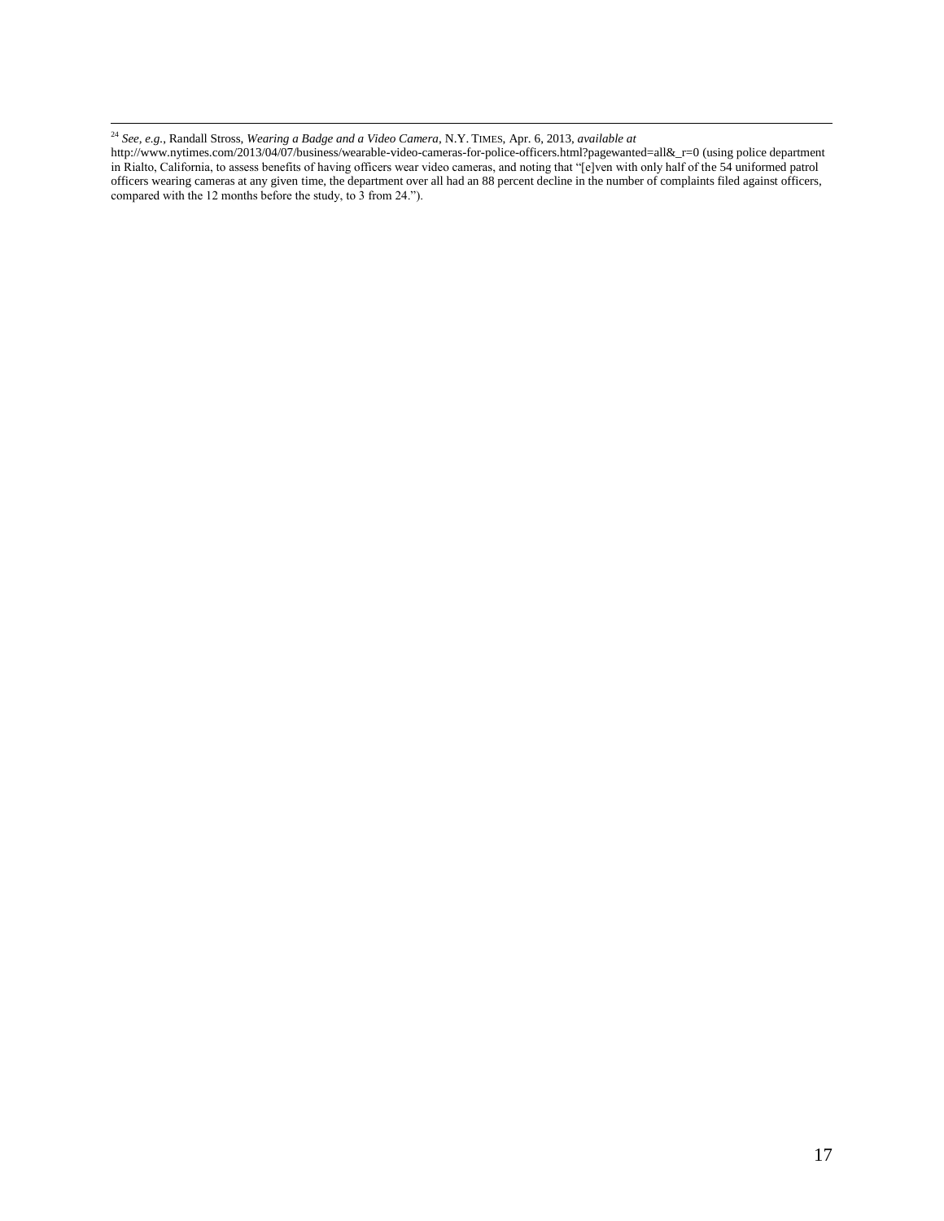[24] *See, e.g.*, Randall Stross, *Wearing a Badge and a Video Camera*, N.Y. TIMES, Apr. 6, 2013, *available at* http://www.nytimes.com/2013/04/07/business/wearable-video-cameras-for-police-officers.html?pagewanted=all&_r=0 (using police department in Rialto, California, to assess benefits of having officers wear video cameras, and noting that "[e]ven with only half of the 54 uniformed patrol officers wearing cameras at any given time, the department over all had an 88 percent decline in the number of complaints filed against officers, compared with the 12 months before the study, to 3 from 24.").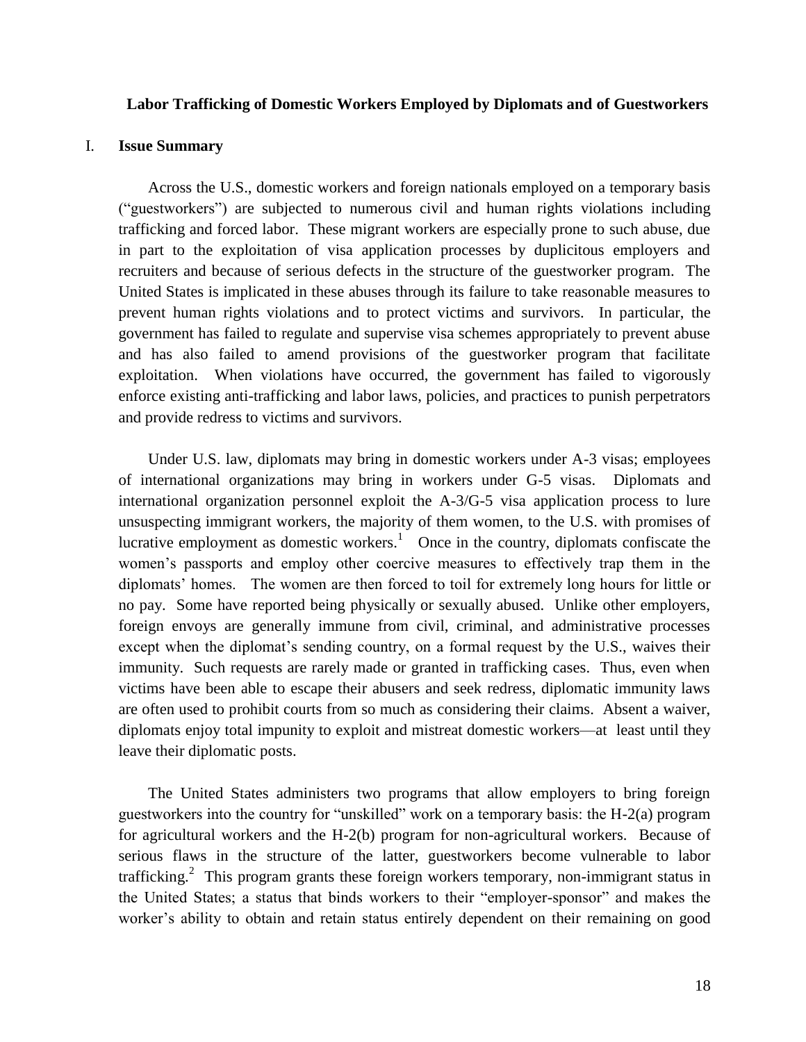**Labor Trafficking of Domestic Workers Employed by Diplomats and of Guestworkers**

## I. Issue Summary

Across the U.S., domestic workers and foreign nationals employed on a temporary basis ("guestworkers") are subjected to numerous civil and human rights violations including trafficking and forced labor. These migrant workers are especially prone to such abuse, due in part to the exploitation of visa application processes by duplicitous employers and recruiters and because of serious defects in the structure of the guestworker program. The United States is implicated in these abuses through its failure to take reasonable measures to prevent human rights violations and to protect victims and survivors. In particular, the government has failed to regulate and supervise visa schemes appropriately to prevent abuse and has also failed to amend provisions of the guestworker program that facilitate exploitation. When violations have occurred, the government has failed to vigorously enforce existing anti-trafficking and labor laws, policies, and practices to punish perpetrators and provide redress to victims and survivors.

Under U.S. law, diplomats may bring in domestic workers under A-3 visas; employees of international organizations may bring in workers under G-5 visas. Diplomats and international organization personnel exploit the A-3/G-5 visa application process to lure unsuspecting immigrant workers, the majority of them women, to the U.S. with promises of lucrative employment as domestic workers.[1] Once in the country, diplomats confiscate the women's passports and employ other coercive measures to effectively trap them in the diplomats' homes. The women are then forced to toil for extremely long hours for little or no pay. Some have reported being physically or sexually abused. Unlike other employers, foreign envoys are generally immune from civil, criminal, and administrative processes except when the diplomat's sending country, on a formal request by the U.S., waives their immunity. Such requests are rarely made or granted in trafficking cases. Thus, even when victims have been able to escape their abusers and seek redress, diplomatic immunity laws are often used to prohibit courts from so much as considering their claims. Absent a waiver, diplomats enjoy total impunity to exploit and mistreat domestic workers—at least until they leave their diplomatic posts.

The United States administers two programs that allow employers to bring foreign guestworkers into the country for "unskilled" work on a temporary basis: the H-2(a) program for agricultural workers and the H-2(b) program for non-agricultural workers. Because of serious flaws in the structure of the latter, guestworkers become vulnerable to labor trafficking.[2] This program grants these foreign workers temporary, non-immigrant status in the United States; a status that binds workers to their "employer-sponsor" and makes the worker's ability to obtain and retain status entirely dependent on their remaining on good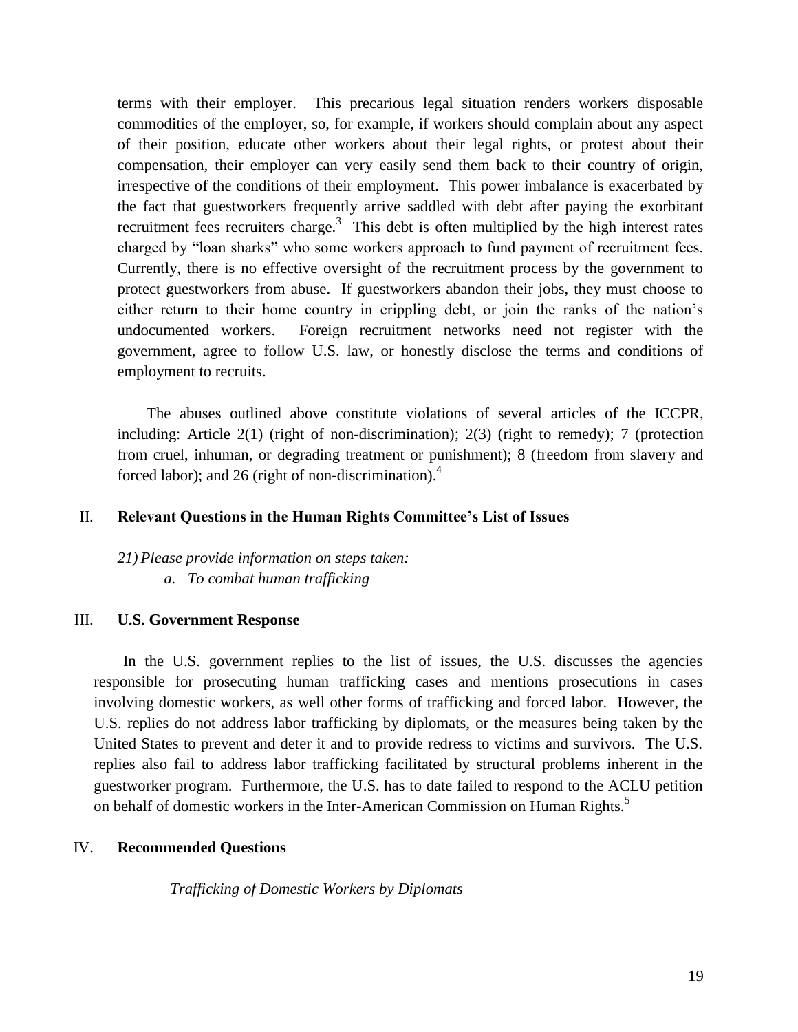terms with their employer. This precarious legal situation renders workers disposable commodities of the employer, so, for example, if workers should complain about any aspect of their position, educate other workers about their legal rights, or protest about their compensation, their employer can very easily send them back to their country of origin, irrespective of the conditions of their employment. This power imbalance is exacerbated by the fact that guestworkers frequently arrive saddled with debt after paying the exorbitant recruitment fees recruiters charge.[3] This debt is often multiplied by the high interest rates charged by "loan sharks" who some workers approach to fund payment of recruitment fees. Currently, there is no effective oversight of the recruitment process by the government to protect guestworkers from abuse. If guestworkers abandon their jobs, they must choose to either return to their home country in crippling debt, or join the ranks of the nation's undocumented workers. Foreign recruitment networks need not register with the government, agree to follow U.S. law, or honestly disclose the terms and conditions of employment to recruits.

The abuses outlined above constitute violations of several articles of the ICCPR, including: Article 2(1) (right of non-discrimination); 2(3) (right to remedy); 7 (protection from cruel, inhuman, or degrading treatment or punishment); 8 (freedom from slavery and forced labor); and 26 (right of non-discrimination).[4]

## II. Relevant Questions in the Human Rights Committee's List of Issues

*21) Please provide information on steps taken:*

*a. To combat human trafficking*

## III. U.S. Government Response

In the U.S. government replies to the list of issues, the U.S. discusses the agencies responsible for prosecuting human trafficking cases and mentions prosecutions in cases involving domestic workers, as well other forms of trafficking and forced labor. However, the U.S. replies do not address labor trafficking by diplomats, or the measures being taken by the United States to prevent and deter it and to provide redress to victims and survivors. The U.S. replies also fail to address labor trafficking facilitated by structural problems inherent in the guestworker program. Furthermore, the U.S. has to date failed to respond to the ACLU petition on behalf of domestic workers in the Inter-American Commission on Human Rights.[5]

## IV. Recommended Questions

*Trafficking of Domestic Workers by Diplomats*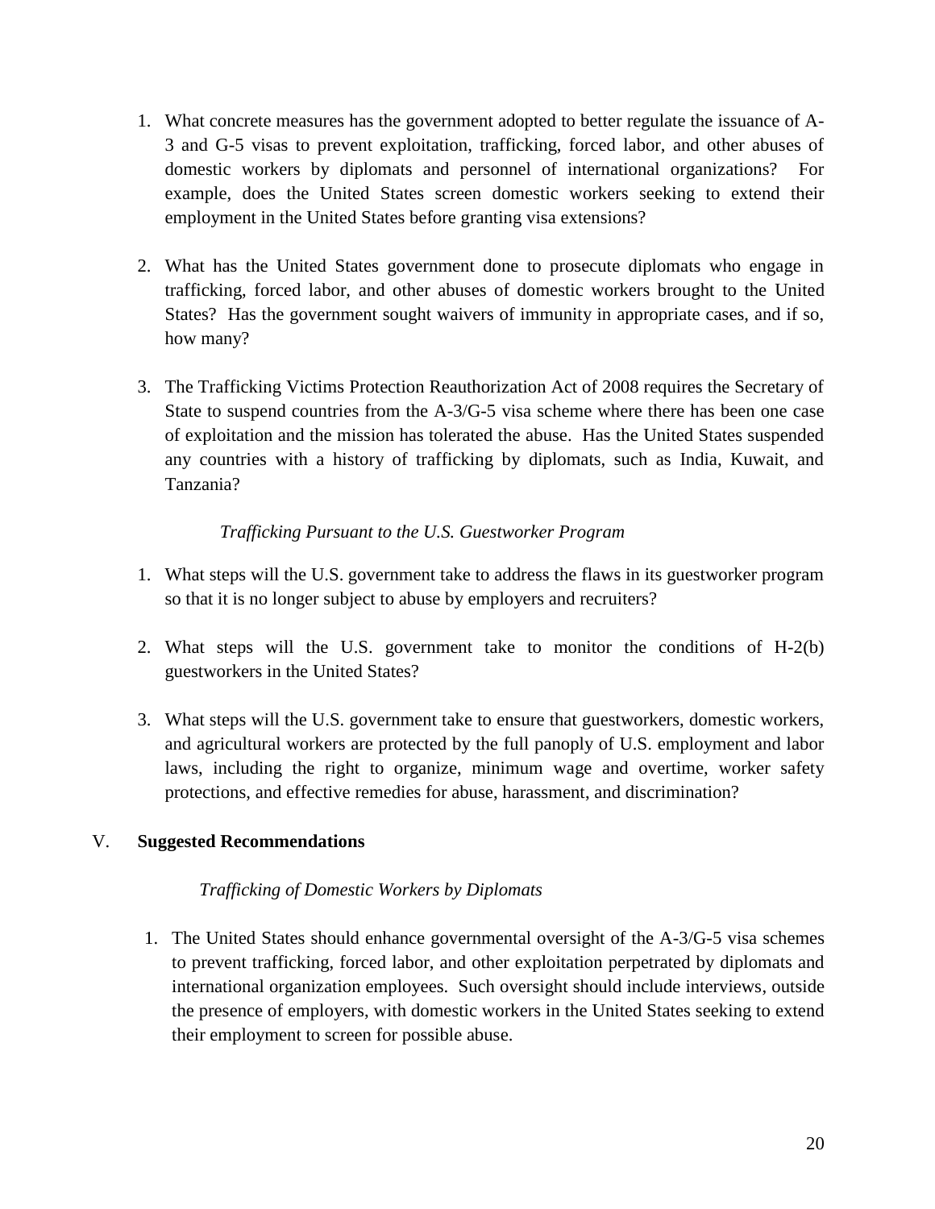1. What concrete measures has the government adopted to better regulate the issuance of A-3 and G-5 visas to prevent exploitation, trafficking, forced labor, and other abuses of domestic workers by diplomats and personnel of international organizations? For example, does the United States screen domestic workers seeking to extend their employment in the United States before granting visa extensions?

2. What has the United States government done to prosecute diplomats who engage in trafficking, forced labor, and other abuses of domestic workers brought to the United States? Has the government sought waivers of immunity in appropriate cases, and if so, how many?

3. The Trafficking Victims Protection Reauthorization Act of 2008 requires the Secretary of State to suspend countries from the A-3/G-5 visa scheme where there has been one case of exploitation and the mission has tolerated the abuse. Has the United States suspended any countries with a history of trafficking by diplomats, such as India, Kuwait, and Tanzania?

*Trafficking Pursuant to the U.S. Guestworker Program*

1. What steps will the U.S. government take to address the flaws in its guestworker program so that it is no longer subject to abuse by employers and recruiters?

2. What steps will the U.S. government take to monitor the conditions of H-2(b) guestworkers in the United States?

3. What steps will the U.S. government take to ensure that guestworkers, domestic workers, and agricultural workers are protected by the full panoply of U.S. employment and labor laws, including the right to organize, minimum wage and overtime, worker safety protections, and effective remedies for abuse, harassment, and discrimination?

## V. Suggested Recommendations

*Trafficking of Domestic Workers by Diplomats*

1. The United States should enhance governmental oversight of the A-3/G-5 visa schemes to prevent trafficking, forced labor, and other exploitation perpetrated by diplomats and international organization employees. Such oversight should include interviews, outside the presence of employers, with domestic workers in the United States seeking to extend their employment to screen for possible abuse.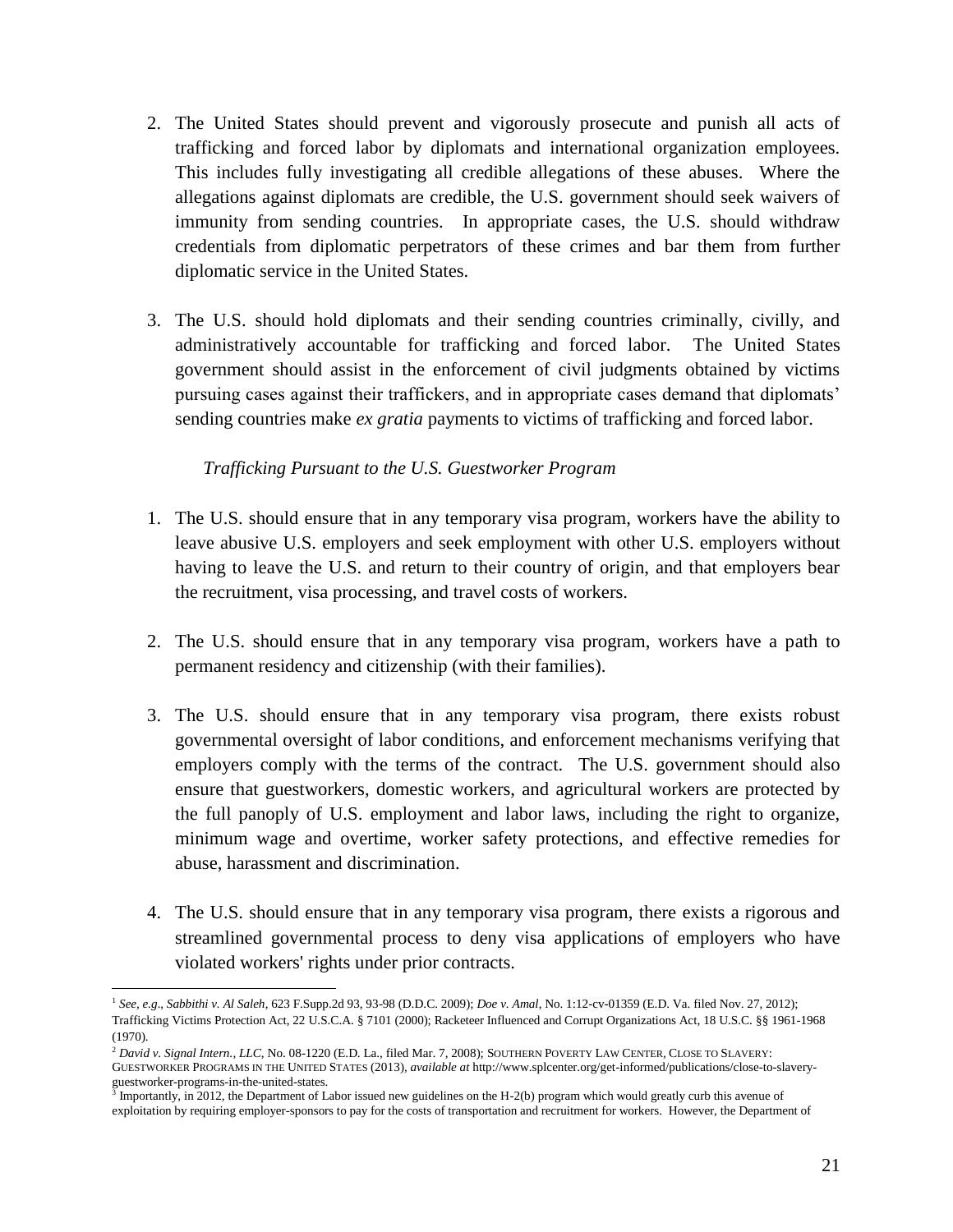2. The United States should prevent and vigorously prosecute and punish all acts of trafficking and forced labor by diplomats and international organization employees. This includes fully investigating all credible allegations of these abuses. Where the allegations against diplomats are credible, the U.S. government should seek waivers of immunity from sending countries. In appropriate cases, the U.S. should withdraw credentials from diplomatic perpetrators of these crimes and bar them from further diplomatic service in the United States.

3. The U.S. should hold diplomats and their sending countries criminally, civilly, and administratively accountable for trafficking and forced labor. The United States government should assist in the enforcement of civil judgments obtained by victims pursuing cases against their traffickers, and in appropriate cases demand that diplomats' sending countries make *ex gratia* payments to victims of trafficking and forced labor.

*Trafficking Pursuant to the U.S. Guestworker Program*

1. The U.S. should ensure that in any temporary visa program, workers have the ability to leave abusive U.S. employers and seek employment with other U.S. employers without having to leave the U.S. and return to their country of origin, and that employers bear the recruitment, visa processing, and travel costs of workers.

2. The U.S. should ensure that in any temporary visa program, workers have a path to permanent residency and citizenship (with their families).

3. The U.S. should ensure that in any temporary visa program, there exists robust governmental oversight of labor conditions, and enforcement mechanisms verifying that employers comply with the terms of the contract. The U.S. government should also ensure that guestworkers, domestic workers, and agricultural workers are protected by the full panoply of U.S. employment and labor laws, including the right to organize, minimum wage and overtime, worker safety protections, and effective remedies for abuse, harassment and discrimination.

4. The U.S. should ensure that in any temporary visa program, there exists a rigorous and streamlined governmental process to deny visa applications of employers who have violated workers' rights under prior contracts.

---

[1] *See, e.g*., *Sabbithi v. Al Saleh*, 623 F.Supp.2d 93, 93-98 (D.D.C. 2009); *Doe v. Amal*, No. 1:12-cv-01359 (E.D. Va. filed Nov. 27, 2012); Trafficking Victims Protection Act, 22 U.S.C.A. § 7101 (2000); Racketeer Influenced and Corrupt Organizations Act, 18 U.S.C. §§ 1961-1968 (1970).

[2] *David v. Signal Intern., LLC*, No. 08-1220 (E.D. La., filed Mar. 7, 2008); SOUTHERN POVERTY LAW CENTER, CLOSE TO SLAVERY: GUESTWORKER PROGRAMS IN THE UNITED STATES (2013), *available at* http://www.splcenter.org/get-informed/publications/close-to-slavery-guestworker-programs-in-the-united-states.

[3] Importantly, in 2012, the Department of Labor issued new guidelines on the H-2(b) program which would greatly curb this avenue of exploitation by requiring employer-sponsors to pay for the costs of transportation and recruitment for workers. However, the Department of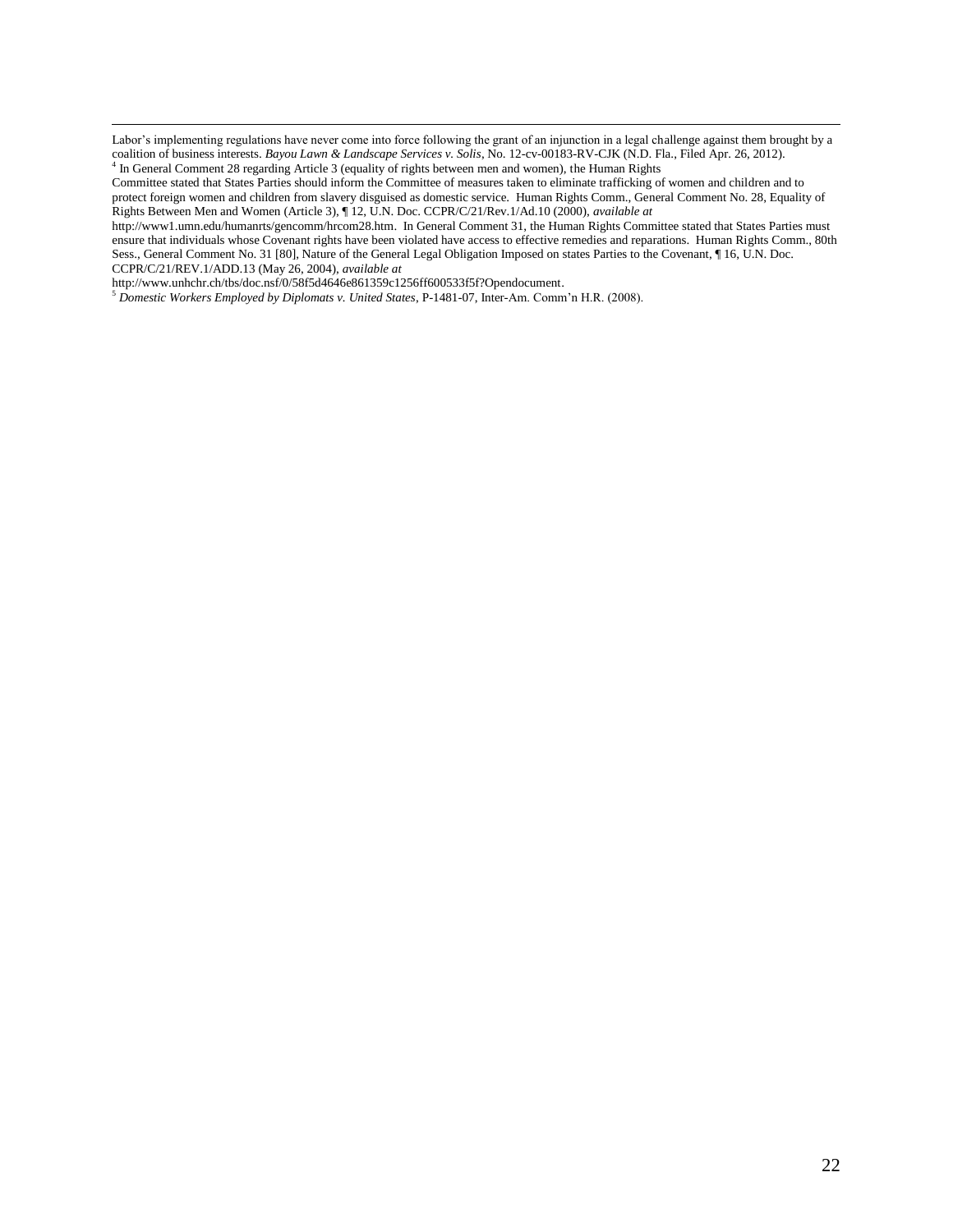Labor's implementing regulations have never come into force following the grant of an injunction in a legal challenge against them brought by a coalition of business interests. *Bayou Lawn & Landscape Services v. Solis*, No. 12-cv-00183-RV-CJK (N.D. Fla., Filed Apr. 26, 2012).

[4] In General Comment 28 regarding Article 3 (equality of rights between men and women), the Human Rights Committee stated that States Parties should inform the Committee of measures taken to eliminate trafficking of women and children and to protect foreign women and children from slavery disguised as domestic service. Human Rights Comm., General Comment No. 28, Equality of Rights Between Men and Women (Article 3), ¶ 12, U.N. Doc. CCPR/C/21/Rev.1/Ad.10 (2000), *available at* http://www1.umn.edu/humanrts/gencomm/hrcom28.htm. In General Comment 31, the Human Rights Committee stated that States Parties must ensure that individuals whose Covenant rights have been violated have access to effective remedies and reparations. Human Rights Comm., 80th Sess., General Comment No. 31 [80], Nature of the General Legal Obligation Imposed on states Parties to the Covenant, ¶ 16, U.N. Doc. CCPR/C/21/REV.1/ADD.13 (May 26, 2004), *available at* http://www.unhchr.ch/tbs/doc.nsf/0/58f5d4646e861359c1256ff600533f5f?Opendocument.

[5] *Domestic Workers Employed by Diplomats v. United States*, P-1481-07, Inter-Am. Comm'n H.R. (2008).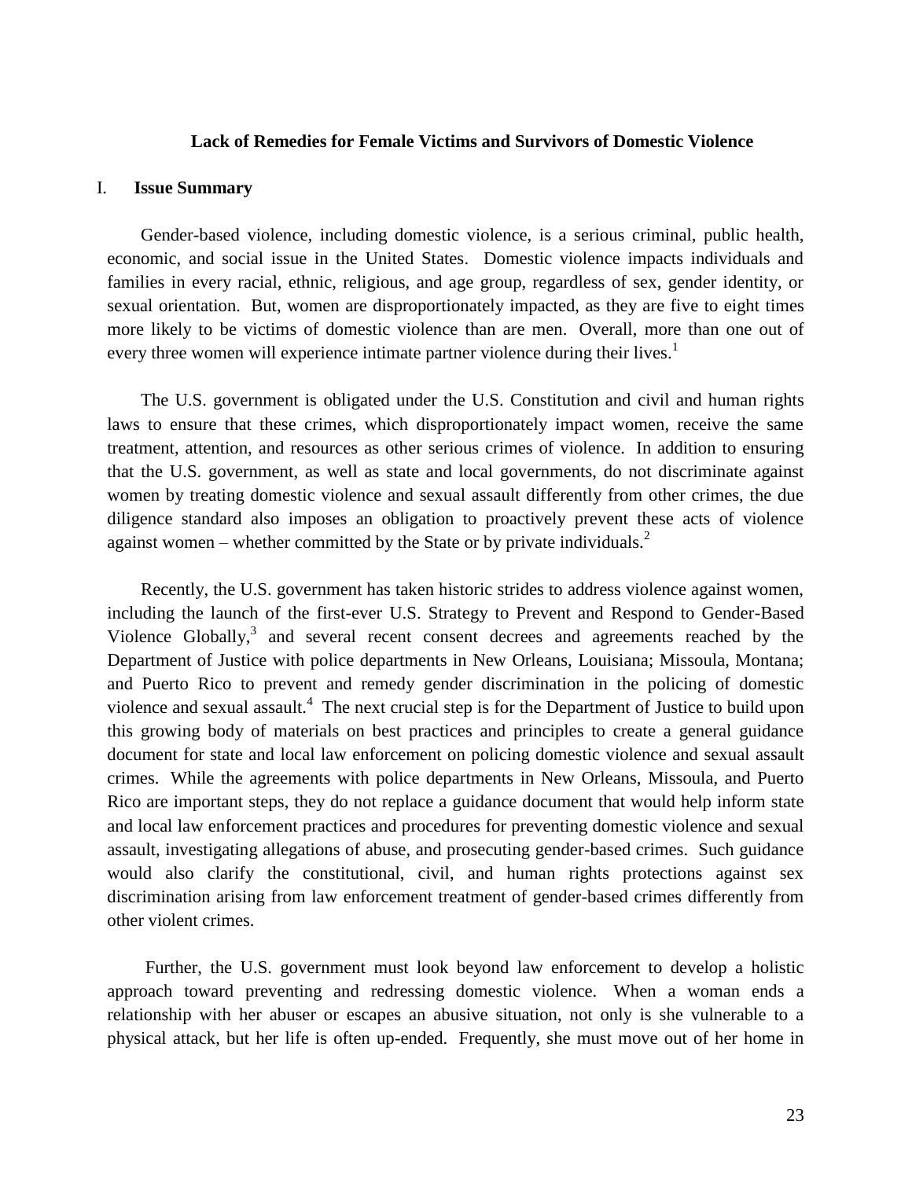**Lack of Remedies for Female Victims and Survivors of Domestic Violence**

## I. Issue Summary

Gender-based violence, including domestic violence, is a serious criminal, public health, economic, and social issue in the United States. Domestic violence impacts individuals and families in every racial, ethnic, religious, and age group, regardless of sex, gender identity, or sexual orientation. But, women are disproportionately impacted, as they are five to eight times more likely to be victims of domestic violence than are men. Overall, more than one out of every three women will experience intimate partner violence during their lives.[1]

The U.S. government is obligated under the U.S. Constitution and civil and human rights laws to ensure that these crimes, which disproportionately impact women, receive the same treatment, attention, and resources as other serious crimes of violence. In addition to ensuring that the U.S. government, as well as state and local governments, do not discriminate against women by treating domestic violence and sexual assault differently from other crimes, the due diligence standard also imposes an obligation to proactively prevent these acts of violence against women – whether committed by the State or by private individuals.[2]

Recently, the U.S. government has taken historic strides to address violence against women, including the launch of the first-ever U.S. Strategy to Prevent and Respond to Gender-Based Violence Globally,[3] and several recent consent decrees and agreements reached by the Department of Justice with police departments in New Orleans, Louisiana; Missoula, Montana; and Puerto Rico to prevent and remedy gender discrimination in the policing of domestic violence and sexual assault.[4] The next crucial step is for the Department of Justice to build upon this growing body of materials on best practices and principles to create a general guidance document for state and local law enforcement on policing domestic violence and sexual assault crimes. While the agreements with police departments in New Orleans, Missoula, and Puerto Rico are important steps, they do not replace a guidance document that would help inform state and local law enforcement practices and procedures for preventing domestic violence and sexual assault, investigating allegations of abuse, and prosecuting gender-based crimes. Such guidance would also clarify the constitutional, civil, and human rights protections against sex discrimination arising from law enforcement treatment of gender-based crimes differently from other violent crimes.

Further, the U.S. government must look beyond law enforcement to develop a holistic approach toward preventing and redressing domestic violence. When a woman ends a relationship with her abuser or escapes an abusive situation, not only is she vulnerable to a physical attack, but her life is often up-ended. Frequently, she must move out of her home in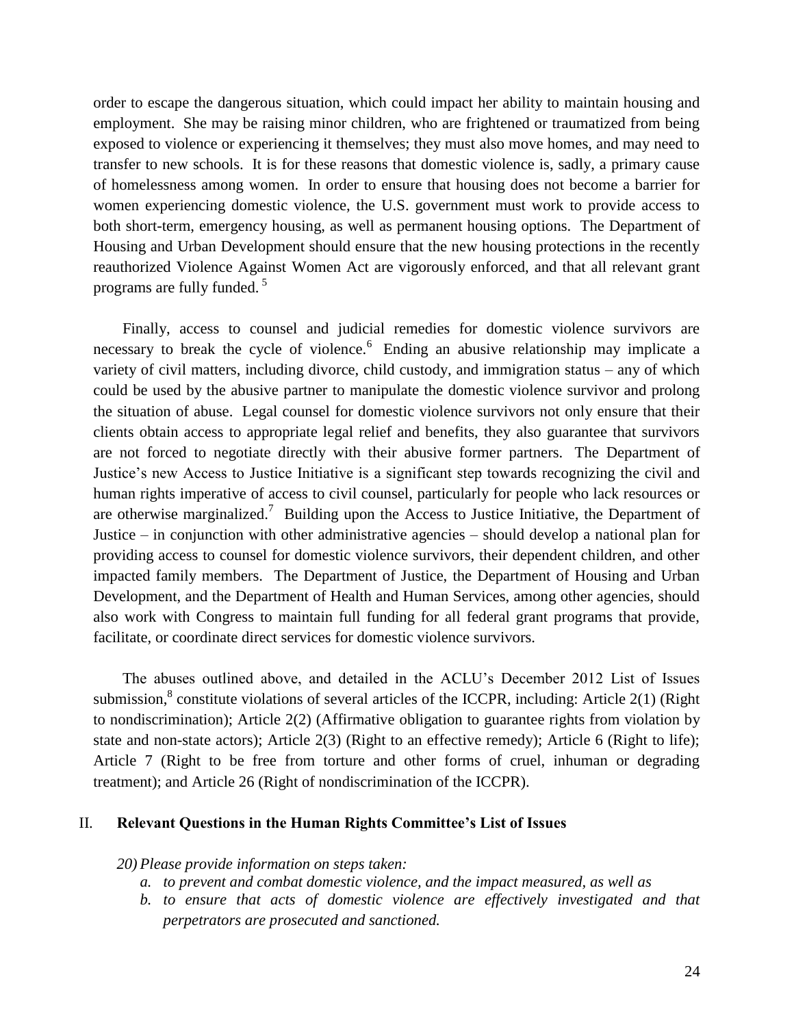order to escape the dangerous situation, which could impact her ability to maintain housing and employment. She may be raising minor children, who are frightened or traumatized from being exposed to violence or experiencing it themselves; they must also move homes, and may need to transfer to new schools. It is for these reasons that domestic violence is, sadly, a primary cause of homelessness among women. In order to ensure that housing does not become a barrier for women experiencing domestic violence, the U.S. government must work to provide access to both short-term, emergency housing, as well as permanent housing options. The Department of Housing and Urban Development should ensure that the new housing protections in the recently reauthorized Violence Against Women Act are vigorously enforced, and that all relevant grant programs are fully funded.[5]

Finally, access to counsel and judicial remedies for domestic violence survivors are necessary to break the cycle of violence.[6] Ending an abusive relationship may implicate a variety of civil matters, including divorce, child custody, and immigration status – any of which could be used by the abusive partner to manipulate the domestic violence survivor and prolong the situation of abuse. Legal counsel for domestic violence survivors not only ensure that their clients obtain access to appropriate legal relief and benefits, they also guarantee that survivors are not forced to negotiate directly with their abusive former partners. The Department of Justice's new Access to Justice Initiative is a significant step towards recognizing the civil and human rights imperative of access to civil counsel, particularly for people who lack resources or are otherwise marginalized.[7] Building upon the Access to Justice Initiative, the Department of Justice – in conjunction with other administrative agencies – should develop a national plan for providing access to counsel for domestic violence survivors, their dependent children, and other impacted family members. The Department of Justice, the Department of Housing and Urban Development, and the Department of Health and Human Services, among other agencies, should also work with Congress to maintain full funding for all federal grant programs that provide, facilitate, or coordinate direct services for domestic violence survivors.

The abuses outlined above, and detailed in the ACLU's December 2012 List of Issues submission,[8] constitute violations of several articles of the ICCPR, including: Article 2(1) (Right to nondiscrimination); Article 2(2) (Affirmative obligation to guarantee rights from violation by state and non-state actors); Article 2(3) (Right to an effective remedy); Article 6 (Right to life); Article 7 (Right to be free from torture and other forms of cruel, inhuman or degrading treatment); and Article 26 (Right of nondiscrimination of the ICCPR).

## II. Relevant Questions in the Human Rights Committee's List of Issues

*20) Please provide information on steps taken:*

*a. to prevent and combat domestic violence, and the impact measured, as well as*

*b. to ensure that acts of domestic violence are effectively investigated and that perpetrators are prosecuted and sanctioned.*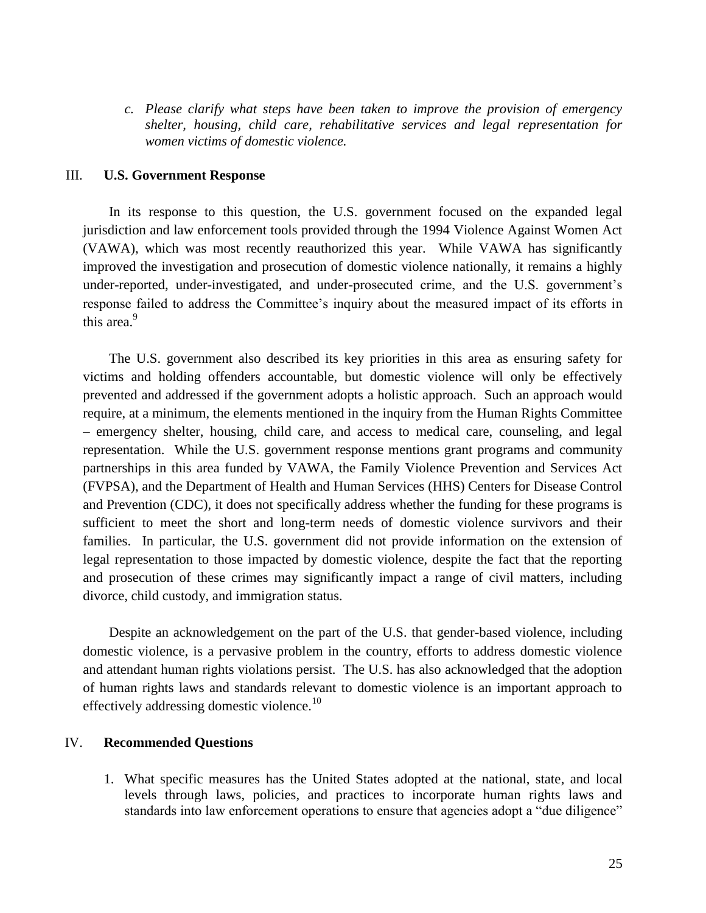*c. Please clarify what steps have been taken to improve the provision of emergency shelter, housing, child care, rehabilitative services and legal representation for women victims of domestic violence.*

## III. **U.S. Government Response**

In its response to this question, the U.S. government focused on the expanded legal jurisdiction and law enforcement tools provided through the 1994 Violence Against Women Act (VAWA), which was most recently reauthorized this year. While VAWA has significantly improved the investigation and prosecution of domestic violence nationally, it remains a highly under-reported, under-investigated, and under-prosecuted crime, and the U.S. government's response failed to address the Committee's inquiry about the measured impact of its efforts in this area.[9]

The U.S. government also described its key priorities in this area as ensuring safety for victims and holding offenders accountable, but domestic violence will only be effectively prevented and addressed if the government adopts a holistic approach. Such an approach would require, at a minimum, the elements mentioned in the inquiry from the Human Rights Committee – emergency shelter, housing, child care, and access to medical care, counseling, and legal representation. While the U.S. government response mentions grant programs and community partnerships in this area funded by VAWA, the Family Violence Prevention and Services Act (FVPSA), and the Department of Health and Human Services (HHS) Centers for Disease Control and Prevention (CDC), it does not specifically address whether the funding for these programs is sufficient to meet the short and long-term needs of domestic violence survivors and their families. In particular, the U.S. government did not provide information on the extension of legal representation to those impacted by domestic violence, despite the fact that the reporting and prosecution of these crimes may significantly impact a range of civil matters, including divorce, child custody, and immigration status.

Despite an acknowledgement on the part of the U.S. that gender-based violence, including domestic violence, is a pervasive problem in the country, efforts to address domestic violence and attendant human rights violations persist. The U.S. has also acknowledged that the adoption of human rights laws and standards relevant to domestic violence is an important approach to effectively addressing domestic violence.[10]

## IV. **Recommended Questions**

1. What specific measures has the United States adopted at the national, state, and local levels through laws, policies, and practices to incorporate human rights laws and standards into law enforcement operations to ensure that agencies adopt a "due diligence"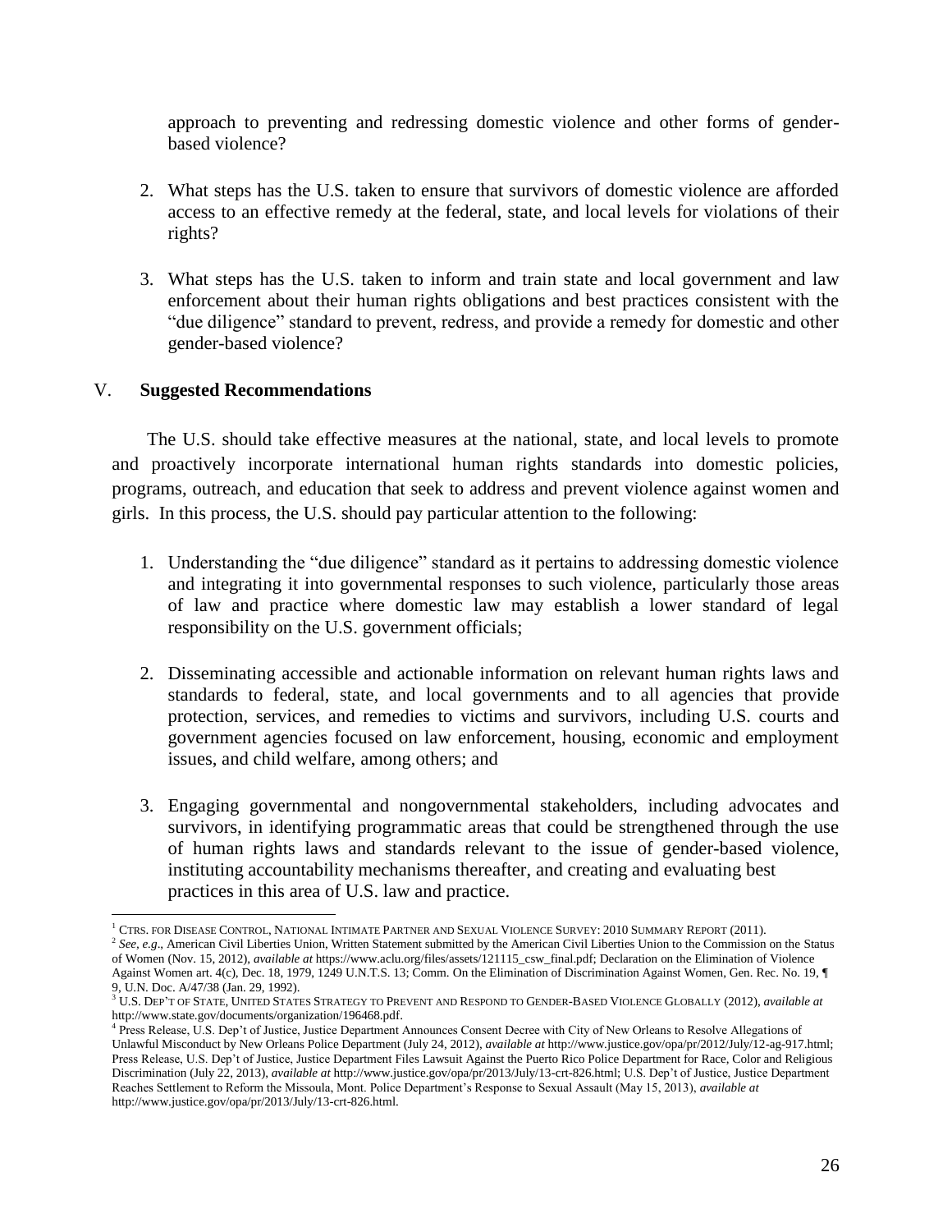approach to preventing and redressing domestic violence and other forms of gender-based violence?

2. What steps has the U.S. taken to ensure that survivors of domestic violence are afforded access to an effective remedy at the federal, state, and local levels for violations of their rights?

3. What steps has the U.S. taken to inform and train state and local government and law enforcement about their human rights obligations and best practices consistent with the "due diligence" standard to prevent, redress, and provide a remedy for domestic and other gender-based violence?

## V. Suggested Recommendations

The U.S. should take effective measures at the national, state, and local levels to promote and proactively incorporate international human rights standards into domestic policies, programs, outreach, and education that seek to address and prevent violence against women and girls. In this process, the U.S. should pay particular attention to the following:

1. Understanding the "due diligence" standard as it pertains to addressing domestic violence and integrating it into governmental responses to such violence, particularly those areas of law and practice where domestic law may establish a lower standard of legal responsibility on the U.S. government officials;

2. Disseminating accessible and actionable information on relevant human rights laws and standards to federal, state, and local governments and to all agencies that provide protection, services, and remedies to victims and survivors, including U.S. courts and government agencies focused on law enforcement, housing, economic and employment issues, and child welfare, among others; and

3. Engaging governmental and nongovernmental stakeholders, including advocates and survivors, in identifying programmatic areas that could be strengthened through the use of human rights laws and standards relevant to the issue of gender-based violence, instituting accountability mechanisms thereafter, and creating and evaluating best practices in this area of U.S. law and practice.

---

[1] CTRS. FOR DISEASE CONTROL, NATIONAL INTIMATE PARTNER AND SEXUAL VIOLENCE SURVEY: 2010 SUMMARY REPORT (2011).

[2] *See, e.g*., American Civil Liberties Union, Written Statement submitted by the American Civil Liberties Union to the Commission on the Status of Women (Nov. 15, 2012), *available at* https://www.aclu.org/files/assets/121115_csw_final.pdf; Declaration on the Elimination of Violence Against Women art. 4(c), Dec. 18, 1979, 1249 U.N.T.S. 13; Comm. On the Elimination of Discrimination Against Women, Gen. Rec. No. 19, ¶ 9, U.N. Doc. A/47/38 (Jan. 29, 1992).

[3] U.S. DEP'T OF STATE, UNITED STATES STRATEGY TO PREVENT AND RESPOND TO GENDER-BASED VIOLENCE GLOBALLY (2012), *available at* http://www.state.gov/documents/organization/196468.pdf.

[4] Press Release, U.S. Dep't of Justice, Justice Department Announces Consent Decree with City of New Orleans to Resolve Allegations of Unlawful Misconduct by New Orleans Police Department (July 24, 2012), *available at* http://www.justice.gov/opa/pr/2012/July/12-ag-917.html; Press Release, U.S. Dep't of Justice, Justice Department Files Lawsuit Against the Puerto Rico Police Department for Race, Color and Religious Discrimination (July 22, 2013), *available at* http://www.justice.gov/opa/pr/2013/July/13-crt-826.html; U.S. Dep't of Justice, Justice Department Reaches Settlement to Reform the Missoula, Mont. Police Department's Response to Sexual Assault (May 15, 2013), *available at* http://www.justice.gov/opa/pr/2013/July/13-crt-826.html.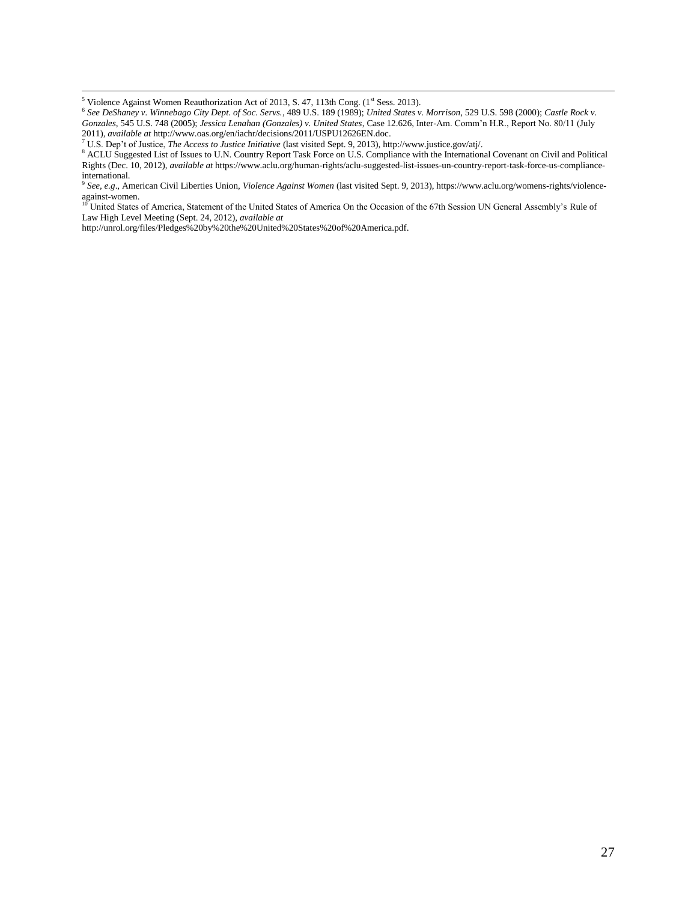[5] Violence Against Women Reauthorization Act of 2013, S. 47, 113th Cong. (1[st] Sess. 2013).

[6] *See DeShaney v. Winnebago City Dept. of Soc. Servs.*, 489 U.S. 189 (1989); *United States v. Morrison*, 529 U.S. 598 (2000); *Castle Rock v. Gonzales*, 545 U.S. 748 (2005); *Jessica Lenahan (Gonzales) v. United States*, Case 12.626, Inter-Am. Comm'n H.R., Report No. 80/11 (July 2011), *available at* http://www.oas.org/en/iachr/decisions/2011/USPU12626EN.doc.

[7] U.S. Dep't of Justice, *The Access to Justice Initiative* (last visited Sept. 9, 2013), http://www.justice.gov/atj/.

[8] ACLU Suggested List of Issues to U.N. Country Report Task Force on U.S. Compliance with the International Covenant on Civil and Political Rights (Dec. 10, 2012), *available at* https://www.aclu.org/human-rights/aclu-suggested-list-issues-un-country-report-task-force-us-compliance-international.

[9] *See, e.g*., American Civil Liberties Union, *Violence Against Women* (last visited Sept. 9, 2013), https://www.aclu.org/womens-rights/violence-against-women.

[10] United States of America, Statement of the United States of America On the Occasion of the 67th Session UN General Assembly's Rule of Law High Level Meeting (Sept. 24, 2012), *available at* http://unrol.org/files/Pledges%20by%20the%20United%20States%20of%20America.pdf.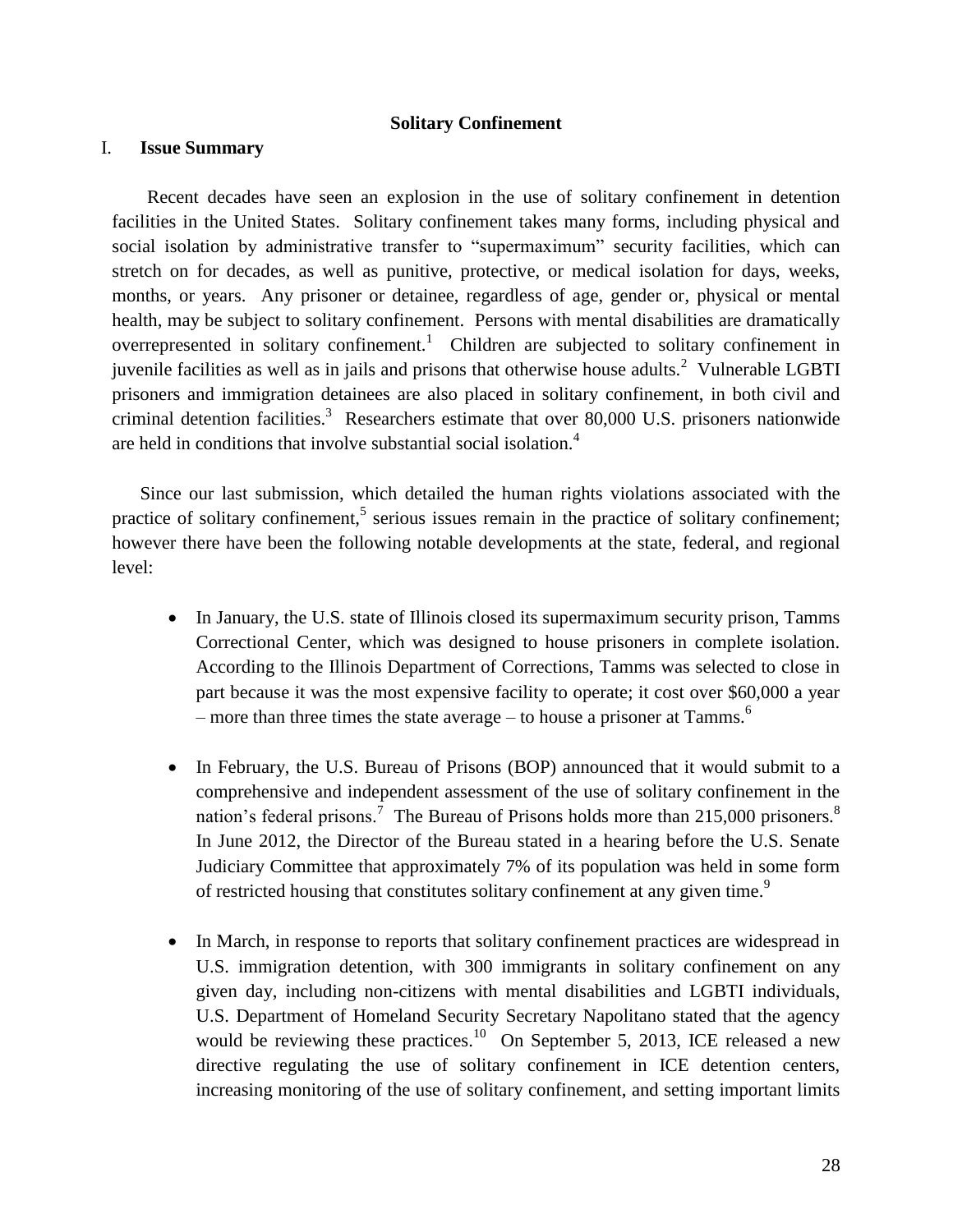**Solitary Confinement**

## I. Issue Summary

Recent decades have seen an explosion in the use of solitary confinement in detention facilities in the United States. Solitary confinement takes many forms, including physical and social isolation by administrative transfer to "supermaximum" security facilities, which can stretch on for decades, as well as punitive, protective, or medical isolation for days, weeks, months, or years. Any prisoner or detainee, regardless of age, gender or, physical or mental health, may be subject to solitary confinement. Persons with mental disabilities are dramatically overrepresented in solitary confinement.[1] Children are subjected to solitary confinement in juvenile facilities as well as in jails and prisons that otherwise house adults.[2] Vulnerable LGBTI prisoners and immigration detainees are also placed in solitary confinement, in both civil and criminal detention facilities.[3] Researchers estimate that over 80,000 U.S. prisoners nationwide are held in conditions that involve substantial social isolation.[4]

Since our last submission, which detailed the human rights violations associated with the practice of solitary confinement,[5] serious issues remain in the practice of solitary confinement; however there have been the following notable developments at the state, federal, and regional level:

- In January, the U.S. state of Illinois closed its supermaximum security prison, Tamms Correctional Center, which was designed to house prisoners in complete isolation. According to the Illinois Department of Corrections, Tamms was selected to close in part because it was the most expensive facility to operate; it cost over $60,000 a year – more than three times the state average – to house a prisoner at Tamms.[6]

- In February, the U.S. Bureau of Prisons (BOP) announced that it would submit to a comprehensive and independent assessment of the use of solitary confinement in the nation's federal prisons.[7] The Bureau of Prisons holds more than 215,000 prisoners.[8] In June 2012, the Director of the Bureau stated in a hearing before the U.S. Senate Judiciary Committee that approximately 7% of its population was held in some form of restricted housing that constitutes solitary confinement at any given time.[9]

- In March, in response to reports that solitary confinement practices are widespread in U.S. immigration detention, with 300 immigrants in solitary confinement on any given day, including non-citizens with mental disabilities and LGBTI individuals, U.S. Department of Homeland Security Secretary Napolitano stated that the agency would be reviewing these practices.[10] On September 5, 2013, ICE released a new directive regulating the use of solitary confinement in ICE detention centers, increasing monitoring of the use of solitary confinement, and setting important limits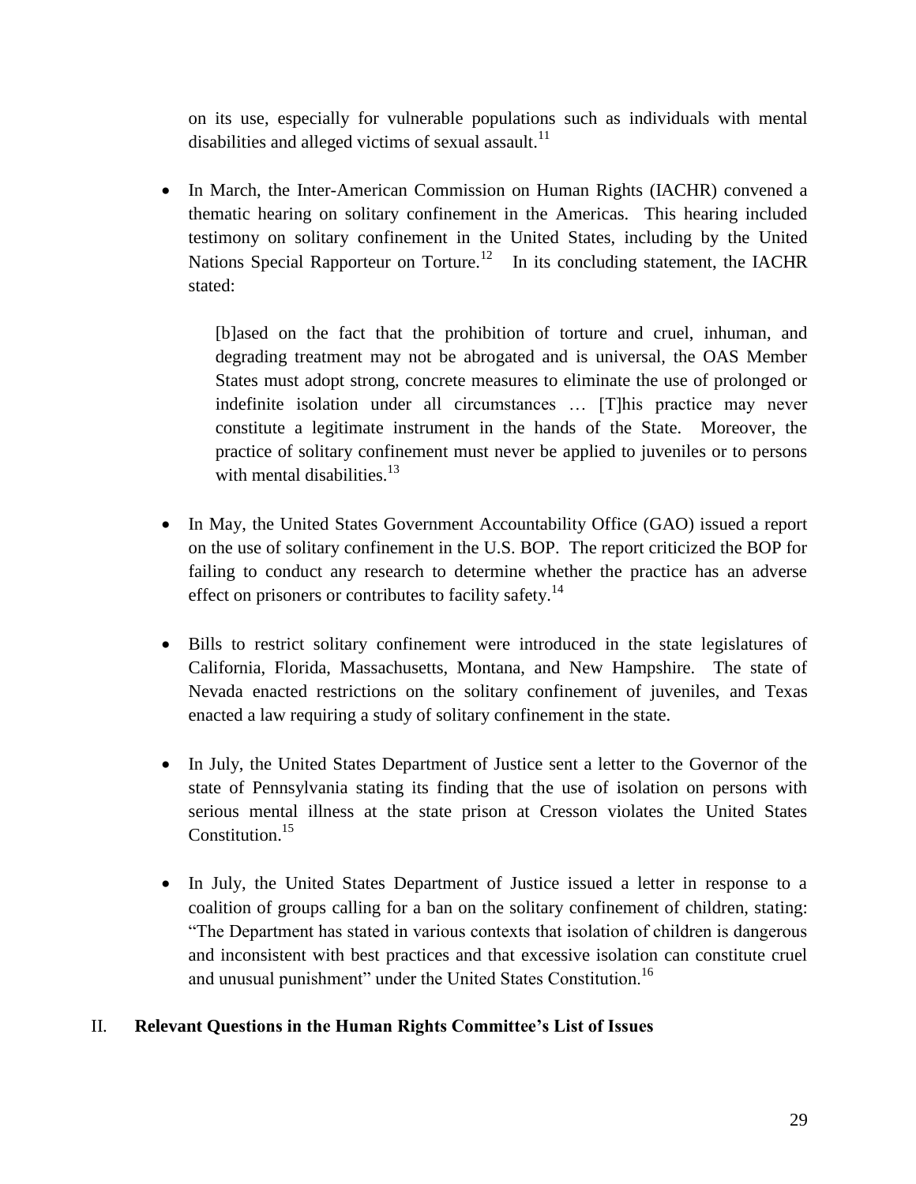on its use, especially for vulnerable populations such as individuals with mental disabilities and alleged victims of sexual assault.[11]

- In March, the Inter-American Commission on Human Rights (IACHR) convened a thematic hearing on solitary confinement in the Americas. This hearing included testimony on solitary confinement in the United States, including by the United Nations Special Rapporteur on Torture.[12] In its concluding statement, the IACHR stated:

  > [b]ased on the fact that the prohibition of torture and cruel, inhuman, and degrading treatment may not be abrogated and is universal, the OAS Member States must adopt strong, concrete measures to eliminate the use of prolonged or indefinite isolation under all circumstances … [T]his practice may never constitute a legitimate instrument in the hands of the State. Moreover, the practice of solitary confinement must never be applied to juveniles or to persons with mental disabilities.[13]

- In May, the United States Government Accountability Office (GAO) issued a report on the use of solitary confinement in the U.S. BOP. The report criticized the BOP for failing to conduct any research to determine whether the practice has an adverse effect on prisoners or contributes to facility safety.[14]

- Bills to restrict solitary confinement were introduced in the state legislatures of California, Florida, Massachusetts, Montana, and New Hampshire. The state of Nevada enacted restrictions on the solitary confinement of juveniles, and Texas enacted a law requiring a study of solitary confinement in the state.

- In July, the United States Department of Justice sent a letter to the Governor of the state of Pennsylvania stating its finding that the use of isolation on persons with serious mental illness at the state prison at Cresson violates the United States Constitution.[15]

- In July, the United States Department of Justice issued a letter in response to a coalition of groups calling for a ban on the solitary confinement of children, stating: "The Department has stated in various contexts that isolation of children is dangerous and inconsistent with best practices and that excessive isolation can constitute cruel and unusual punishment" under the United States Constitution.[16]

## II. Relevant Questions in the Human Rights Committee's List of Issues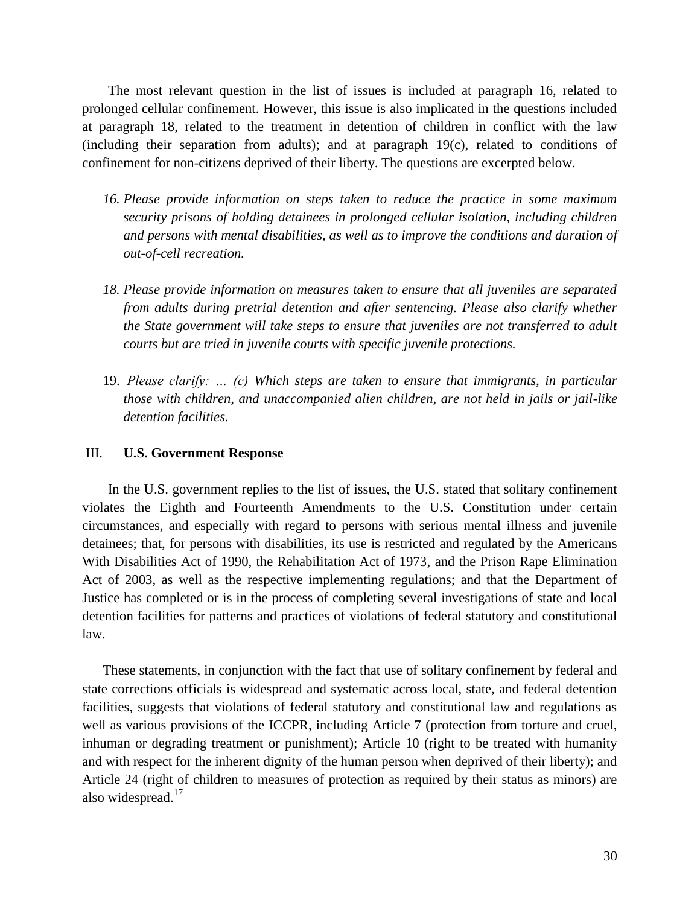The most relevant question in the list of issues is included at paragraph 16, related to prolonged cellular confinement. However, this issue is also implicated in the questions included at paragraph 18, related to the treatment in detention of children in conflict with the law (including their separation from adults); and at paragraph 19(c), related to conditions of confinement for non-citizens deprived of their liberty. The questions are excerpted below.

16. *Please provide information on steps taken to reduce the practice in some maximum security prisons of holding detainees in prolonged cellular isolation, including children and persons with mental disabilities, as well as to improve the conditions and duration of out-of-cell recreation.*

18. *Please provide information on measures taken to ensure that all juveniles are separated from adults during pretrial detention and after sentencing. Please also clarify whether the State government will take steps to ensure that juveniles are not transferred to adult courts but are tried in juvenile courts with specific juvenile protections.*

19. *Please clarify: … (c) Which steps are taken to ensure that immigrants, in particular those with children, and unaccompanied alien children, are not held in jails or jail-like detention facilities.*

## III. U.S. Government Response

In the U.S. government replies to the list of issues, the U.S. stated that solitary confinement violates the Eighth and Fourteenth Amendments to the U.S. Constitution under certain circumstances, and especially with regard to persons with serious mental illness and juvenile detainees; that, for persons with disabilities, its use is restricted and regulated by the Americans With Disabilities Act of 1990, the Rehabilitation Act of 1973, and the Prison Rape Elimination Act of 2003, as well as the respective implementing regulations; and that the Department of Justice has completed or is in the process of completing several investigations of state and local detention facilities for patterns and practices of violations of federal statutory and constitutional law.

These statements, in conjunction with the fact that use of solitary confinement by federal and state corrections officials is widespread and systematic across local, state, and federal detention facilities, suggests that violations of federal statutory and constitutional law and regulations as well as various provisions of the ICCPR, including Article 7 (protection from torture and cruel, inhuman or degrading treatment or punishment); Article 10 (right to be treated with humanity and with respect for the inherent dignity of the human person when deprived of their liberty); and Article 24 (right of children to measures of protection as required by their status as minors) are also widespread.[17]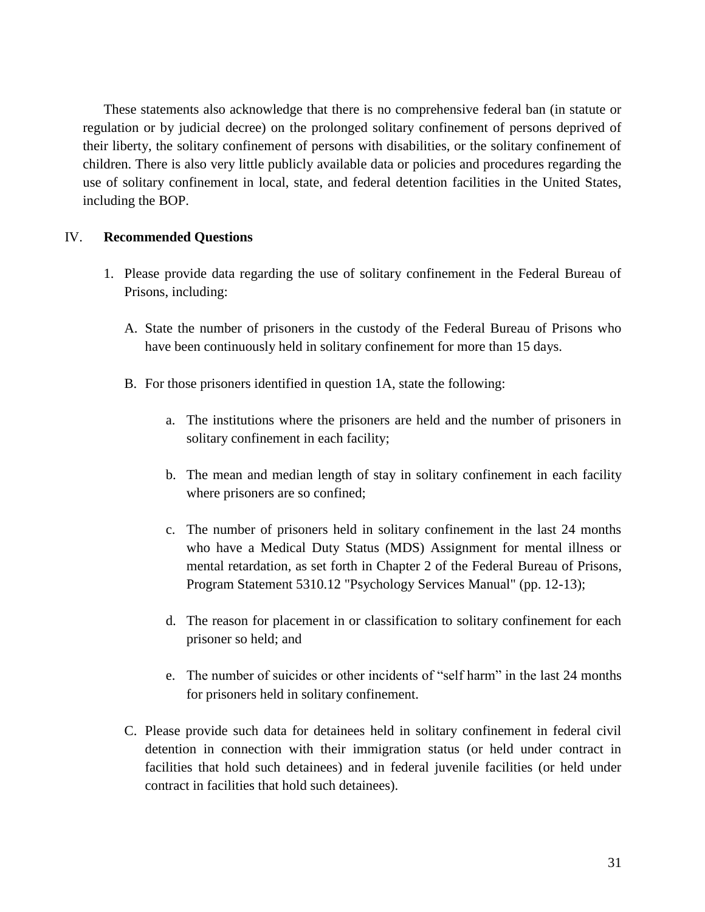These statements also acknowledge that there is no comprehensive federal ban (in statute or regulation or by judicial decree) on the prolonged solitary confinement of persons deprived of their liberty, the solitary confinement of persons with disabilities, or the solitary confinement of children. There is also very little publicly available data or policies and procedures regarding the use of solitary confinement in local, state, and federal detention facilities in the United States, including the BOP.

## IV. **Recommended Questions**

1. Please provide data regarding the use of solitary confinement in the Federal Bureau of Prisons, including:

   A. State the number of prisoners in the custody of the Federal Bureau of Prisons who have been continuously held in solitary confinement for more than 15 days.

   B. For those prisoners identified in question 1A, state the following:

      a. The institutions where the prisoners are held and the number of prisoners in solitary confinement in each facility;

      b. The mean and median length of stay in solitary confinement in each facility where prisoners are so confined;

      c. The number of prisoners held in solitary confinement in the last 24 months who have a Medical Duty Status (MDS) Assignment for mental illness or mental retardation, as set forth in Chapter 2 of the Federal Bureau of Prisons, Program Statement 5310.12 "Psychology Services Manual" (pp. 12-13);

      d. The reason for placement in or classification to solitary confinement for each prisoner so held; and

      e. The number of suicides or other incidents of "self harm" in the last 24 months for prisoners held in solitary confinement.

   C. Please provide such data for detainees held in solitary confinement in federal civil detention in connection with their immigration status (or held under contract in facilities that hold such detainees) and in federal juvenile facilities (or held under contract in facilities that hold such detainees).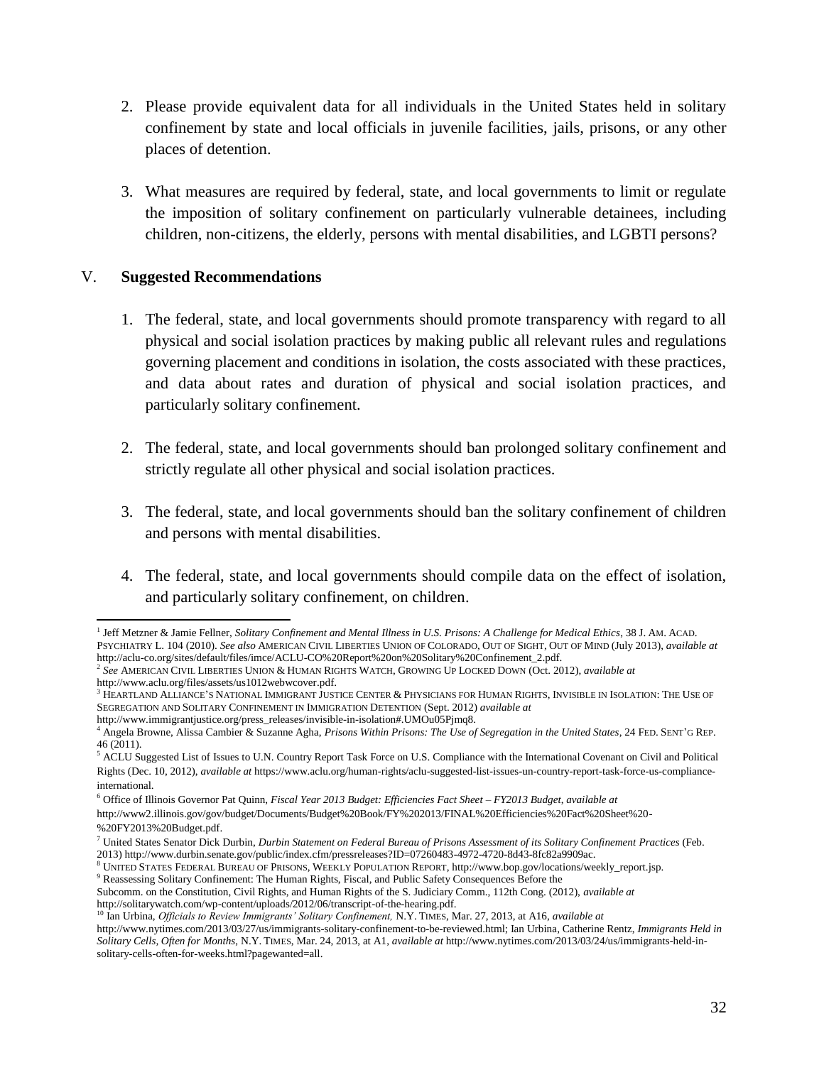2. Please provide equivalent data for all individuals in the United States held in solitary confinement by state and local officials in juvenile facilities, jails, prisons, or any other places of detention.

3. What measures are required by federal, state, and local governments to limit or regulate the imposition of solitary confinement on particularly vulnerable detainees, including children, non-citizens, the elderly, persons with mental disabilities, and LGBTI persons?

## V. Suggested Recommendations

1. The federal, state, and local governments should promote transparency with regard to all physical and social isolation practices by making public all relevant rules and regulations governing placement and conditions in isolation, the costs associated with these practices, and data about rates and duration of physical and social isolation practices, and particularly solitary confinement.

2. The federal, state, and local governments should ban prolonged solitary confinement and strictly regulate all other physical and social isolation practices.

3. The federal, state, and local governments should ban the solitary confinement of children and persons with mental disabilities.

4. The federal, state, and local governments should compile data on the effect of isolation, and particularly solitary confinement, on children.

---

[1] Jeff Metzner & Jamie Fellner, *Solitary Confinement and Mental Illness in U.S. Prisons: A Challenge for Medical Ethics*, 38 J. AM. ACAD. PSYCHIATRY L. 104 (2010). *See also* AMERICAN CIVIL LIBERTIES UNION OF COLORADO, OUT OF SIGHT, OUT OF MIND (July 2013), *available at* http://aclu-co.org/sites/default/files/imce/ACLU-CO%20Report%20on%20Solitary%20Confinement_2.pdf.

[2] *See* AMERICAN CIVIL LIBERTIES UNION & HUMAN RIGHTS WATCH, GROWING UP LOCKED DOWN (Oct. 2012), *available at* http://www.aclu.org/files/assets/us1012webwcover.pdf.

[3] HEARTLAND ALLIANCE'S NATIONAL IMMIGRANT JUSTICE CENTER & PHYSICIANS FOR HUMAN RIGHTS, INVISIBLE IN ISOLATION: THE USE OF SEGREGATION AND SOLITARY CONFINEMENT IN IMMIGRATION DETENTION (Sept. 2012) *available at* http://www.immigrantjustice.org/press_releases/invisible-in-isolation#.UMOu05Pjmq8.

[4] Angela Browne, Alissa Cambier & Suzanne Agha, *Prisons Within Prisons: The Use of Segregation in the United States*, 24 FED. SENT'G REP. 46 (2011).

[5] ACLU Suggested List of Issues to U.N. Country Report Task Force on U.S. Compliance with the International Covenant on Civil and Political Rights (Dec. 10, 2012), *available at* https://www.aclu.org/human-rights/aclu-suggested-list-issues-un-country-report-task-force-us-compliance-international.

[6] Office of Illinois Governor Pat Quinn, *Fiscal Year 2013 Budget: Efficiencies Fact Sheet – FY2013 Budget*, *available at* http://www2.illinois.gov/gov/budget/Documents/Budget%20Book/FY%202013/FINAL%20Efficiencies%20Fact%20Sheet%20-%20FY2013%20Budget.pdf.

[7] United States Senator Dick Durbin, *Durbin Statement on Federal Bureau of Prisons Assessment of its Solitary Confinement Practices* (Feb. 2013) http://www.durbin.senate.gov/public/index.cfm/pressreleases?ID=07260483-4972-4720-8d43-8fc82a9909ac.

[8] UNITED STATES FEDERAL BUREAU OF PRISONS, WEEKLY POPULATION REPORT, http://www.bop.gov/locations/weekly_report.jsp.

[9] Reassessing Solitary Confinement: The Human Rights, Fiscal, and Public Safety Consequences Before the Subcomm. on the Constitution, Civil Rights, and Human Rights of the S. Judiciary Comm., 112th Cong. (2012), *available at* http://solitarywatch.com/wp-content/uploads/2012/06/transcript-of-the-hearing.pdf.

[10] Ian Urbina, *Officials to Review Immigrants' Solitary Confinement,* N.Y. TIMES, Mar. 27, 2013, at A16, *available at* http://www.nytimes.com/2013/03/27/us/immigrants-solitary-confinement-to-be-reviewed.html; Ian Urbina, Catherine Rentz, *Immigrants Held in Solitary Cells, Often for Months*, N.Y. TIMES, Mar. 24, 2013, at A1, *available at* http://www.nytimes.com/2013/03/24/us/immigrants-held-in-solitary-cells-often-for-weeks.html?pagewanted=all.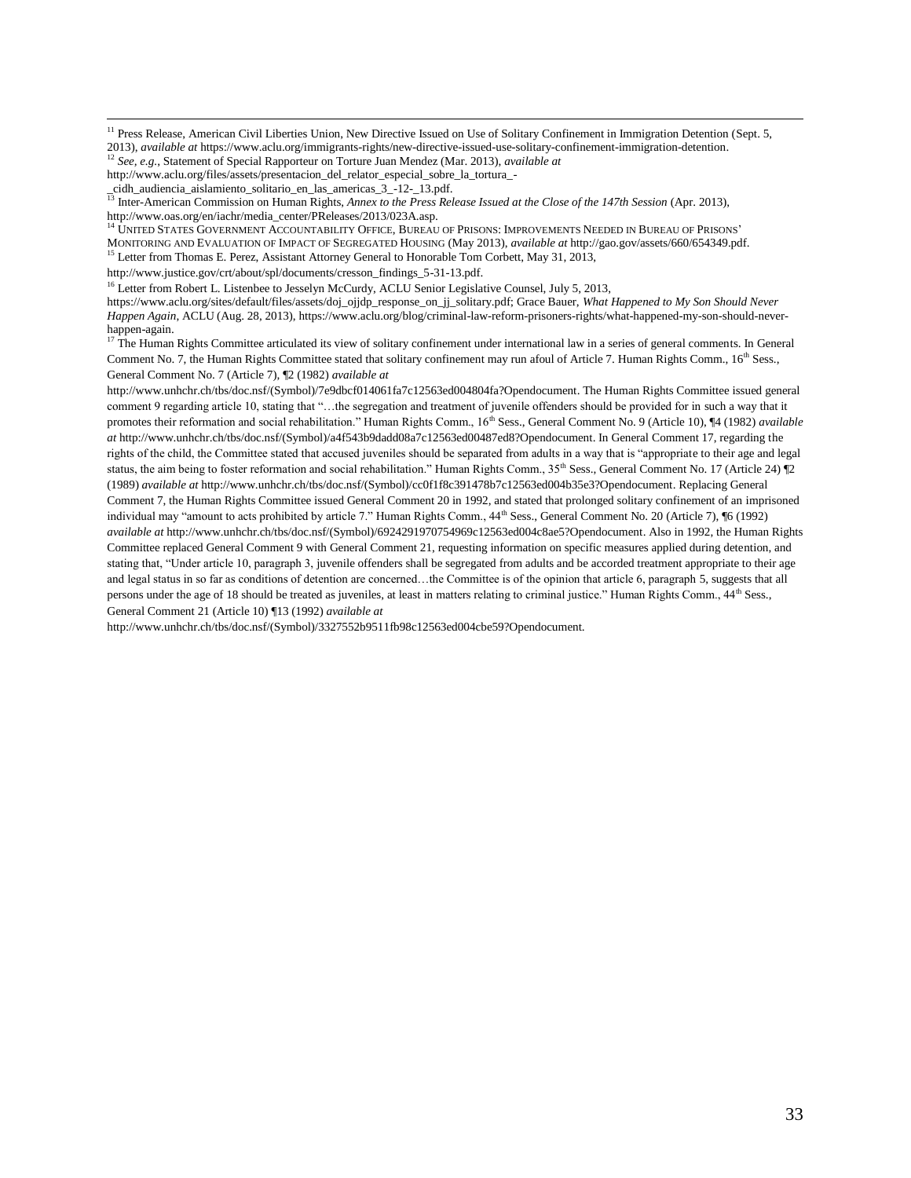[11] Press Release, American Civil Liberties Union, New Directive Issued on Use of Solitary Confinement in Immigration Detention (Sept. 5, 2013), *available at* https://www.aclu.org/immigrants-rights/new-directive-issued-use-solitary-confinement-immigration-detention.

[12] *See, e.g.*, Statement of Special Rapporteur on Torture Juan Mendez (Mar. 2013), *available at* http://www.aclu.org/files/assets/presentacion_del_relator_especial_sobre_la_tortura_-_cidh_audiencia_aislamiento_solitario_en_las_americas_3_-12-_13.pdf.

[13] Inter-American Commission on Human Rights, *Annex to the Press Release Issued at the Close of the 147th Session* (Apr. 2013), http://www.oas.org/en/iachr/media_center/PReleases/2013/023A.asp.

[14] UNITED STATES GOVERNMENT ACCOUNTABILITY OFFICE, BUREAU OF PRISONS: IMPROVEMENTS NEEDED IN BUREAU OF PRISONS' MONITORING AND EVALUATION OF IMPACT OF SEGREGATED HOUSING (May 2013), *available at* http://gao.gov/assets/660/654349.pdf.

[15] Letter from Thomas E. Perez, Assistant Attorney General to Honorable Tom Corbett, May 31, 2013, http://www.justice.gov/crt/about/spl/documents/cresson_findings_5-31-13.pdf.

[16] Letter from Robert L. Listenbee to Jesselyn McCurdy, ACLU Senior Legislative Counsel, July 5, 2013, https://www.aclu.org/sites/default/files/assets/doj_ojjdp_response_on_jj_solitary.pdf; Grace Bauer, *What Happened to My Son Should Never Happen Again*, ACLU (Aug. 28, 2013), https://www.aclu.org/blog/criminal-law-reform-prisoners-rights/what-happened-my-son-should-never-happen-again.

[17] The Human Rights Committee articulated its view of solitary confinement under international law in a series of general comments. In General Comment No. 7, the Human Rights Committee stated that solitary confinement may run afoul of Article 7. Human Rights Comm., 16th Sess., General Comment No. 7 (Article 7), ¶2 (1982) *available at* http://www.unhchr.ch/tbs/doc.nsf/(Symbol)/7e9dbcf014061fa7c12563ed004804fa?Opendocument. The Human Rights Committee issued general comment 9 regarding article 10, stating that "…the segregation and treatment of juvenile offenders should be provided for in such a way that it promotes their reformation and social rehabilitation." Human Rights Comm., 16th Sess., General Comment No. 9 (Article 10), ¶4 (1982) *available at* http://www.unhchr.ch/tbs/doc.nsf/(Symbol)/a4f543b9dadd08a7c12563ed00487ed8?Opendocument. In General Comment 17, regarding the rights of the child, the Committee stated that accused juveniles should be separated from adults in a way that is "appropriate to their age and legal status, the aim being to foster reformation and social rehabilitation." Human Rights Comm., 35th Sess., General Comment No. 17 (Article 24) ¶2 (1989) *available at* http://www.unhchr.ch/tbs/doc.nsf/(Symbol)/cc0f1f8c391478b7c12563ed004b35e3?Opendocument. Replacing General Comment 7, the Human Rights Committee issued General Comment 20 in 1992, and stated that prolonged solitary confinement of an imprisoned individual may "amount to acts prohibited by article 7." Human Rights Comm., 44th Sess., General Comment No. 20 (Article 7), ¶6 (1992) *available at* http://www.unhchr.ch/tbs/doc.nsf/(Symbol)/6924291970754969c12563ed004c8ae5?Opendocument. Also in 1992, the Human Rights Committee replaced General Comment 9 with General Comment 21, requesting information on specific measures applied during detention, and stating that, "Under article 10, paragraph 3, juvenile offenders shall be segregated from adults and be accorded treatment appropriate to their age and legal status in so far as conditions of detention are concerned…the Committee is of the opinion that article 6, paragraph 5, suggests that all persons under the age of 18 should be treated as juveniles, at least in matters relating to criminal justice." Human Rights Comm., 44th Sess., General Comment 21 (Article 10) ¶13 (1992) *available at* http://www.unhchr.ch/tbs/doc.nsf/(Symbol)/3327552b9511fb98c12563ed004cbe59?Opendocument.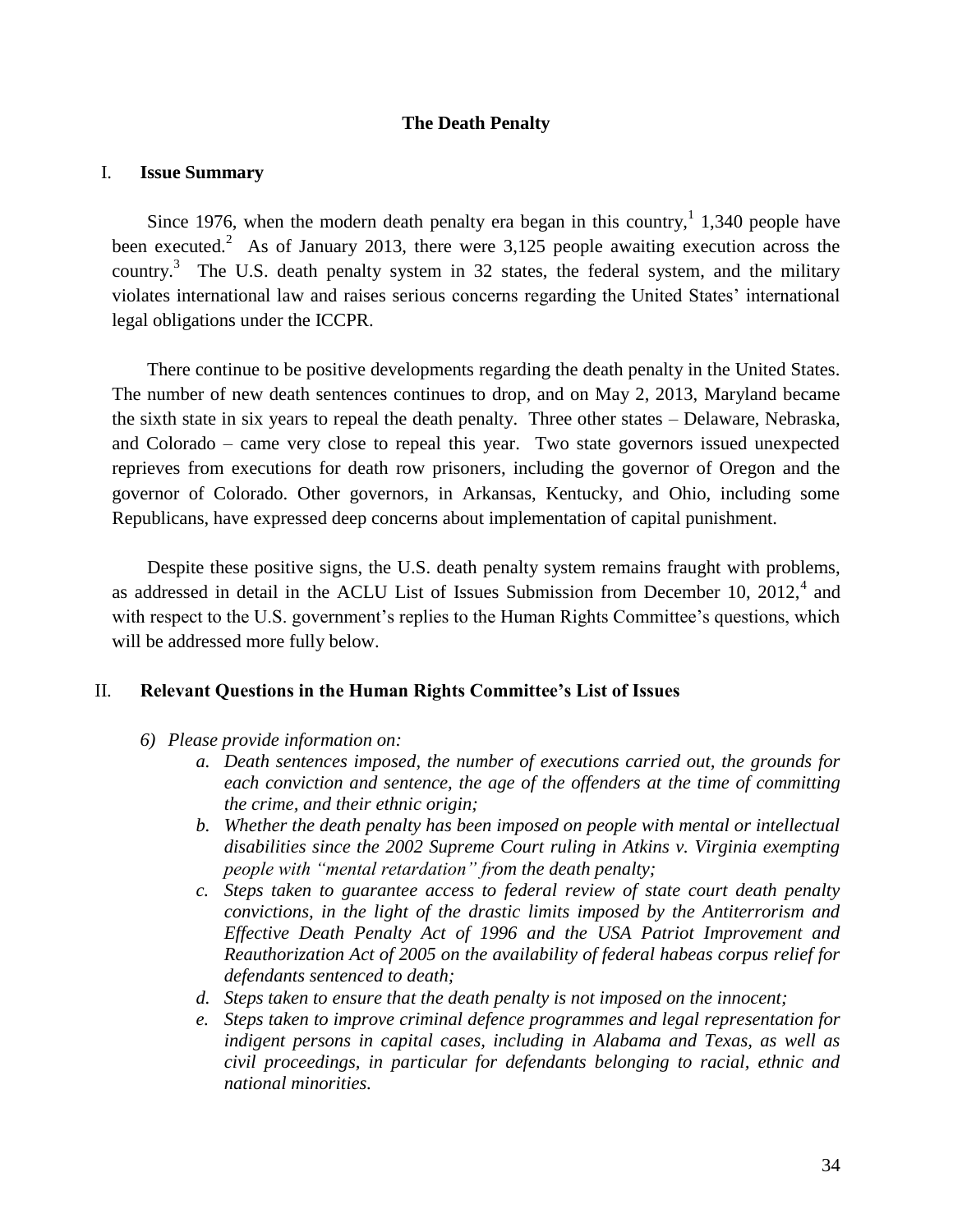## The Death Penalty

### I. Issue Summary

Since 1976, when the modern death penalty era began in this country,[1] 1,340 people have been executed.[2] As of January 2013, there were 3,125 people awaiting execution across the country.[3] The U.S. death penalty system in 32 states, the federal system, and the military violates international law and raises serious concerns regarding the United States' international legal obligations under the ICCPR.

There continue to be positive developments regarding the death penalty in the United States. The number of new death sentences continues to drop, and on May 2, 2013, Maryland became the sixth state in six years to repeal the death penalty. Three other states – Delaware, Nebraska, and Colorado – came very close to repeal this year. Two state governors issued unexpected reprieves from executions for death row prisoners, including the governor of Oregon and the governor of Colorado. Other governors, in Arkansas, Kentucky, and Ohio, including some Republicans, have expressed deep concerns about implementation of capital punishment.

Despite these positive signs, the U.S. death penalty system remains fraught with problems, as addressed in detail in the ACLU List of Issues Submission from December 10, 2012,[4] and with respect to the U.S. government's replies to the Human Rights Committee's questions, which will be addressed more fully below.

### II. Relevant Questions in the Human Rights Committee's List of Issues

6) *Please provide information on:*
   a. *Death sentences imposed, the number of executions carried out, the grounds for each conviction and sentence, the age of the offenders at the time of committing the crime, and their ethnic origin;*
   b. *Whether the death penalty has been imposed on people with mental or intellectual disabilities since the 2002 Supreme Court ruling in Atkins v. Virginia exempting people with "mental retardation" from the death penalty;*
   c. *Steps taken to guarantee access to federal review of state court death penalty convictions, in the light of the drastic limits imposed by the Antiterrorism and Effective Death Penalty Act of 1996 and the USA Patriot Improvement and Reauthorization Act of 2005 on the availability of federal habeas corpus relief for defendants sentenced to death;*
   d. *Steps taken to ensure that the death penalty is not imposed on the innocent;*
   e. *Steps taken to improve criminal defence programmes and legal representation for indigent persons in capital cases, including in Alabama and Texas, as well as civil proceedings, in particular for defendants belonging to racial, ethnic and national minorities.*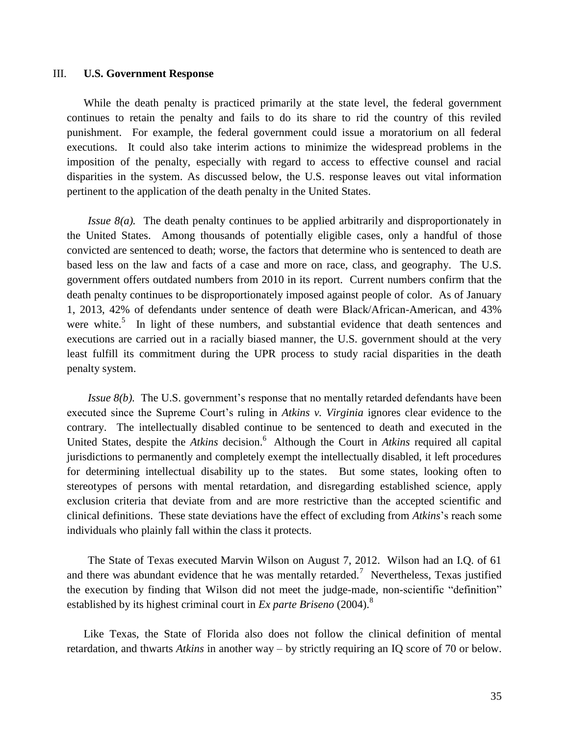## III. **U.S. Government Response**

While the death penalty is practiced primarily at the state level, the federal government continues to retain the penalty and fails to do its share to rid the country of this reviled punishment. For example, the federal government could issue a moratorium on all federal executions. It could also take interim actions to minimize the widespread problems in the imposition of the penalty, especially with regard to access to effective counsel and racial disparities in the system. As discussed below, the U.S. response leaves out vital information pertinent to the application of the death penalty in the United States.

*Issue 8(a).* The death penalty continues to be applied arbitrarily and disproportionately in the United States. Among thousands of potentially eligible cases, only a handful of those convicted are sentenced to death; worse, the factors that determine who is sentenced to death are based less on the law and facts of a case and more on race, class, and geography. The U.S. government offers outdated numbers from 2010 in its report. Current numbers confirm that the death penalty continues to be disproportionately imposed against people of color. As of January 1, 2013, 42% of defendants under sentence of death were Black/African-American, and 43% were white.[5] In light of these numbers, and substantial evidence that death sentences and executions are carried out in a racially biased manner, the U.S. government should at the very least fulfill its commitment during the UPR process to study racial disparities in the death penalty system.

*Issue 8(b).* The U.S. government's response that no mentally retarded defendants have been executed since the Supreme Court's ruling in *Atkins v. Virginia* ignores clear evidence to the contrary. The intellectually disabled continue to be sentenced to death and executed in the United States, despite the *Atkins* decision.[6] Although the Court in *Atkins* required all capital jurisdictions to permanently and completely exempt the intellectually disabled, it left procedures for determining intellectual disability up to the states. But some states, looking often to stereotypes of persons with mental retardation, and disregarding established science, apply exclusion criteria that deviate from and are more restrictive than the accepted scientific and clinical definitions. These state deviations have the effect of excluding from *Atkins*'s reach some individuals who plainly fall within the class it protects.

The State of Texas executed Marvin Wilson on August 7, 2012. Wilson had an I.Q. of 61 and there was abundant evidence that he was mentally retarded.[7] Nevertheless, Texas justified the execution by finding that Wilson did not meet the judge-made, non-scientific "definition" established by its highest criminal court in *Ex parte Briseno* (2004).[8]

Like Texas, the State of Florida also does not follow the clinical definition of mental retardation, and thwarts *Atkins* in another way – by strictly requiring an IQ score of 70 or below.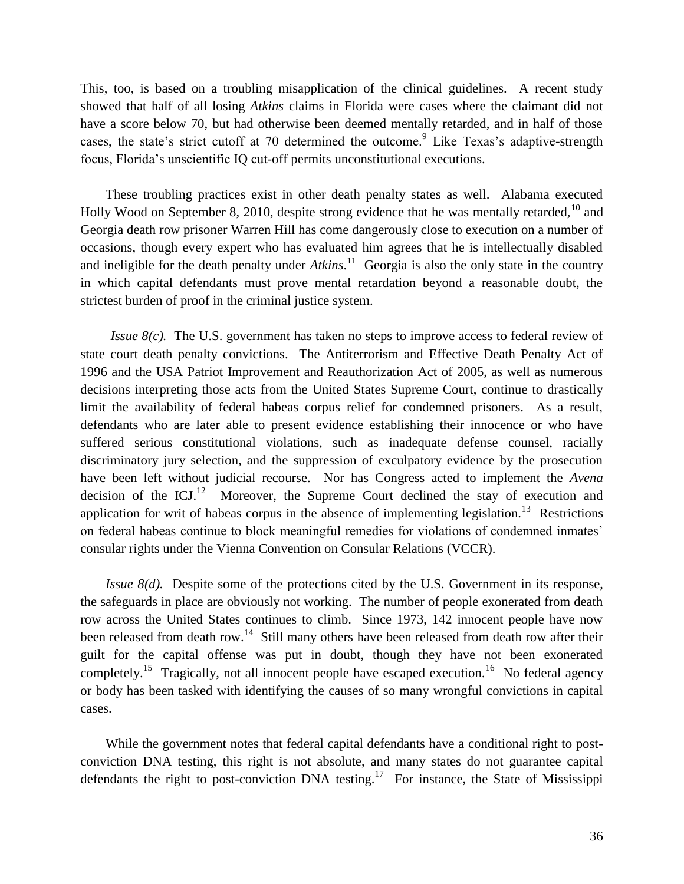This, too, is based on a troubling misapplication of the clinical guidelines. A recent study showed that half of all losing *Atkins* claims in Florida were cases where the claimant did not have a score below 70, but had otherwise been deemed mentally retarded, and in half of those cases, the state's strict cutoff at 70 determined the outcome.[9] Like Texas's adaptive-strength focus, Florida's unscientific IQ cut-off permits unconstitutional executions.

These troubling practices exist in other death penalty states as well. Alabama executed Holly Wood on September 8, 2010, despite strong evidence that he was mentally retarded,[10] and Georgia death row prisoner Warren Hill has come dangerously close to execution on a number of occasions, though every expert who has evaluated him agrees that he is intellectually disabled and ineligible for the death penalty under *Atkins*.[11] Georgia is also the only state in the country in which capital defendants must prove mental retardation beyond a reasonable doubt, the strictest burden of proof in the criminal justice system.

*Issue 8(c).* The U.S. government has taken no steps to improve access to federal review of state court death penalty convictions. The Antiterrorism and Effective Death Penalty Act of 1996 and the USA Patriot Improvement and Reauthorization Act of 2005, as well as numerous decisions interpreting those acts from the United States Supreme Court, continue to drastically limit the availability of federal habeas corpus relief for condemned prisoners. As a result, defendants who are later able to present evidence establishing their innocence or who have suffered serious constitutional violations, such as inadequate defense counsel, racially discriminatory jury selection, and the suppression of exculpatory evidence by the prosecution have been left without judicial recourse. Nor has Congress acted to implement the *Avena* decision of the ICJ.[12] Moreover, the Supreme Court declined the stay of execution and application for writ of habeas corpus in the absence of implementing legislation.[13] Restrictions on federal habeas continue to block meaningful remedies for violations of condemned inmates' consular rights under the Vienna Convention on Consular Relations (VCCR).

*Issue 8(d).* Despite some of the protections cited by the U.S. Government in its response, the safeguards in place are obviously not working. The number of people exonerated from death row across the United States continues to climb. Since 1973, 142 innocent people have now been released from death row.[14] Still many others have been released from death row after their guilt for the capital offense was put in doubt, though they have not been exonerated completely.[15] Tragically, not all innocent people have escaped execution.[16] No federal agency or body has been tasked with identifying the causes of so many wrongful convictions in capital cases.

While the government notes that federal capital defendants have a conditional right to post-conviction DNA testing, this right is not absolute, and many states do not guarantee capital defendants the right to post-conviction DNA testing.[17] For instance, the State of Mississippi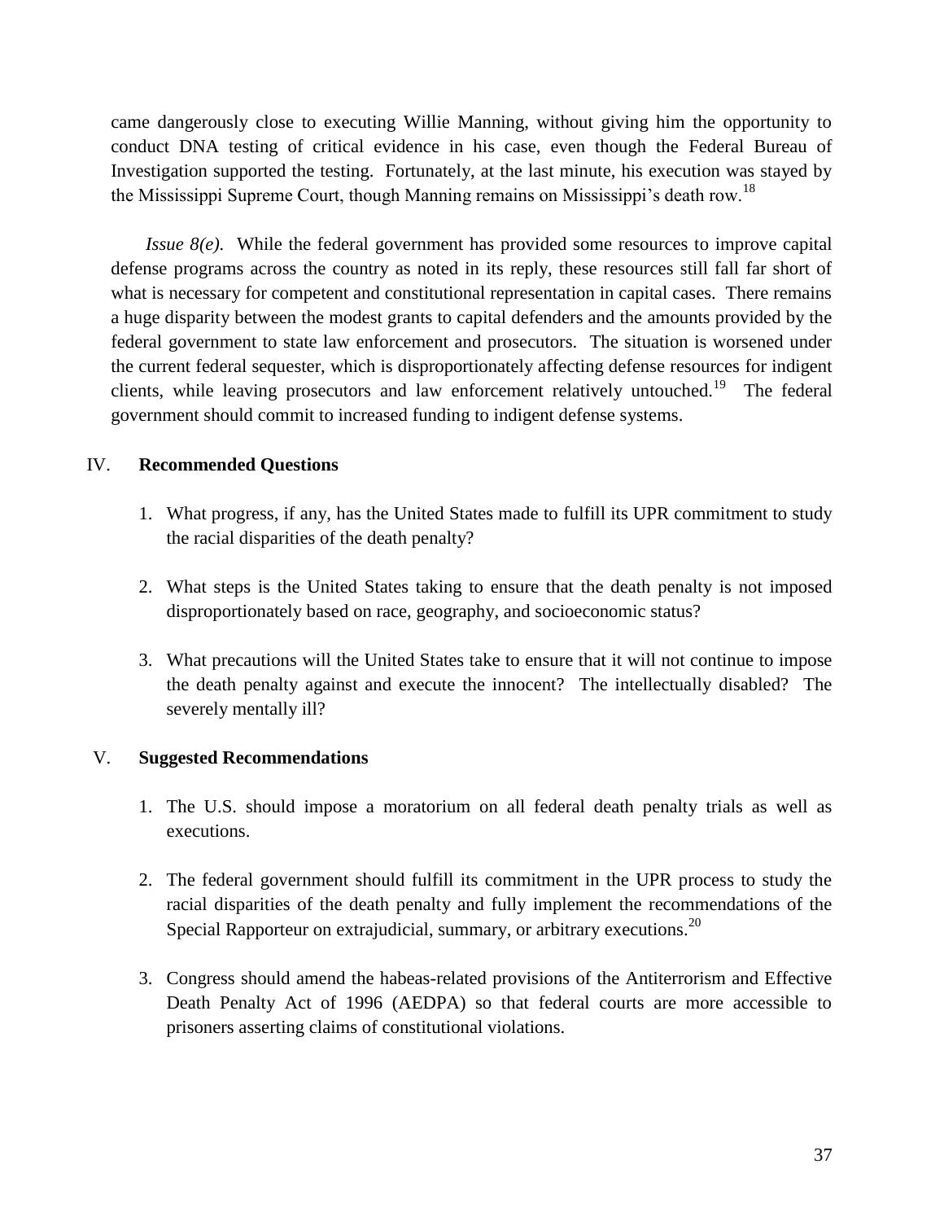came dangerously close to executing Willie Manning, without giving him the opportunity to conduct DNA testing of critical evidence in his case, even though the Federal Bureau of Investigation supported the testing. Fortunately, at the last minute, his execution was stayed by the Mississippi Supreme Court, though Manning remains on Mississippi's death row.[18]

*Issue 8(e).* While the federal government has provided some resources to improve capital defense programs across the country as noted in its reply, these resources still fall far short of what is necessary for competent and constitutional representation in capital cases. There remains a huge disparity between the modest grants to capital defenders and the amounts provided by the federal government to state law enforcement and prosecutors. The situation is worsened under the current federal sequester, which is disproportionately affecting defense resources for indigent clients, while leaving prosecutors and law enforcement relatively untouched.[19] The federal government should commit to increased funding to indigent defense systems.

## IV. Recommended Questions

1. What progress, if any, has the United States made to fulfill its UPR commitment to study the racial disparities of the death penalty?

2. What steps is the United States taking to ensure that the death penalty is not imposed disproportionately based on race, geography, and socioeconomic status?

3. What precautions will the United States take to ensure that it will not continue to impose the death penalty against and execute the innocent? The intellectually disabled? The severely mentally ill?

## V. Suggested Recommendations

1. The U.S. should impose a moratorium on all federal death penalty trials as well as executions.

2. The federal government should fulfill its commitment in the UPR process to study the racial disparities of the death penalty and fully implement the recommendations of the Special Rapporteur on extrajudicial, summary, or arbitrary executions.[20]

3. Congress should amend the habeas-related provisions of the Antiterrorism and Effective Death Penalty Act of 1996 (AEDPA) so that federal courts are more accessible to prisoners asserting claims of constitutional violations.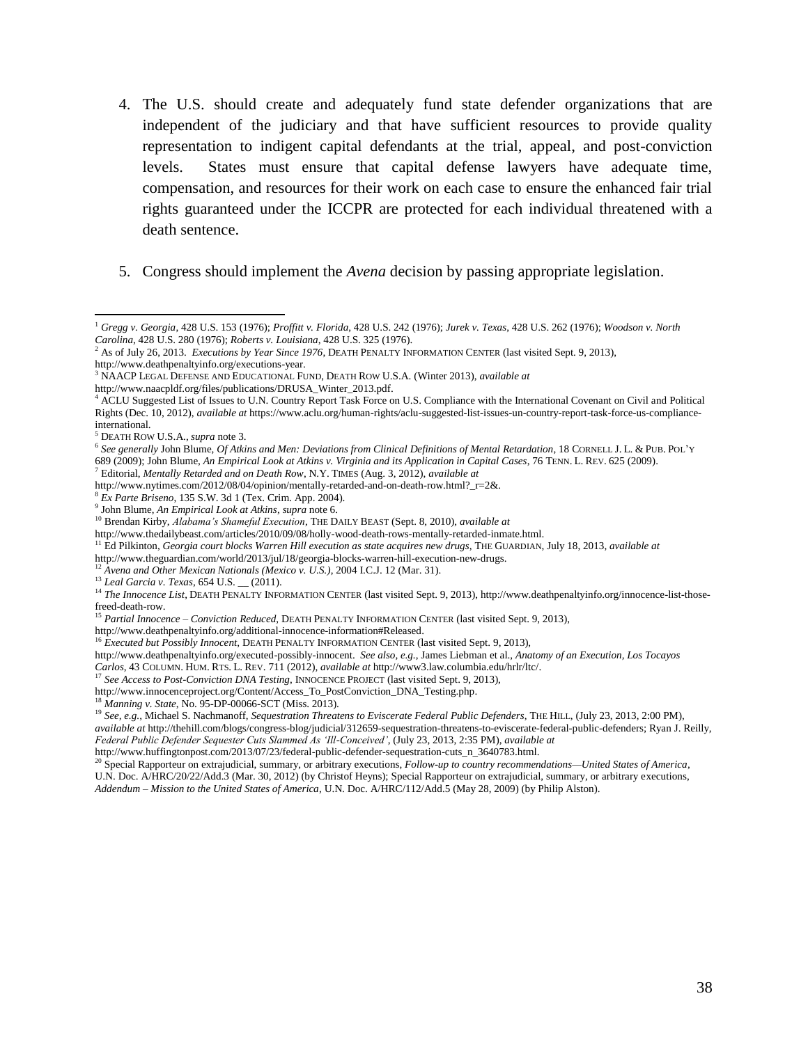4. The U.S. should create and adequately fund state defender organizations that are independent of the judiciary and that have sufficient resources to provide quality representation to indigent capital defendants at the trial, appeal, and post-conviction levels. States must ensure that capital defense lawyers have adequate time, compensation, and resources for their work on each case to ensure the enhanced fair trial rights guaranteed under the ICCPR are protected for each individual threatened with a death sentence.

5. Congress should implement the *Avena* decision by passing appropriate legislation.

---

[1] *Gregg v. Georgia*, 428 U.S. 153 (1976); *Proffitt v. Florida*, 428 U.S. 242 (1976); *Jurek v. Texas*, 428 U.S. 262 (1976); *Woodson v. North Carolina*, 428 U.S. 280 (1976); *Roberts v. Louisiana*, 428 U.S. 325 (1976).

[2] As of July 26, 2013. *Executions by Year Since 1976*, DEATH PENALTY INFORMATION CENTER (last visited Sept. 9, 2013), http://www.deathpenaltyinfo.org/executions-year.

[3] NAACP LEGAL DEFENSE AND EDUCATIONAL FUND, DEATH ROW U.S.A. (Winter 2013), *available at* http://www.naacpldf.org/files/publications/DRUSA_Winter_2013.pdf.

[4] ACLU Suggested List of Issues to U.N. Country Report Task Force on U.S. Compliance with the International Covenant on Civil and Political Rights (Dec. 10, 2012), *available at* https://www.aclu.org/human-rights/aclu-suggested-list-issues-un-country-report-task-force-us-compliance-international.

[5] DEATH ROW U.S.A., *supra* note 3.

[6] *See generally* John Blume, *Of Atkins and Men: Deviations from Clinical Definitions of Mental Retardation*, 18 CORNELL J. L. & PUB. POL'Y 689 (2009); John Blume, *An Empirical Look at Atkins v. Virginia and its Application in Capital Cases*, 76 TENN. L. REV. 625 (2009).

[7] Editorial, *Mentally Retarded and on Death Row*, N.Y. TIMES (Aug. 3, 2012), *available at* http://www.nytimes.com/2012/08/04/opinion/mentally-retarded-and-on-death-row.html?_r=2&.

[8] *Ex Parte Briseno*, 135 S.W. 3d 1 (Tex. Crim. App. 2004).

[9] John Blume, *An Empirical Look at Atkins*, *supra* note 6.

[10] Brendan Kirby, *Alabama's Shameful Execution*, THE DAILY BEAST (Sept. 8, 2010), *available at* http://www.thedailybeast.com/articles/2010/09/08/holly-wood-death-rows-mentally-retarded-inmate.html.

[11] Ed Pilkington, *Georgia court blocks Warren Hill execution as state acquires new drugs*, THE GUARDIAN, July 18, 2013, *available at* http://www.theguardian.com/world/2013/jul/18/georgia-blocks-warren-hill-execution-new-drugs.

[12] *Avena and Other Mexican Nationals (Mexico v. U.S.)*, 2004 I.C.J. 12 (Mar. 31).

[13] *Leal Garcia v. Texas*, 654 U.S. __ (2011).

[14] *The Innocence List*, DEATH PENALTY INFORMATION CENTER (last visited Sept. 9, 2013), http://www.deathpenaltyinfo.org/innocence-list-those-freed-death-row.

[15] *Partial Innocence – Conviction Reduced*, DEATH PENALTY INFORMATION CENTER (last visited Sept. 9, 2013), http://www.deathpenaltyinfo.org/additional-innocence-information#Released.

[16] *Executed but Possibly Innocent*, DEATH PENALTY INFORMATION CENTER (last visited Sept. 9, 2013), http://www.deathpenaltyinfo.org/executed-possibly-innocent. *See also, e.g.*, James Liebman et al., *Anatomy of an Execution, Los Tocayos Carlos*, 43 COLUMN. HUM. RTS. L. REV. 711 (2012), *available at* http://www3.law.columbia.edu/hrlr/ltc/.

[17] *See Access to Post-Conviction DNA Testing*, INNOCENCE PROJECT (last visited Sept. 9, 2013), http://www.innocenceproject.org/Content/Access_To_PostConviction_DNA_Testing.php.

[18] *Manning v. State*, No. 95-DP-00066-SCT (Miss. 2013).

[19] *See, e.g.*, Michael S. Nachmanoff, *Sequestration Threatens to Eviscerate Federal Public Defenders*, THE HILL, (July 23, 2013, 2:00 PM), *available at* http://thehill.com/blogs/congress-blog/judicial/312659-sequestration-threatens-to-eviscerate-federal-public-defenders; Ryan J. Reilly, *Federal Public Defender Sequester Cuts Slammed As 'Ill-Conceived'*, (July 23, 2013, 2:35 PM), *available at* http://www.huffingtonpost.com/2013/07/23/federal-public-defender-sequestration-cuts_n_3640783.html.

[20] Special Rapporteur on extrajudicial, summary, or arbitrary executions, *Follow-up to country recommendations—United States of America*, U.N. Doc. A/HRC/20/22/Add.3 (Mar. 30, 2012) (by Christof Heyns); Special Rapporteur on extrajudicial, summary, or arbitrary executions, *Addendum – Mission to the United States of America*, U.N. Doc. A/HRC/112/Add.5 (May 28, 2009) (by Philip Alston).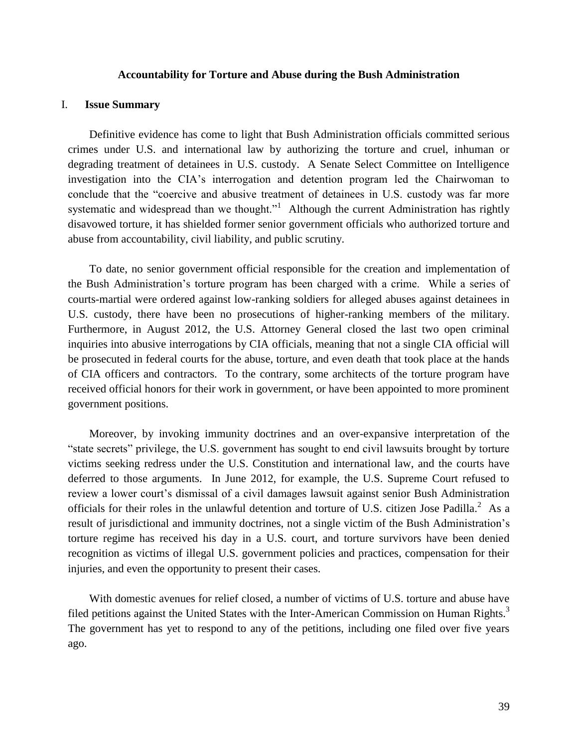## Accountability for Torture and Abuse during the Bush Administration

### I. Issue Summary

Definitive evidence has come to light that Bush Administration officials committed serious crimes under U.S. and international law by authorizing the torture and cruel, inhuman or degrading treatment of detainees in U.S. custody. A Senate Select Committee on Intelligence investigation into the CIA's interrogation and detention program led the Chairwoman to conclude that the "coercive and abusive treatment of detainees in U.S. custody was far more systematic and widespread than we thought."[1] Although the current Administration has rightly disavowed torture, it has shielded former senior government officials who authorized torture and abuse from accountability, civil liability, and public scrutiny.

To date, no senior government official responsible for the creation and implementation of the Bush Administration's torture program has been charged with a crime. While a series of courts-martial were ordered against low-ranking soldiers for alleged abuses against detainees in U.S. custody, there have been no prosecutions of higher-ranking members of the military. Furthermore, in August 2012, the U.S. Attorney General closed the last two open criminal inquiries into abusive interrogations by CIA officials, meaning that not a single CIA official will be prosecuted in federal courts for the abuse, torture, and even death that took place at the hands of CIA officers and contractors. To the contrary, some architects of the torture program have received official honors for their work in government, or have been appointed to more prominent government positions.

Moreover, by invoking immunity doctrines and an over-expansive interpretation of the "state secrets" privilege, the U.S. government has sought to end civil lawsuits brought by torture victims seeking redress under the U.S. Constitution and international law, and the courts have deferred to those arguments. In June 2012, for example, the U.S. Supreme Court refused to review a lower court's dismissal of a civil damages lawsuit against senior Bush Administration officials for their roles in the unlawful detention and torture of U.S. citizen Jose Padilla.[2] As a result of jurisdictional and immunity doctrines, not a single victim of the Bush Administration's torture regime has received his day in a U.S. court, and torture survivors have been denied recognition as victims of illegal U.S. government policies and practices, compensation for their injuries, and even the opportunity to present their cases.

With domestic avenues for relief closed, a number of victims of U.S. torture and abuse have filed petitions against the United States with the Inter-American Commission on Human Rights.[3] The government has yet to respond to any of the petitions, including one filed over five years ago.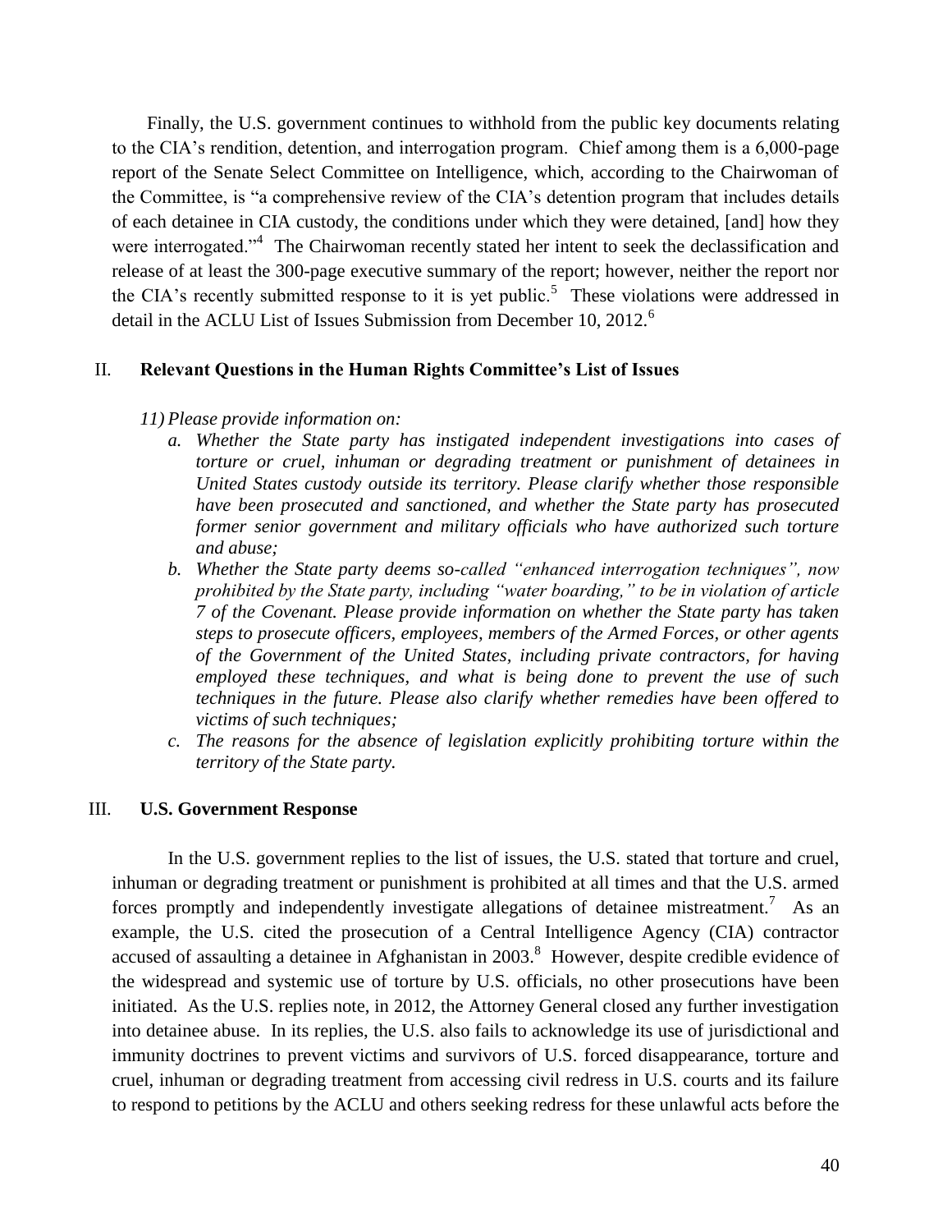Finally, the U.S. government continues to withhold from the public key documents relating to the CIA's rendition, detention, and interrogation program. Chief among them is a 6,000-page report of the Senate Select Committee on Intelligence, which, according to the Chairwoman of the Committee, is "a comprehensive review of the CIA's detention program that includes details of each detainee in CIA custody, the conditions under which they were detained, [and] how they were interrogated."[4] The Chairwoman recently stated her intent to seek the declassification and release of at least the 300-page executive summary of the report; however, neither the report nor the CIA's recently submitted response to it is yet public.[5] These violations were addressed in detail in the ACLU List of Issues Submission from December 10, 2012.[6]

## II. Relevant Questions in the Human Rights Committee's List of Issues

*11) Please provide information on:*

- *a. Whether the State party has instigated independent investigations into cases of torture or cruel, inhuman or degrading treatment or punishment of detainees in United States custody outside its territory. Please clarify whether those responsible have been prosecuted and sanctioned, and whether the State party has prosecuted former senior government and military officials who have authorized such torture and abuse;*
- *b. Whether the State party deems so-called "enhanced interrogation techniques", now prohibited by the State party, including "water boarding," to be in violation of article 7 of the Covenant. Please provide information on whether the State party has taken steps to prosecute officers, employees, members of the Armed Forces, or other agents of the Government of the United States, including private contractors, for having employed these techniques, and what is being done to prevent the use of such techniques in the future. Please also clarify whether remedies have been offered to victims of such techniques;*
- *c. The reasons for the absence of legislation explicitly prohibiting torture within the territory of the State party.*

## III. U.S. Government Response

In the U.S. government replies to the list of issues, the U.S. stated that torture and cruel, inhuman or degrading treatment or punishment is prohibited at all times and that the U.S. armed forces promptly and independently investigate allegations of detainee mistreatment.[7] As an example, the U.S. cited the prosecution of a Central Intelligence Agency (CIA) contractor accused of assaulting a detainee in Afghanistan in 2003.[8] However, despite credible evidence of the widespread and systemic use of torture by U.S. officials, no other prosecutions have been initiated. As the U.S. replies note, in 2012, the Attorney General closed any further investigation into detainee abuse. In its replies, the U.S. also fails to acknowledge its use of jurisdictional and immunity doctrines to prevent victims and survivors of U.S. forced disappearance, torture and cruel, inhuman or degrading treatment from accessing civil redress in U.S. courts and its failure to respond to petitions by the ACLU and others seeking redress for these unlawful acts before the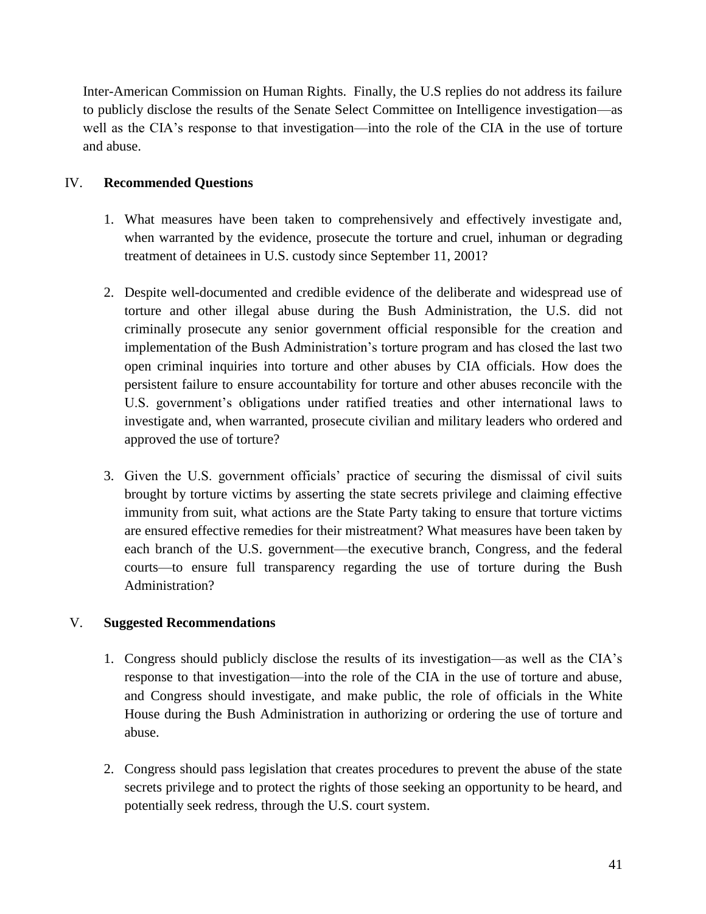Inter-American Commission on Human Rights. Finally, the U.S replies do not address its failure to publicly disclose the results of the Senate Select Committee on Intelligence investigation—as well as the CIA's response to that investigation—into the role of the CIA in the use of torture and abuse.

## IV. Recommended Questions

1. What measures have been taken to comprehensively and effectively investigate and, when warranted by the evidence, prosecute the torture and cruel, inhuman or degrading treatment of detainees in U.S. custody since September 11, 2001?

2. Despite well-documented and credible evidence of the deliberate and widespread use of torture and other illegal abuse during the Bush Administration, the U.S. did not criminally prosecute any senior government official responsible for the creation and implementation of the Bush Administration's torture program and has closed the last two open criminal inquiries into torture and other abuses by CIA officials. How does the persistent failure to ensure accountability for torture and other abuses reconcile with the U.S. government's obligations under ratified treaties and other international laws to investigate and, when warranted, prosecute civilian and military leaders who ordered and approved the use of torture?

3. Given the U.S. government officials' practice of securing the dismissal of civil suits brought by torture victims by asserting the state secrets privilege and claiming effective immunity from suit, what actions are the State Party taking to ensure that torture victims are ensured effective remedies for their mistreatment? What measures have been taken by each branch of the U.S. government—the executive branch, Congress, and the federal courts—to ensure full transparency regarding the use of torture during the Bush Administration?

## V. Suggested Recommendations

1. Congress should publicly disclose the results of its investigation—as well as the CIA's response to that investigation—into the role of the CIA in the use of torture and abuse, and Congress should investigate, and make public, the role of officials in the White House during the Bush Administration in authorizing or ordering the use of torture and abuse.

2. Congress should pass legislation that creates procedures to prevent the abuse of the state secrets privilege and to protect the rights of those seeking an opportunity to be heard, and potentially seek redress, through the U.S. court system.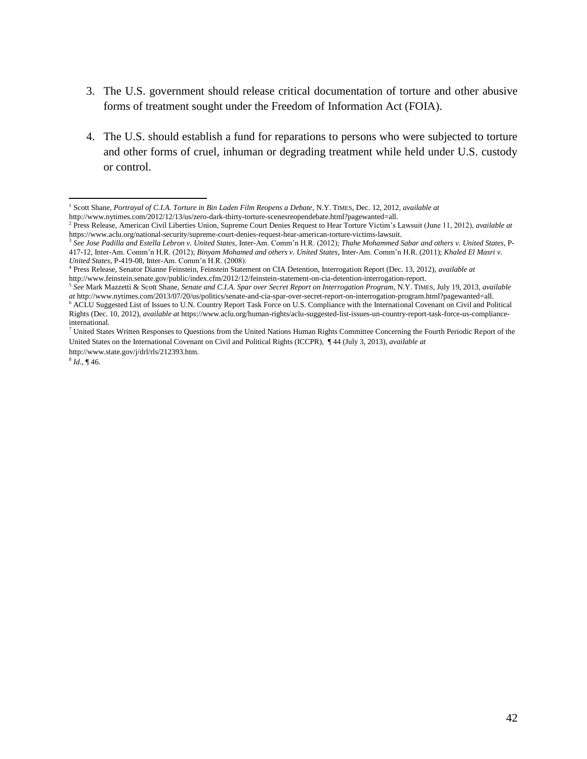3. The U.S. government should release critical documentation of torture and other abusive forms of treatment sought under the Freedom of Information Act (FOIA).

4. The U.S. should establish a fund for reparations to persons who were subjected to torture and other forms of cruel, inhuman or degrading treatment while held under U.S. custody or control.

---

[1] Scott Shane, *Portrayal of C.I.A. Torture in Bin Laden Film Reopens a Debate*, N.Y. TIMES, Dec. 12, 2012, *available at* http://www.nytimes.com/2012/12/13/us/zero-dark-thirty-torture-scenesreopendebate.html?pagewanted=all.

[2] Press Release, American Civil Liberties Union, Supreme Court Denies Request to Hear Torture Victim's Lawsuit (June 11, 2012), *available at* https://www.aclu.org/national-security/supreme-court-denies-request-hear-american-torture-victims-lawsuit.

[3] *See Jose Padilla and Estella Lebron v. United States*, Inter-Am. Comm'n H.R. (2012); *Thahe Mohammed Sabar and others v. United States*, P-417-12, Inter-Am. Comm'n H.R. (2012); *Binyam Mohamed and others v. United States*, Inter-Am. Comm'n H.R. (2011); *Khaled El Masri v. United States*, P-419-08, Inter-Am. Comm'n H.R. (2008).

[4] Press Release, Senator Dianne Feinstein, Feinstein Statement on CIA Detention, Interrogation Report (Dec. 13, 2012), *available at* http://www.feinstein.senate.gov/public/index.cfm/2012/12/feinstein-statement-on-cia-detention-interrogation-report.

[5] *See* Mark Mazzetti & Scott Shane, *Senate and C.I.A. Spar over Secret Report on Interrogation Program*, N.Y. TIMES, July 19, 2013, *available at* http://www.nytimes.com/2013/07/20/us/politics/senate-and-cia-spar-over-secret-report-on-interrogation-program.html?pagewanted=all.

[6] ACLU Suggested List of Issues to U.N. Country Report Task Force on U.S. Compliance with the International Covenant on Civil and Political Rights (Dec. 10, 2012), *available at* https://www.aclu.org/human-rights/aclu-suggested-list-issues-un-country-report-task-force-us-compliance-international.

[7] United States Written Responses to Questions from the United Nations Human Rights Committee Concerning the Fourth Periodic Report of the United States on the International Covenant on Civil and Political Rights (ICCPR), ¶ 44 (July 3, 2013), *available at* http://www.state.gov/j/drl/rls/212393.htm.

[8] *Id.*, ¶ 46.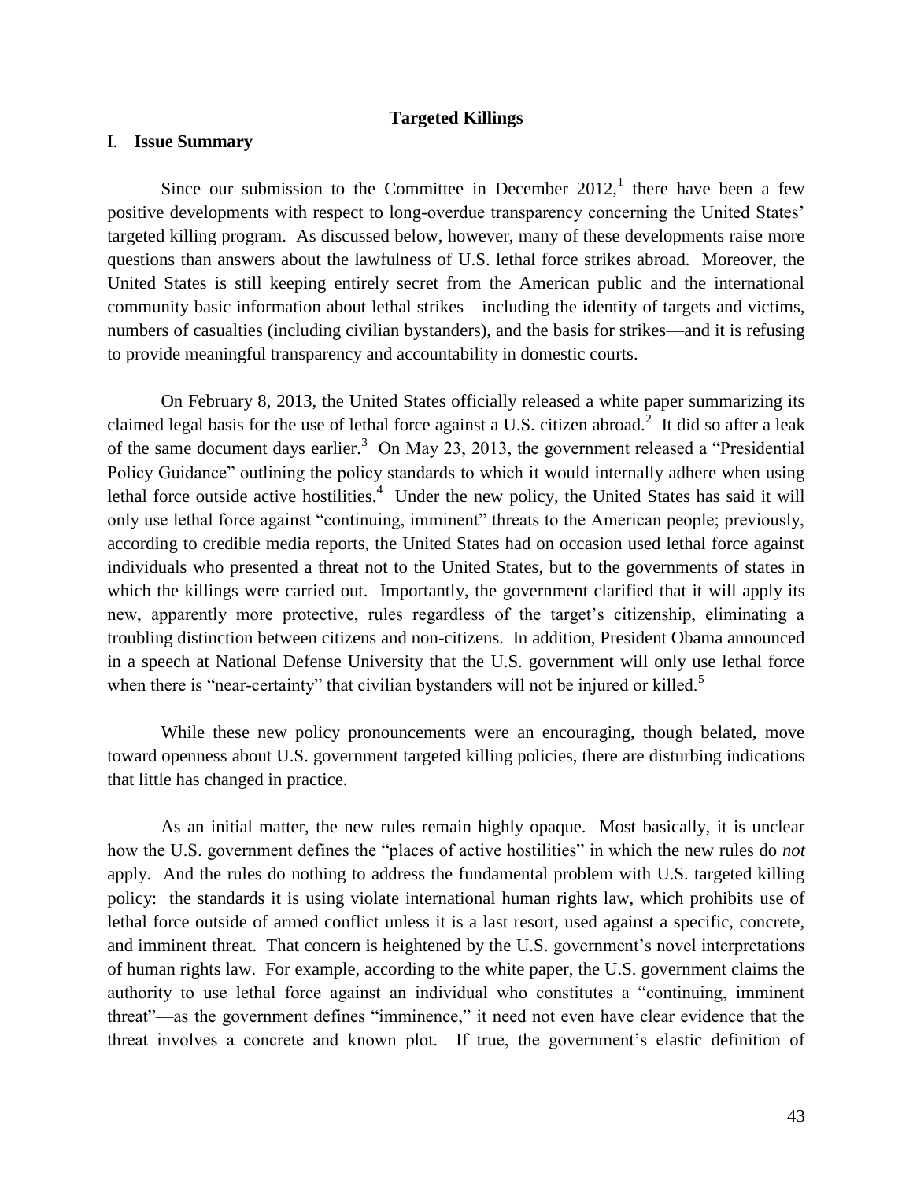**Targeted Killings**

## I. **Issue Summary**

Since our submission to the Committee in December 2012,[1] there have been a few positive developments with respect to long-overdue transparency concerning the United States' targeted killing program. As discussed below, however, many of these developments raise more questions than answers about the lawfulness of U.S. lethal force strikes abroad. Moreover, the United States is still keeping entirely secret from the American public and the international community basic information about lethal strikes—including the identity of targets and victims, numbers of casualties (including civilian bystanders), and the basis for strikes—and it is refusing to provide meaningful transparency and accountability in domestic courts.

On February 8, 2013, the United States officially released a white paper summarizing its claimed legal basis for the use of lethal force against a U.S. citizen abroad.[2] It did so after a leak of the same document days earlier.[3] On May 23, 2013, the government released a "Presidential Policy Guidance" outlining the policy standards to which it would internally adhere when using lethal force outside active hostilities.[4] Under the new policy, the United States has said it will only use lethal force against "continuing, imminent" threats to the American people; previously, according to credible media reports, the United States had on occasion used lethal force against individuals who presented a threat not to the United States, but to the governments of states in which the killings were carried out. Importantly, the government clarified that it will apply its new, apparently more protective, rules regardless of the target's citizenship, eliminating a troubling distinction between citizens and non-citizens. In addition, President Obama announced in a speech at National Defense University that the U.S. government will only use lethal force when there is "near-certainty" that civilian bystanders will not be injured or killed.[5]

While these new policy pronouncements were an encouraging, though belated, move toward openness about U.S. government targeted killing policies, there are disturbing indications that little has changed in practice.

As an initial matter, the new rules remain highly opaque. Most basically, it is unclear how the U.S. government defines the "places of active hostilities" in which the new rules do *not* apply. And the rules do nothing to address the fundamental problem with U.S. targeted killing policy: the standards it is using violate international human rights law, which prohibits use of lethal force outside of armed conflict unless it is a last resort, used against a specific, concrete, and imminent threat. That concern is heightened by the U.S. government's novel interpretations of human rights law. For example, according to the white paper, the U.S. government claims the authority to use lethal force against an individual who constitutes a "continuing, imminent threat"—as the government defines "imminence," it need not even have clear evidence that the threat involves a concrete and known plot. If true, the government's elastic definition of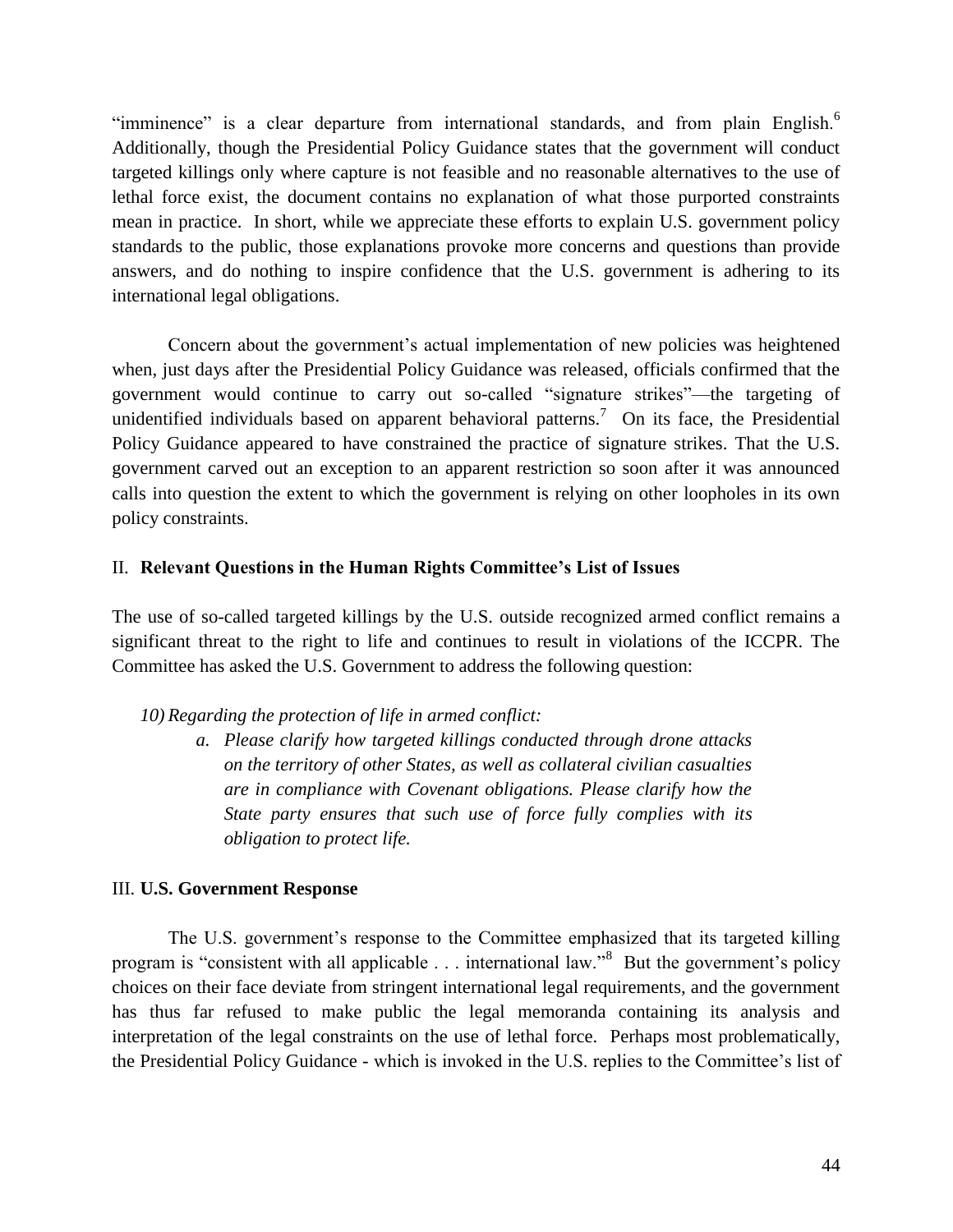"imminence" is a clear departure from international standards, and from plain English.[6] Additionally, though the Presidential Policy Guidance states that the government will conduct targeted killings only where capture is not feasible and no reasonable alternatives to the use of lethal force exist, the document contains no explanation of what those purported constraints mean in practice. In short, while we appreciate these efforts to explain U.S. government policy standards to the public, those explanations provoke more concerns and questions than provide answers, and do nothing to inspire confidence that the U.S. government is adhering to its international legal obligations.

Concern about the government's actual implementation of new policies was heightened when, just days after the Presidential Policy Guidance was released, officials confirmed that the government would continue to carry out so-called "signature strikes"—the targeting of unidentified individuals based on apparent behavioral patterns.[7] On its face, the Presidential Policy Guidance appeared to have constrained the practice of signature strikes. That the U.S. government carved out an exception to an apparent restriction so soon after it was announced calls into question the extent to which the government is relying on other loopholes in its own policy constraints.

## II. **Relevant Questions in the Human Rights Committee's List of Issues**

The use of so-called targeted killings by the U.S. outside recognized armed conflict remains a significant threat to the right to life and continues to result in violations of the ICCPR. The Committee has asked the U.S. Government to address the following question:

10) *Regarding the protection of life in armed conflict:*
   a. *Please clarify how targeted killings conducted through drone attacks on the territory of other States, as well as collateral civilian casualties are in compliance with Covenant obligations. Please clarify how the State party ensures that such use of force fully complies with its obligation to protect life.*

## III. **U.S. Government Response**

The U.S. government's response to the Committee emphasized that its targeted killing program is "consistent with all applicable . . . international law."[8] But the government's policy choices on their face deviate from stringent international legal requirements, and the government has thus far refused to make public the legal memoranda containing its analysis and interpretation of the legal constraints on the use of lethal force. Perhaps most problematically, the Presidential Policy Guidance - which is invoked in the U.S. replies to the Committee's list of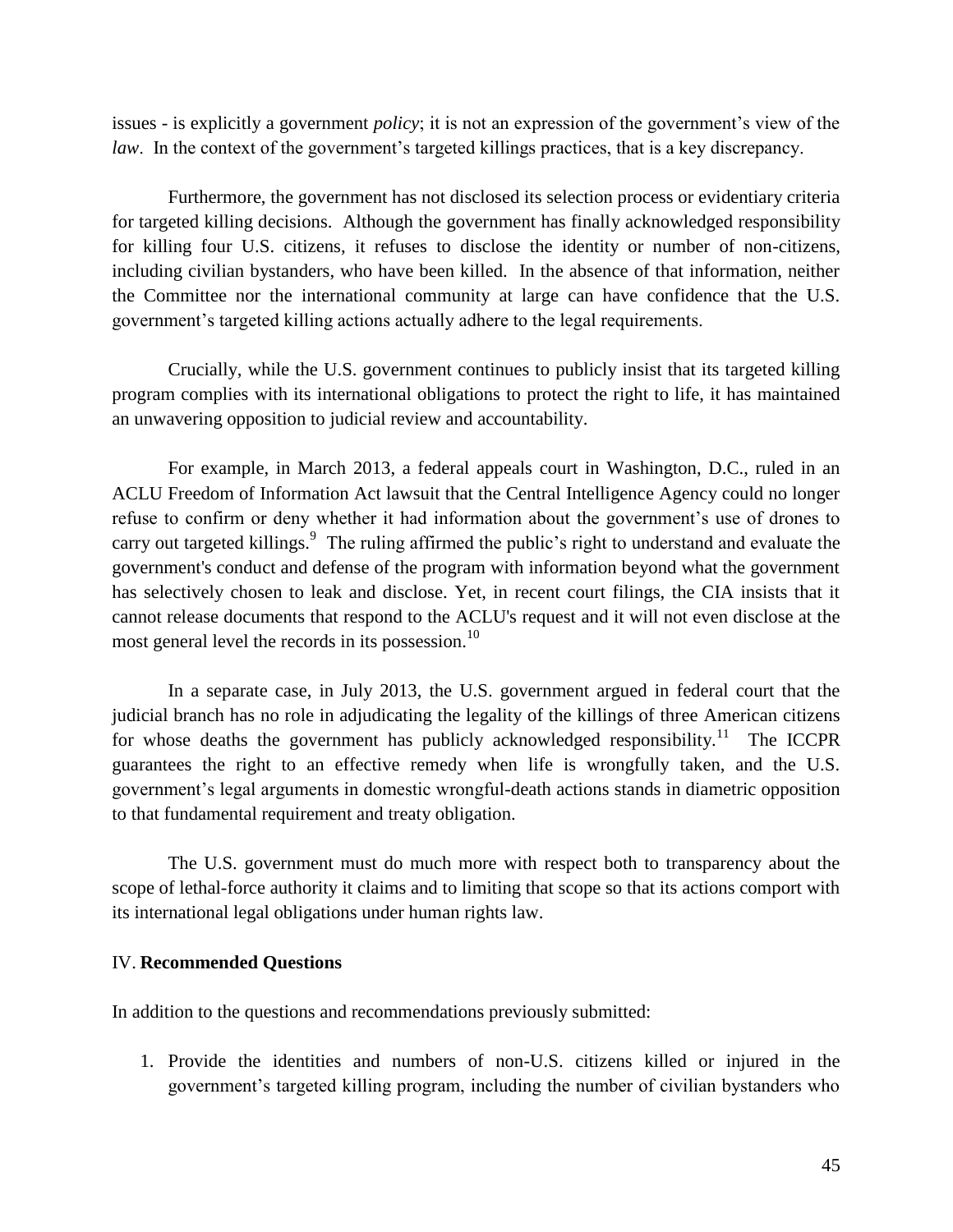issues - is explicitly a government *policy*; it is not an expression of the government's view of the *law*. In the context of the government's targeted killings practices, that is a key discrepancy.

Furthermore, the government has not disclosed its selection process or evidentiary criteria for targeted killing decisions. Although the government has finally acknowledged responsibility for killing four U.S. citizens, it refuses to disclose the identity or number of non-citizens, including civilian bystanders, who have been killed. In the absence of that information, neither the Committee nor the international community at large can have confidence that the U.S. government's targeted killing actions actually adhere to the legal requirements.

Crucially, while the U.S. government continues to publicly insist that its targeted killing program complies with its international obligations to protect the right to life, it has maintained an unwavering opposition to judicial review and accountability.

For example, in March 2013, a federal appeals court in Washington, D.C., ruled in an ACLU Freedom of Information Act lawsuit that the Central Intelligence Agency could no longer refuse to confirm or deny whether it had information about the government's use of drones to carry out targeted killings.[9] The ruling affirmed the public's right to understand and evaluate the government's conduct and defense of the program with information beyond what the government has selectively chosen to leak and disclose. Yet, in recent court filings, the CIA insists that it cannot release documents that respond to the ACLU's request and it will not even disclose at the most general level the records in its possession.[10]

In a separate case, in July 2013, the U.S. government argued in federal court that the judicial branch has no role in adjudicating the legality of the killings of three American citizens for whose deaths the government has publicly acknowledged responsibility.[11] The ICCPR guarantees the right to an effective remedy when life is wrongfully taken, and the U.S. government's legal arguments in domestic wrongful-death actions stands in diametric opposition to that fundamental requirement and treaty obligation.

The U.S. government must do much more with respect both to transparency about the scope of lethal-force authority it claims and to limiting that scope so that its actions comport with its international legal obligations under human rights law.

## IV. **Recommended Questions**

In addition to the questions and recommendations previously submitted:

1. Provide the identities and numbers of non-U.S. citizens killed or injured in the government's targeted killing program, including the number of civilian bystanders who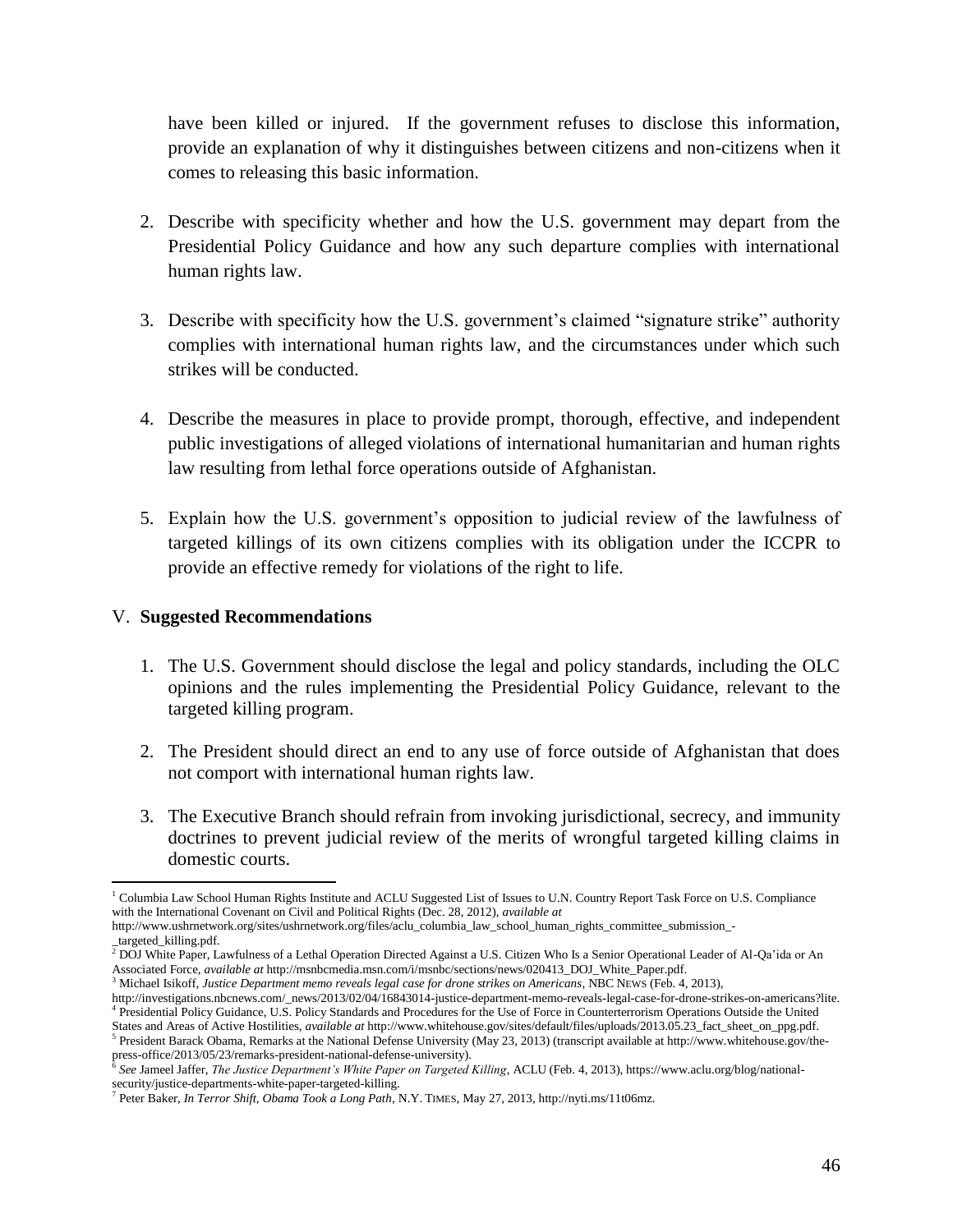have been killed or injured. If the government refuses to disclose this information, provide an explanation of why it distinguishes between citizens and non-citizens when it comes to releasing this basic information.

2. Describe with specificity whether and how the U.S. government may depart from the Presidential Policy Guidance and how any such departure complies with international human rights law.

3. Describe with specificity how the U.S. government's claimed "signature strike" authority complies with international human rights law, and the circumstances under which such strikes will be conducted.

4. Describe the measures in place to provide prompt, thorough, effective, and independent public investigations of alleged violations of international humanitarian and human rights law resulting from lethal force operations outside of Afghanistan.

5. Explain how the U.S. government's opposition to judicial review of the lawfulness of targeted killings of its own citizens complies with its obligation under the ICCPR to provide an effective remedy for violations of the right to life.

## V. **Suggested Recommendations**

1. The U.S. Government should disclose the legal and policy standards, including the OLC opinions and the rules implementing the Presidential Policy Guidance, relevant to the targeted killing program.

2. The President should direct an end to any use of force outside of Afghanistan that does not comport with international human rights law.

3. The Executive Branch should refrain from invoking jurisdictional, secrecy, and immunity doctrines to prevent judicial review of the merits of wrongful targeted killing claims in domestic courts.

---

[1] Columbia Law School Human Rights Institute and ACLU Suggested List of Issues to U.N. Country Report Task Force on U.S. Compliance with the International Covenant on Civil and Political Rights (Dec. 28, 2012), *available at* http://www.ushrnetwork.org/sites/ushrnetwork.org/files/aclu_columbia_law_school_human_rights_committee_submission_-_targeted_killing.pdf.

[2] DOJ White Paper, Lawfulness of a Lethal Operation Directed Against a U.S. Citizen Who Is a Senior Operational Leader of Al-Qa'ida or An Associated Force, *available at* http://msnbcmedia.msn.com/i/msnbc/sections/news/020413_DOJ_White_Paper.pdf.

[3] Michael Isikoff, *Justice Department memo reveals legal case for drone strikes on Americans*, NBC NEWS (Feb. 4, 2013), http://investigations.nbcnews.com/_news/2013/02/04/16843014-justice-department-memo-reveals-legal-case-for-drone-strikes-on-americans?lite.

[4] Presidential Policy Guidance, U.S. Policy Standards and Procedures for the Use of Force in Counterterrorism Operations Outside the United States and Areas of Active Hostilities, *available at* http://www.whitehouse.gov/sites/default/files/uploads/2013.05.23_fact_sheet_on_ppg.pdf.

[5] President Barack Obama, Remarks at the National Defense University (May 23, 2013) (transcript available at http://www.whitehouse.gov/the-press-office/2013/05/23/remarks-president-national-defense-university).

[6] *See* Jameel Jaffer, *The Justice Department's White Paper on Targeted Killing*, ACLU (Feb. 4, 2013), https://www.aclu.org/blog/national-security/justice-departments-white-paper-targeted-killing.

[7] Peter Baker, *In Terror Shift, Obama Took a Long Path*, N.Y. TIMES, May 27, 2013, http://nyti.ms/11t06mz.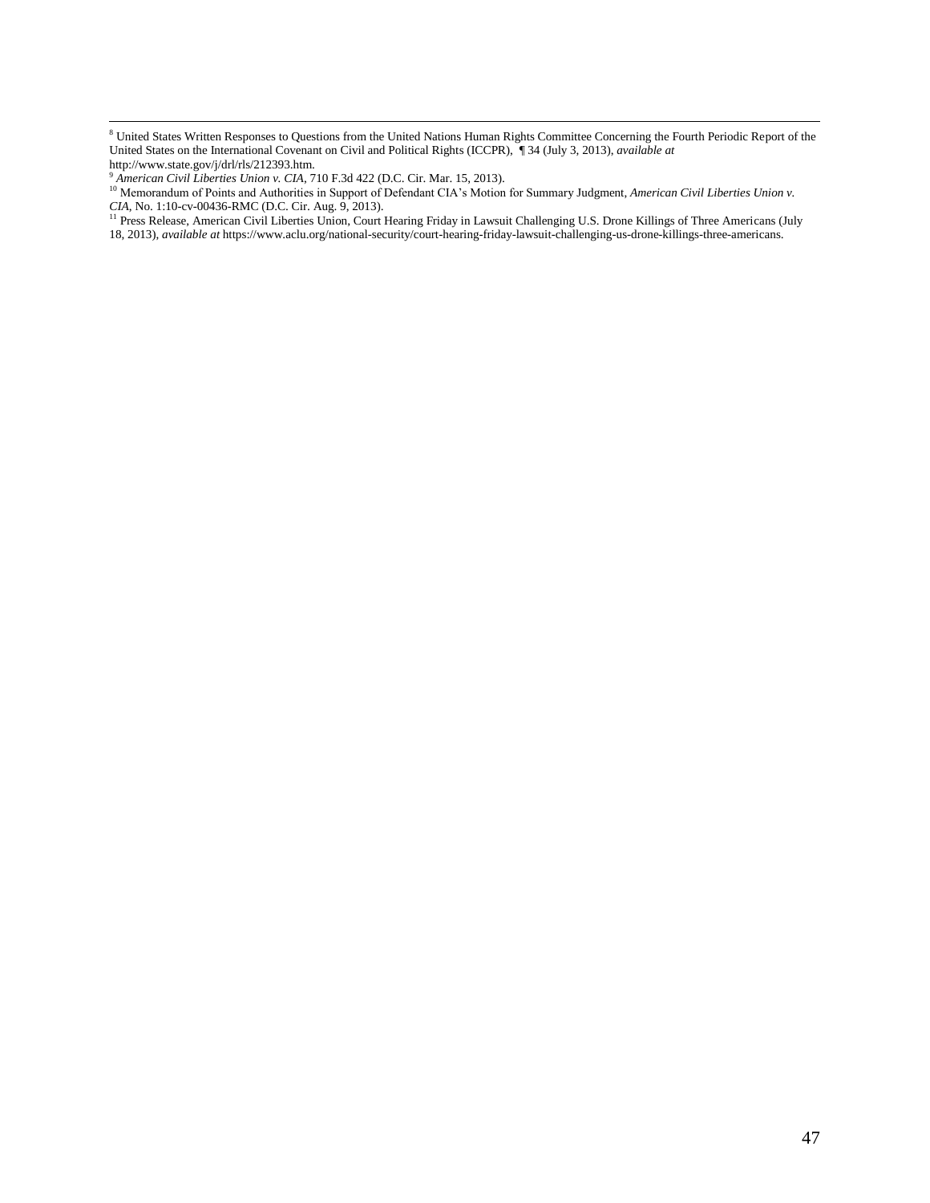[8] United States Written Responses to Questions from the United Nations Human Rights Committee Concerning the Fourth Periodic Report of the United States on the International Covenant on Civil and Political Rights (ICCPR), ¶ 34 (July 3, 2013), *available at* http://www.state.gov/j/drl/rls/212393.htm.

[9] *American Civil Liberties Union v. CIA*, 710 F.3d 422 (D.C. Cir. Mar. 15, 2013).

[10] Memorandum of Points and Authorities in Support of Defendant CIA's Motion for Summary Judgment, *American Civil Liberties Union v. CIA*, No. 1:10-cv-00436-RMC (D.C. Cir. Aug. 9, 2013).

[11] Press Release, American Civil Liberties Union, Court Hearing Friday in Lawsuit Challenging U.S. Drone Killings of Three Americans (July 18, 2013), *available at* https://www.aclu.org/national-security/court-hearing-friday-lawsuit-challenging-us-drone-killings-three-americans.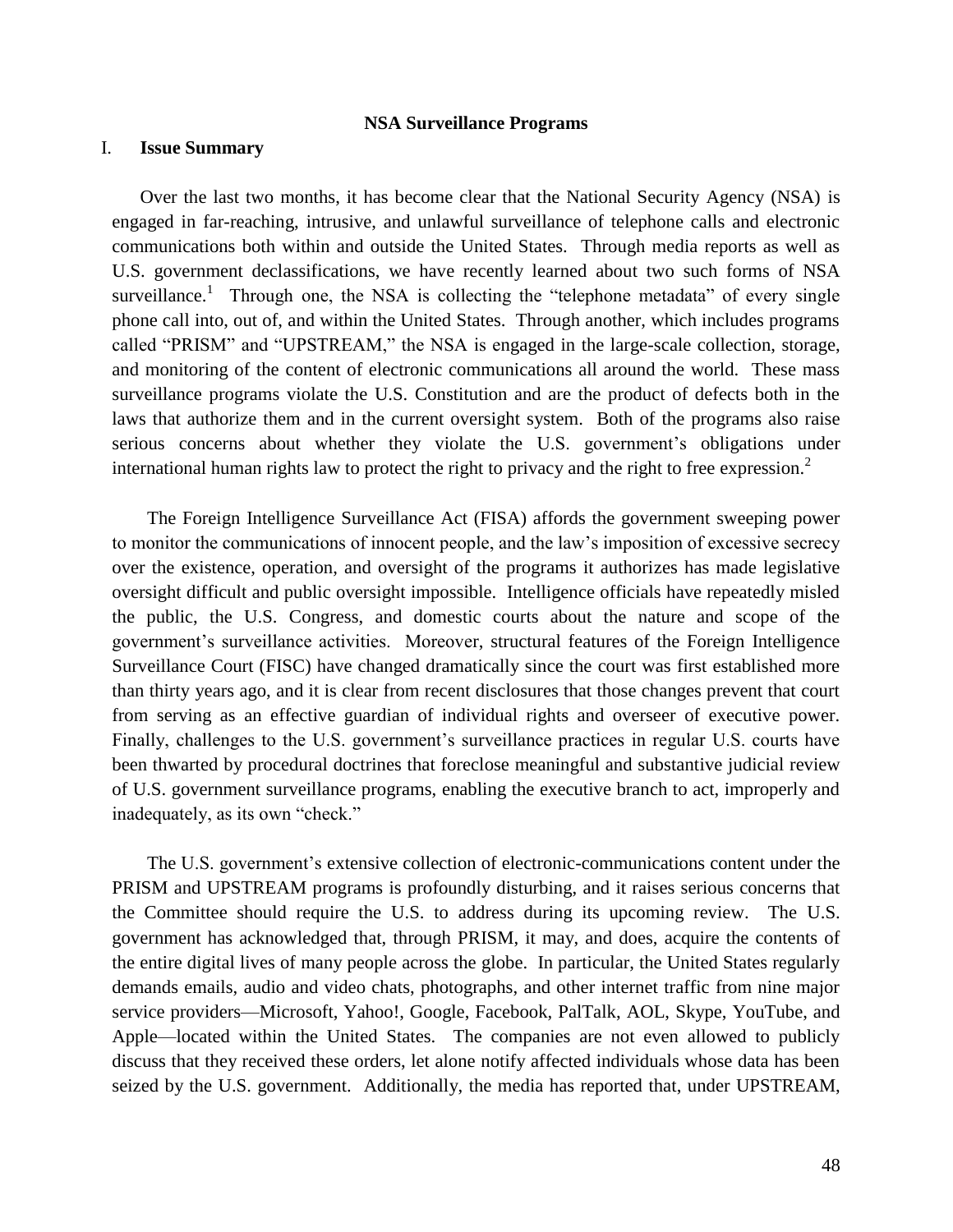**NSA Surveillance Programs**

## I. Issue Summary

Over the last two months, it has become clear that the National Security Agency (NSA) is engaged in far-reaching, intrusive, and unlawful surveillance of telephone calls and electronic communications both within and outside the United States. Through media reports as well as U.S. government declassifications, we have recently learned about two such forms of NSA surveillance.[1] Through one, the NSA is collecting the "telephone metadata" of every single phone call into, out of, and within the United States. Through another, which includes programs called "PRISM" and "UPSTREAM," the NSA is engaged in the large-scale collection, storage, and monitoring of the content of electronic communications all around the world. These mass surveillance programs violate the U.S. Constitution and are the product of defects both in the laws that authorize them and in the current oversight system. Both of the programs also raise serious concerns about whether they violate the U.S. government's obligations under international human rights law to protect the right to privacy and the right to free expression.[2]

The Foreign Intelligence Surveillance Act (FISA) affords the government sweeping power to monitor the communications of innocent people, and the law's imposition of excessive secrecy over the existence, operation, and oversight of the programs it authorizes has made legislative oversight difficult and public oversight impossible. Intelligence officials have repeatedly misled the public, the U.S. Congress, and domestic courts about the nature and scope of the government's surveillance activities. Moreover, structural features of the Foreign Intelligence Surveillance Court (FISC) have changed dramatically since the court was first established more than thirty years ago, and it is clear from recent disclosures that those changes prevent that court from serving as an effective guardian of individual rights and overseer of executive power. Finally, challenges to the U.S. government's surveillance practices in regular U.S. courts have been thwarted by procedural doctrines that foreclose meaningful and substantive judicial review of U.S. government surveillance programs, enabling the executive branch to act, improperly and inadequately, as its own "check."

The U.S. government's extensive collection of electronic-communications content under the PRISM and UPSTREAM programs is profoundly disturbing, and it raises serious concerns that the Committee should require the U.S. to address during its upcoming review. The U.S. government has acknowledged that, through PRISM, it may, and does, acquire the contents of the entire digital lives of many people across the globe. In particular, the United States regularly demands emails, audio and video chats, photographs, and other internet traffic from nine major service providers—Microsoft, Yahoo!, Google, Facebook, PalTalk, AOL, Skype, YouTube, and Apple—located within the United States. The companies are not even allowed to publicly discuss that they received these orders, let alone notify affected individuals whose data has been seized by the U.S. government. Additionally, the media has reported that, under UPSTREAM,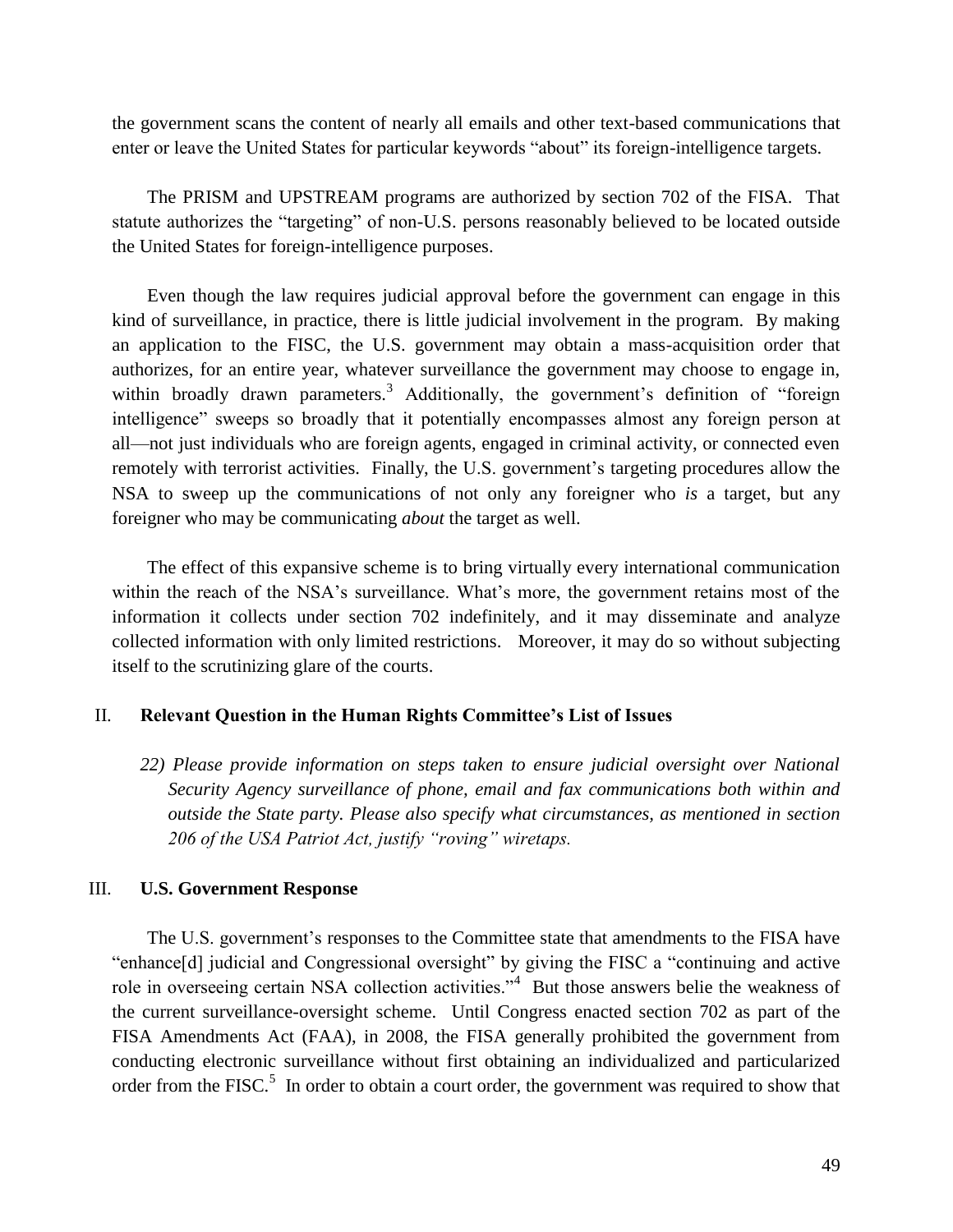the government scans the content of nearly all emails and other text-based communications that enter or leave the United States for particular keywords "about" its foreign-intelligence targets.

The PRISM and UPSTREAM programs are authorized by section 702 of the FISA. That statute authorizes the "targeting" of non-U.S. persons reasonably believed to be located outside the United States for foreign-intelligence purposes.

Even though the law requires judicial approval before the government can engage in this kind of surveillance, in practice, there is little judicial involvement in the program. By making an application to the FISC, the U.S. government may obtain a mass-acquisition order that authorizes, for an entire year, whatever surveillance the government may choose to engage in, within broadly drawn parameters.[3] Additionally, the government's definition of "foreign intelligence" sweeps so broadly that it potentially encompasses almost any foreign person at all—not just individuals who are foreign agents, engaged in criminal activity, or connected even remotely with terrorist activities. Finally, the U.S. government's targeting procedures allow the NSA to sweep up the communications of not only any foreigner who *is* a target, but any foreigner who may be communicating *about* the target as well.

The effect of this expansive scheme is to bring virtually every international communication within the reach of the NSA's surveillance. What's more, the government retains most of the information it collects under section 702 indefinitely, and it may disseminate and analyze collected information with only limited restrictions. Moreover, it may do so without subjecting itself to the scrutinizing glare of the courts.

## II. Relevant Question in the Human Rights Committee's List of Issues

> *22) Please provide information on steps taken to ensure judicial oversight over National Security Agency surveillance of phone, email and fax communications both within and outside the State party. Please also specify what circumstances, as mentioned in section 206 of the USA Patriot Act, justify "roving" wiretaps.*

## III. U.S. Government Response

The U.S. government's responses to the Committee state that amendments to the FISA have "enhance[d] judicial and Congressional oversight" by giving the FISC a "continuing and active role in overseeing certain NSA collection activities."[4] But those answers belie the weakness of the current surveillance-oversight scheme. Until Congress enacted section 702 as part of the FISA Amendments Act (FAA), in 2008, the FISA generally prohibited the government from conducting electronic surveillance without first obtaining an individualized and particularized order from the FISC.[5] In order to obtain a court order, the government was required to show that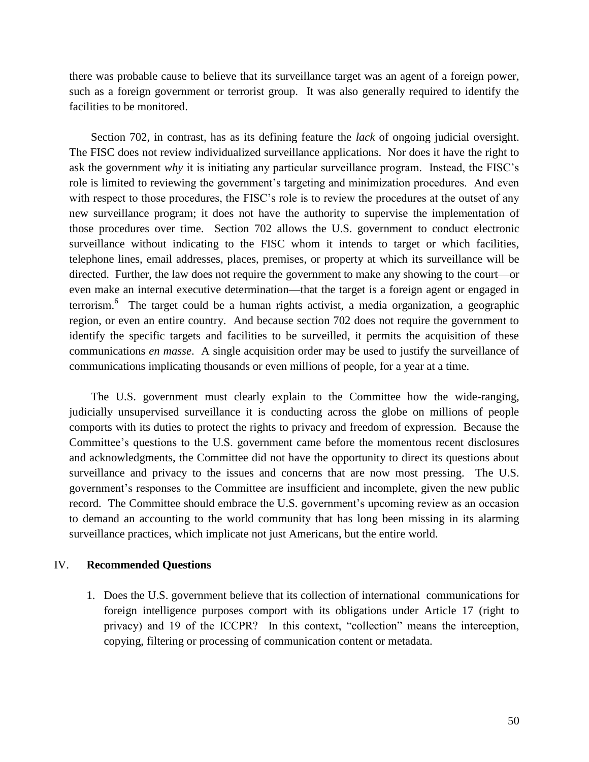there was probable cause to believe that its surveillance target was an agent of a foreign power, such as a foreign government or terrorist group. It was also generally required to identify the facilities to be monitored.

Section 702, in contrast, has as its defining feature the *lack* of ongoing judicial oversight. The FISC does not review individualized surveillance applications. Nor does it have the right to ask the government *why* it is initiating any particular surveillance program. Instead, the FISC's role is limited to reviewing the government's targeting and minimization procedures. And even with respect to those procedures, the FISC's role is to review the procedures at the outset of any new surveillance program; it does not have the authority to supervise the implementation of those procedures over time. Section 702 allows the U.S. government to conduct electronic surveillance without indicating to the FISC whom it intends to target or which facilities, telephone lines, email addresses, places, premises, or property at which its surveillance will be directed. Further, the law does not require the government to make any showing to the court—or even make an internal executive determination—that the target is a foreign agent or engaged in terrorism.[6] The target could be a human rights activist, a media organization, a geographic region, or even an entire country. And because section 702 does not require the government to identify the specific targets and facilities to be surveilled, it permits the acquisition of these communications *en masse*. A single acquisition order may be used to justify the surveillance of communications implicating thousands or even millions of people, for a year at a time.

The U.S. government must clearly explain to the Committee how the wide-ranging, judicially unsupervised surveillance it is conducting across the globe on millions of people comports with its duties to protect the rights to privacy and freedom of expression. Because the Committee's questions to the U.S. government came before the momentous recent disclosures and acknowledgments, the Committee did not have the opportunity to direct its questions about surveillance and privacy to the issues and concerns that are now most pressing. The U.S. government's responses to the Committee are insufficient and incomplete, given the new public record. The Committee should embrace the U.S. government's upcoming review as an occasion to demand an accounting to the world community that has long been missing in its alarming surveillance practices, which implicate not just Americans, but the entire world.

## IV. **Recommended Questions**

1. Does the U.S. government believe that its collection of international communications for foreign intelligence purposes comport with its obligations under Article 17 (right to privacy) and 19 of the ICCPR? In this context, "collection" means the interception, copying, filtering or processing of communication content or metadata.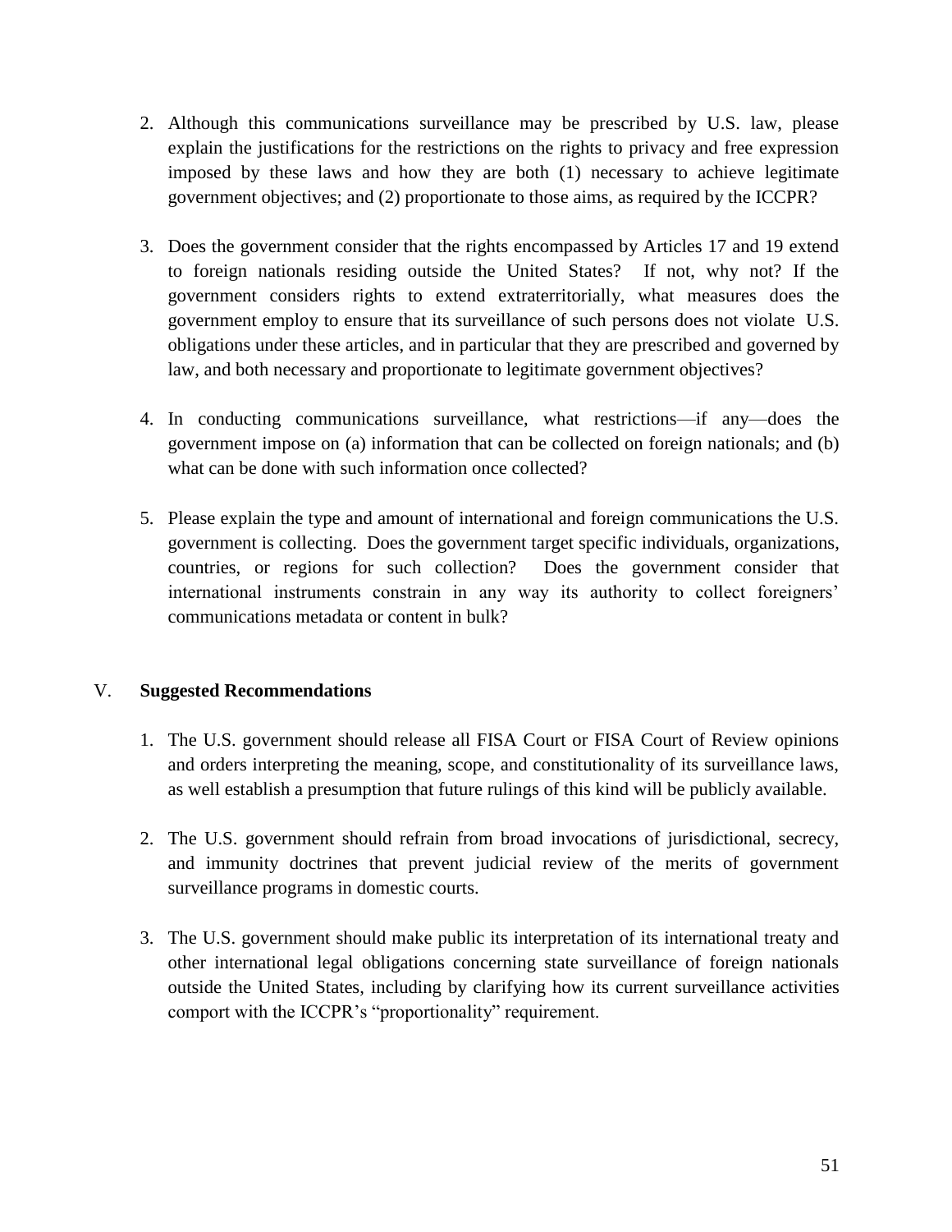2. Although this communications surveillance may be prescribed by U.S. law, please explain the justifications for the restrictions on the rights to privacy and free expression imposed by these laws and how they are both (1) necessary to achieve legitimate government objectives; and (2) proportionate to those aims, as required by the ICCPR?

3. Does the government consider that the rights encompassed by Articles 17 and 19 extend to foreign nationals residing outside the United States? If not, why not? If the government considers rights to extend extraterritorially, what measures does the government employ to ensure that its surveillance of such persons does not violate U.S. obligations under these articles, and in particular that they are prescribed and governed by law, and both necessary and proportionate to legitimate government objectives?

4. In conducting communications surveillance, what restrictions—if any—does the government impose on (a) information that can be collected on foreign nationals; and (b) what can be done with such information once collected?

5. Please explain the type and amount of international and foreign communications the U.S. government is collecting. Does the government target specific individuals, organizations, countries, or regions for such collection? Does the government consider that international instruments constrain in any way its authority to collect foreigners' communications metadata or content in bulk?

## V. **Suggested Recommendations**

1. The U.S. government should release all FISA Court or FISA Court of Review opinions and orders interpreting the meaning, scope, and constitutionality of its surveillance laws, as well establish a presumption that future rulings of this kind will be publicly available.

2. The U.S. government should refrain from broad invocations of jurisdictional, secrecy, and immunity doctrines that prevent judicial review of the merits of government surveillance programs in domestic courts.

3. The U.S. government should make public its interpretation of its international treaty and other international legal obligations concerning state surveillance of foreign nationals outside the United States, including by clarifying how its current surveillance activities comport with the ICCPR's "proportionality" requirement.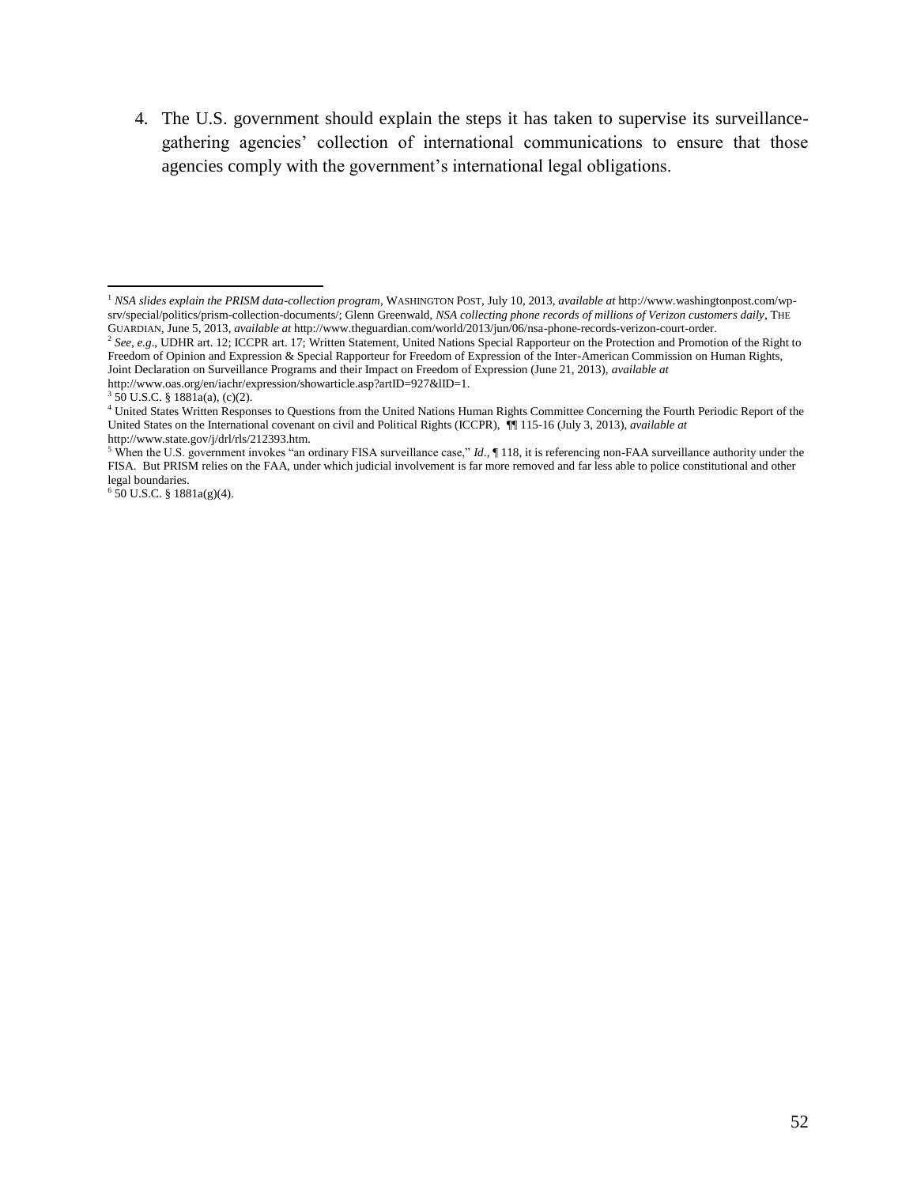4. The U.S. government should explain the steps it has taken to supervise its surveillance-gathering agencies' collection of international communications to ensure that those agencies comply with the government's international legal obligations.

---

[1] *NSA slides explain the PRISM data-collection program*, WASHINGTON POST, July 10, 2013, *available at* http://www.washingtonpost.com/wp-srv/special/politics/prism-collection-documents/; Glenn Greenwald, *NSA collecting phone records of millions of Verizon customers daily*, THE GUARDIAN, June 5, 2013, *available at* http://www.theguardian.com/world/2013/jun/06/nsa-phone-records-verizon-court-order.

[2] *See, e.g*., UDHR art. 12; ICCPR art. 17; Written Statement, United Nations Special Rapporteur on the Protection and Promotion of the Right to Freedom of Opinion and Expression & Special Rapporteur for Freedom of Expression of the Inter-American Commission on Human Rights, Joint Declaration on Surveillance Programs and their Impact on Freedom of Expression (June 21, 2013), *available at* http://www.oas.org/en/iachr/expression/showarticle.asp?artID=927&lID=1.

[3] 50 U.S.C. § 1881a(a), (c)(2).

[4] United States Written Responses to Questions from the United Nations Human Rights Committee Concerning the Fourth Periodic Report of the United States on the International covenant on civil and Political Rights (ICCPR), ¶¶ 115-16 (July 3, 2013), *available at* http://www.state.gov/j/drl/rls/212393.htm.

[5] When the U.S. government invokes "an ordinary FISA surveillance case," *Id*., ¶ 118, it is referencing non-FAA surveillance authority under the FISA. But PRISM relies on the FAA, under which judicial involvement is far more removed and far less able to police constitutional and other legal boundaries.

[6] 50 U.S.C. § 1881a(g)(4).